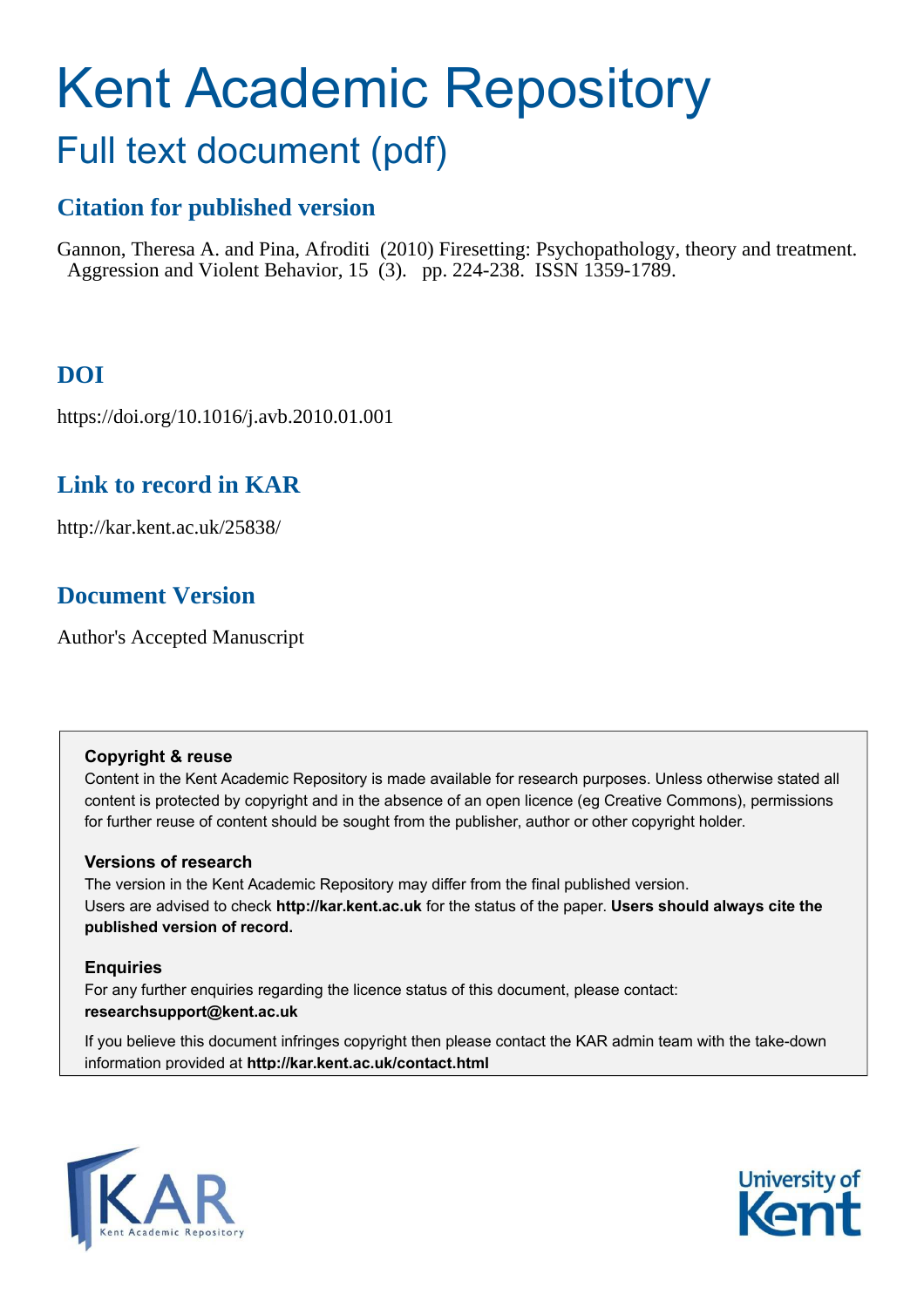# Kent Academic Repository

## Full text document (pdf)

### Citation for published version

Gannon, Theresa A. and Pina, Afroditi (2010) Firesetting: Psychopathology, theory and treatment. Aggression and Violent Behavior, 15 (3). pp. 224-238. ISSN 1359-1789.

### DOI

https://doi.org/10.1016/j.avb.2010.01.001

### Link to record in KAR

http://kar.kent.ac.uk/25838/

### Document Version

Author's Accepted Manuscript

**Copyright & reuse**

Content in the Kent Academic Repository is made available for research purposes. Unless otherwise stated all content is protected by copyright and in the absence of an open licence (eg Creative Commons), permissions for further reuse of content should be sought from the publisher, author or other copyright holder.

**Versions of research**

The version in the Kent Academic Repository may differ from the final published version.
Users are advised to check **http://kar.kent.ac.uk** for the status of the paper. **Users should always cite the published version of record.**

**Enquiries**

For any further enquiries regarding the licence status of this document, please contact:
**researchsupport@kent.ac.uk**

If you believe this document infringes copyright then please contact the KAR admin team with the take-down information provided at **http://kar.kent.ac.uk/contact.html**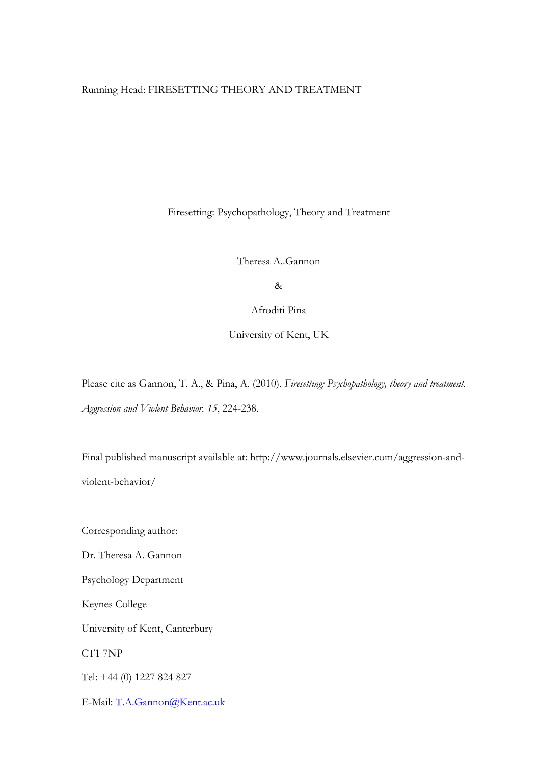Running Head: FIRESETTING THEORY AND TREATMENT

# Firesetting: Psychopathology, Theory and Treatment

Theresa A..Gannon

&

Afroditi Pina

University of Kent, UK

Please cite as Gannon, T. A., & Pina, A. (2010). *Firesetting: Psychopathology, theory and treatment. Aggression and Violent Behavior. 15*, 224-238.

Final published manuscript available at: http://www.journals.elsevier.com/aggression-and-violent-behavior/

Corresponding author:

Dr. Theresa A. Gannon

Psychology Department

Keynes College

University of Kent, Canterbury

CT1 7NP

Tel: +44 (0) 1227 824 827

E-Mail: T.A.Gannon@Kent.ac.uk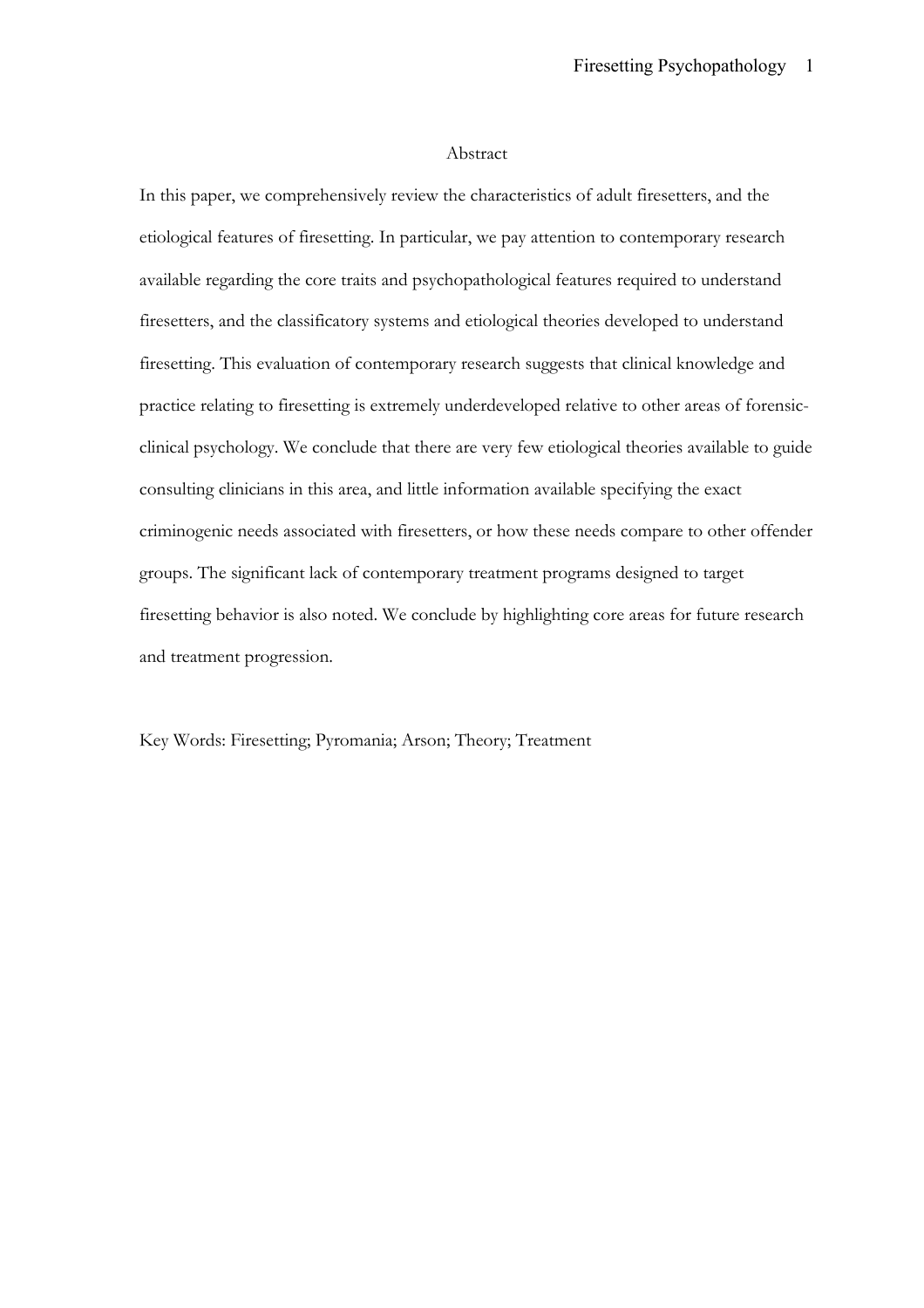## Abstract

In this paper, we comprehensively review the characteristics of adult firesetters, and the etiological features of firesetting. In particular, we pay attention to contemporary research available regarding the core traits and psychopathological features required to understand firesetters, and the classificatory systems and etiological theories developed to understand firesetting. This evaluation of contemporary research suggests that clinical knowledge and practice relating to firesetting is extremely underdeveloped relative to other areas of forensic-clinical psychology. We conclude that there are very few etiological theories available to guide consulting clinicians in this area, and little information available specifying the exact criminogenic needs associated with firesetters, or how these needs compare to other offender groups. The significant lack of contemporary treatment programs designed to target firesetting behavior is also noted. We conclude by highlighting core areas for future research and treatment progression.

Key Words: Firesetting; Pyromania; Arson; Theory; Treatment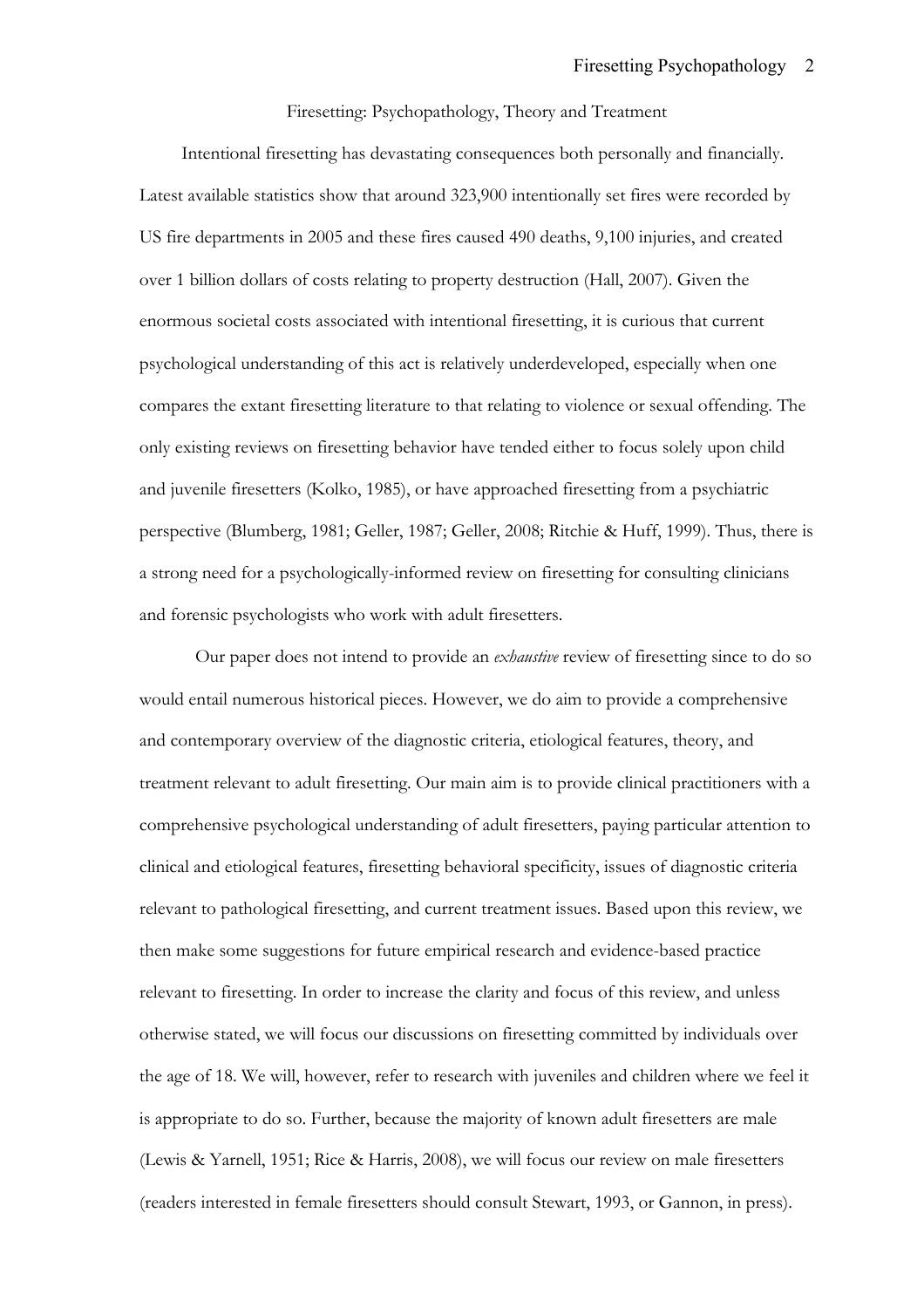# Firesetting: Psychopathology, Theory and Treatment

Intentional firesetting has devastating consequences both personally and financially. Latest available statistics show that around 323,900 intentionally set fires were recorded by US fire departments in 2005 and these fires caused 490 deaths, 9,100 injuries, and created over 1 billion dollars of costs relating to property destruction (Hall, 2007). Given the enormous societal costs associated with intentional firesetting, it is curious that current psychological understanding of this act is relatively underdeveloped, especially when one compares the extant firesetting literature to that relating to violence or sexual offending. The only existing reviews on firesetting behavior have tended either to focus solely upon child and juvenile firesetters (Kolko, 1985), or have approached firesetting from a psychiatric perspective (Blumberg, 1981; Geller, 1987; Geller, 2008; Ritchie & Huff, 1999). Thus, there is a strong need for a psychologically-informed review on firesetting for consulting clinicians and forensic psychologists who work with adult firesetters.

Our paper does not intend to provide an *exhaustive* review of firesetting since to do so would entail numerous historical pieces. However, we do aim to provide a comprehensive and contemporary overview of the diagnostic criteria, etiological features, theory, and treatment relevant to adult firesetting. Our main aim is to provide clinical practitioners with a comprehensive psychological understanding of adult firesetters, paying particular attention to clinical and etiological features, firesetting behavioral specificity, issues of diagnostic criteria relevant to pathological firesetting, and current treatment issues. Based upon this review, we then make some suggestions for future empirical research and evidence-based practice relevant to firesetting. In order to increase the clarity and focus of this review, and unless otherwise stated, we will focus our discussions on firesetting committed by individuals over the age of 18. We will, however, refer to research with juveniles and children where we feel it is appropriate to do so. Further, because the majority of known adult firesetters are male (Lewis & Yarnell, 1951; Rice & Harris, 2008), we will focus our review on male firesetters (readers interested in female firesetters should consult Stewart, 1993, or Gannon, in press).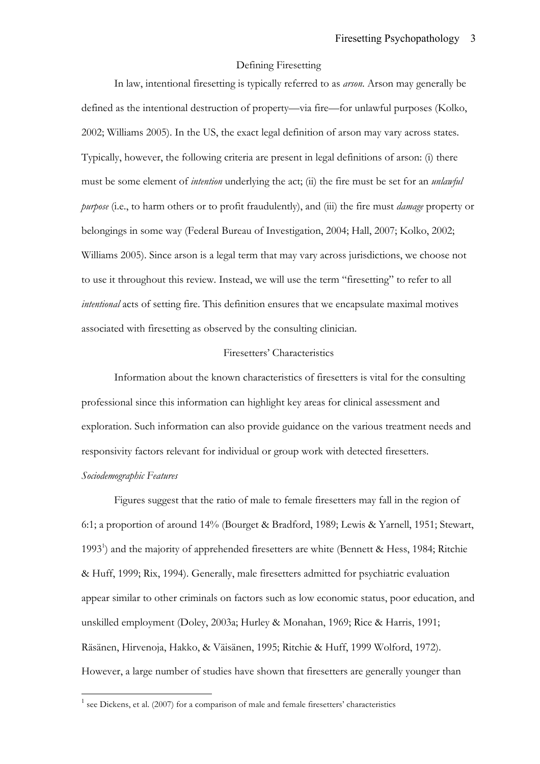## Defining Firesetting

In law, intentional firesetting is typically referred to as *arson*. Arson may generally be defined as the intentional destruction of property—via fire—for unlawful purposes (Kolko, 2002; Williams 2005). In the US, the exact legal definition of arson may vary across states. Typically, however, the following criteria are present in legal definitions of arson: (i) there must be some element of *intention* underlying the act; (ii) the fire must be set for an *unlawful purpose* (i.e., to harm others or to profit fraudulently), and (iii) the fire must *damage* property or belongings in some way (Federal Bureau of Investigation, 2004; Hall, 2007; Kolko, 2002; Williams 2005). Since arson is a legal term that may vary across jurisdictions, we choose not to use it throughout this review. Instead, we will use the term "firesetting" to refer to all *intentional* acts of setting fire. This definition ensures that we encapsulate maximal motives associated with firesetting as observed by the consulting clinician.

## Firesetters' Characteristics

Information about the known characteristics of firesetters is vital for the consulting professional since this information can highlight key areas for clinical assessment and exploration. Such information can also provide guidance on the various treatment needs and responsivity factors relevant for individual or group work with detected firesetters.

### *Sociodemographic Features*

Figures suggest that the ratio of male to female firesetters may fall in the region of 6:1; a proportion of around 14% (Bourget & Bradford, 1989; Lewis & Yarnell, 1951; Stewart, 1993[1]) and the majority of apprehended firesetters are white (Bennett & Hess, 1984; Ritchie & Huff, 1999; Rix, 1994). Generally, male firesetters admitted for psychiatric evaluation appear similar to other criminals on factors such as low economic status, poor education, and unskilled employment (Doley, 2003a; Hurley & Monahan, 1969; Rice & Harris, 1991; Räsänen, Hirvenoja, Hakko, & Väisänen, 1995; Ritchie & Huff, 1999 Wolford, 1972). However, a large number of studies have shown that firesetters are generally younger than

[1] see Dickens, et al. (2007) for a comparison of male and female firesetters' characteristics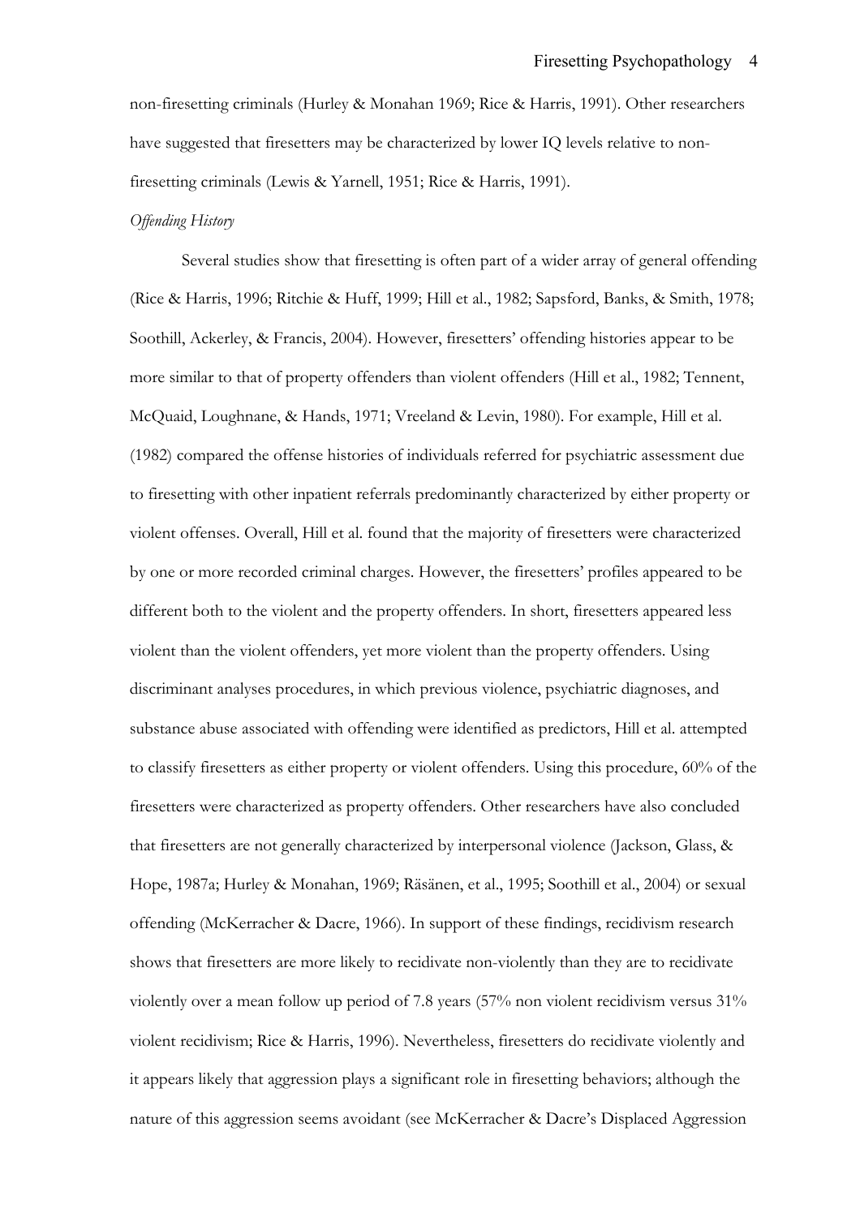non-firesetting criminals (Hurley & Monahan 1969; Rice & Harris, 1991). Other researchers have suggested that firesetters may be characterized by lower IQ levels relative to non-firesetting criminals (Lewis & Yarnell, 1951; Rice & Harris, 1991).

*Offending History*

Several studies show that firesetting is often part of a wider array of general offending (Rice & Harris, 1996; Ritchie & Huff, 1999; Hill et al., 1982; Sapsford, Banks, & Smith, 1978; Soothill, Ackerley, & Francis, 2004). However, firesetters' offending histories appear to be more similar to that of property offenders than violent offenders (Hill et al., 1982; Tennent, McQuaid, Loughnane, & Hands, 1971; Vreeland & Levin, 1980). For example, Hill et al. (1982) compared the offense histories of individuals referred for psychiatric assessment due to firesetting with other inpatient referrals predominantly characterized by either property or violent offenses. Overall, Hill et al. found that the majority of firesetters were characterized by one or more recorded criminal charges. However, the firesetters' profiles appeared to be different both to the violent and the property offenders. In short, firesetters appeared less violent than the violent offenders, yet more violent than the property offenders. Using discriminant analyses procedures, in which previous violence, psychiatric diagnoses, and substance abuse associated with offending were identified as predictors, Hill et al. attempted to classify firesetters as either property or violent offenders. Using this procedure, 60% of the firesetters were characterized as property offenders. Other researchers have also concluded that firesetters are not generally characterized by interpersonal violence (Jackson, Glass, & Hope, 1987a; Hurley & Monahan, 1969; Räsänen, et al., 1995; Soothill et al., 2004) or sexual offending (McKerracher & Dacre, 1966). In support of these findings, recidivism research shows that firesetters are more likely to recidivate non-violently than they are to recidivate violently over a mean follow up period of 7.8 years (57% non violent recidivism versus 31% violent recidivism; Rice & Harris, 1996). Nevertheless, firesetters do recidivate violently and it appears likely that aggression plays a significant role in firesetting behaviors; although the nature of this aggression seems avoidant (see McKerracher & Dacre's Displaced Aggression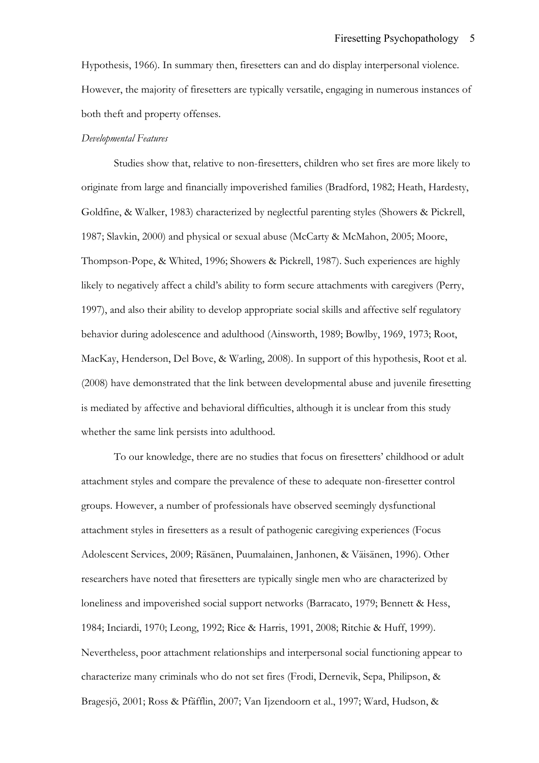Hypothesis, 1966). In summary then, firesetters can and do display interpersonal violence. However, the majority of firesetters are typically versatile, engaging in numerous instances of both theft and property offenses.

*Developmental Features*

Studies show that, relative to non-firesetters, children who set fires are more likely to originate from large and financially impoverished families (Bradford, 1982; Heath, Hardesty, Goldfine, & Walker, 1983) characterized by neglectful parenting styles (Showers & Pickrell, 1987; Slavkin, 2000) and physical or sexual abuse (McCarty & McMahon, 2005; Moore, Thompson-Pope, & Whited, 1996; Showers & Pickrell, 1987). Such experiences are highly likely to negatively affect a child's ability to form secure attachments with caregivers (Perry, 1997), and also their ability to develop appropriate social skills and affective self regulatory behavior during adolescence and adulthood (Ainsworth, 1989; Bowlby, 1969, 1973; Root, MacKay, Henderson, Del Bove, & Warling, 2008). In support of this hypothesis, Root et al. (2008) have demonstrated that the link between developmental abuse and juvenile firesetting is mediated by affective and behavioral difficulties, although it is unclear from this study whether the same link persists into adulthood.

To our knowledge, there are no studies that focus on firesetters' childhood or adult attachment styles and compare the prevalence of these to adequate non-firesetter control groups. However, a number of professionals have observed seemingly dysfunctional attachment styles in firesetters as a result of pathogenic caregiving experiences (Focus Adolescent Services, 2009; Räsänen, Puumalainen, Janhonen, & Väisänen, 1996). Other researchers have noted that firesetters are typically single men who are characterized by loneliness and impoverished social support networks (Barracato, 1979; Bennett & Hess, 1984; Inciardi, 1970; Leong, 1992; Rice & Harris, 1991, 2008; Ritchie & Huff, 1999). Nevertheless, poor attachment relationships and interpersonal social functioning appear to characterize many criminals who do not set fires (Frodi, Dernevik, Sepa, Philipson, & Bragesjö, 2001; Ross & Pfäfflin, 2007; Van Ijzendoorn et al., 1997; Ward, Hudson, &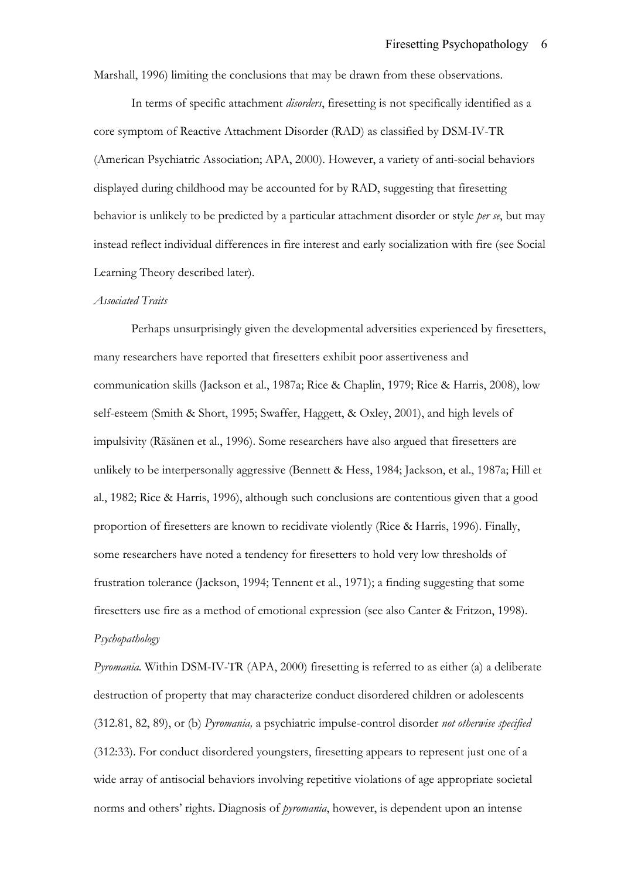Marshall, 1996) limiting the conclusions that may be drawn from these observations.

In terms of specific attachment *disorders*, firesetting is not specifically identified as a core symptom of Reactive Attachment Disorder (RAD) as classified by DSM-IV-TR (American Psychiatric Association; APA, 2000). However, a variety of anti-social behaviors displayed during childhood may be accounted for by RAD, suggesting that firesetting behavior is unlikely to be predicted by a particular attachment disorder or style *per se*, but may instead reflect individual differences in fire interest and early socialization with fire (see Social Learning Theory described later).

*Associated Traits*

Perhaps unsurprisingly given the developmental adversities experienced by firesetters, many researchers have reported that firesetters exhibit poor assertiveness and communication skills (Jackson et al., 1987a; Rice & Chaplin, 1979; Rice & Harris, 2008), low self-esteem (Smith & Short, 1995; Swaffer, Haggett, & Oxley, 2001), and high levels of impulsivity (Räsänen et al., 1996). Some researchers have also argued that firesetters are unlikely to be interpersonally aggressive (Bennett & Hess, 1984; Jackson, et al., 1987a; Hill et al., 1982; Rice & Harris, 1996), although such conclusions are contentious given that a good proportion of firesetters are known to recidivate violently (Rice & Harris, 1996). Finally, some researchers have noted a tendency for firesetters to hold very low thresholds of frustration tolerance (Jackson, 1994; Tennent et al., 1971); a finding suggesting that some firesetters use fire as a method of emotional expression (see also Canter & Fritzon, 1998).

*Psychopathology*

*Pyromania.* Within DSM-IV-TR (APA, 2000) firesetting is referred to as either (a) a deliberate destruction of property that may characterize conduct disordered children or adolescents (312.81, 82, 89), or (b) *Pyromania,* a psychiatric impulse-control disorder *not otherwise specified* (312:33). For conduct disordered youngsters, firesetting appears to represent just one of a wide array of antisocial behaviors involving repetitive violations of age appropriate societal norms and others' rights. Diagnosis of *pyromania*, however, is dependent upon an intense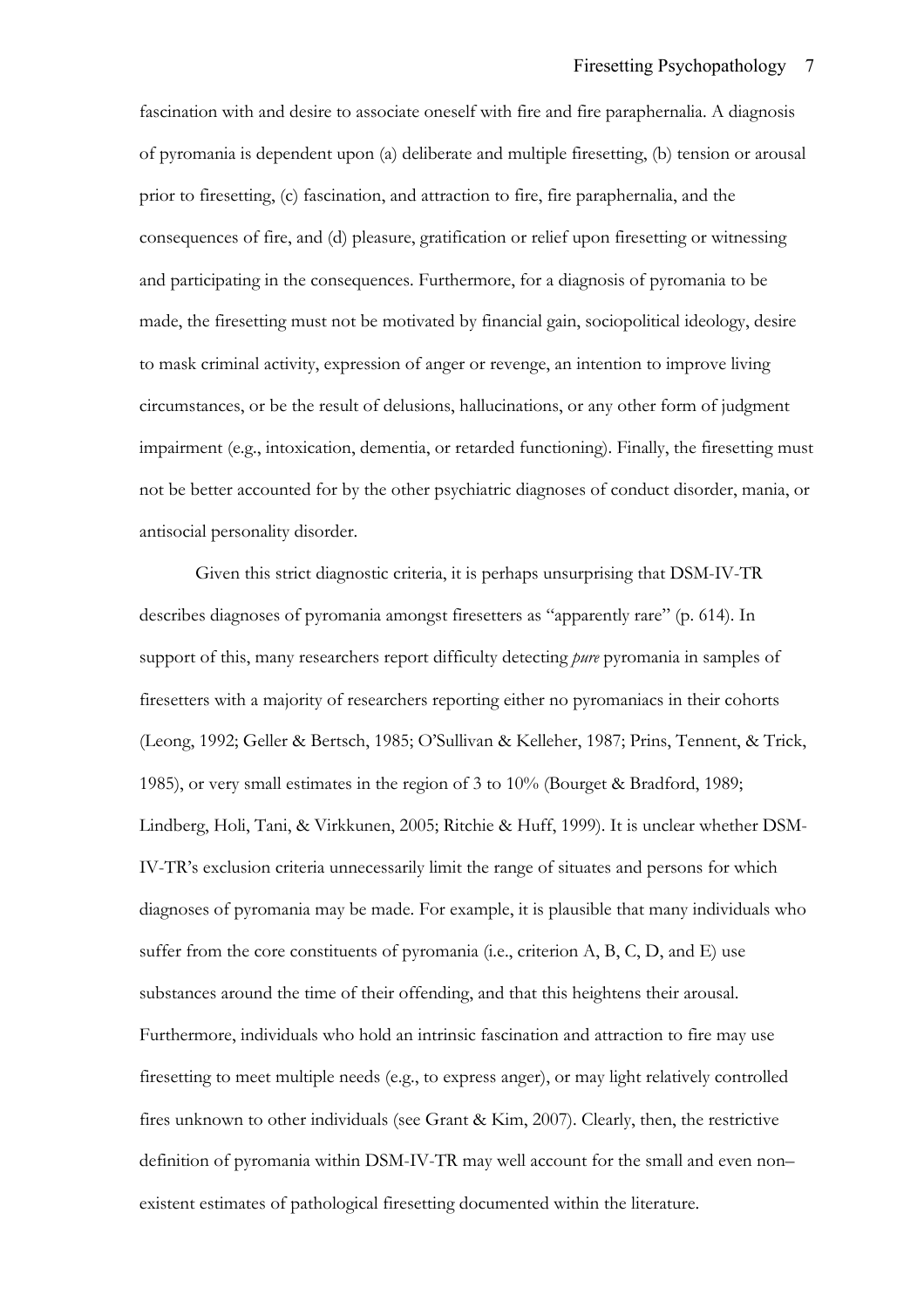fascination with and desire to associate oneself with fire and fire paraphernalia. A diagnosis of pyromania is dependent upon (a) deliberate and multiple firesetting, (b) tension or arousal prior to firesetting, (c) fascination, and attraction to fire, fire paraphernalia, and the consequences of fire, and (d) pleasure, gratification or relief upon firesetting or witnessing and participating in the consequences. Furthermore, for a diagnosis of pyromania to be made, the firesetting must not be motivated by financial gain, sociopolitical ideology, desire to mask criminal activity, expression of anger or revenge, an intention to improve living circumstances, or be the result of delusions, hallucinations, or any other form of judgment impairment (e.g., intoxication, dementia, or retarded functioning). Finally, the firesetting must not be better accounted for by the other psychiatric diagnoses of conduct disorder, mania, or antisocial personality disorder.

Given this strict diagnostic criteria, it is perhaps unsurprising that DSM-IV-TR describes diagnoses of pyromania amongst firesetters as "apparently rare" (p. 614). In support of this, many researchers report difficulty detecting *pure* pyromania in samples of firesetters with a majority of researchers reporting either no pyromaniacs in their cohorts (Leong, 1992; Geller & Bertsch, 1985; O'Sullivan & Kelleher, 1987; Prins, Tennent, & Trick, 1985), or very small estimates in the region of 3 to 10% (Bourget & Bradford, 1989; Lindberg, Holi, Tani, & Virkkunen, 2005; Ritchie & Huff, 1999). It is unclear whether DSM-IV-TR's exclusion criteria unnecessarily limit the range of situates and persons for which diagnoses of pyromania may be made. For example, it is plausible that many individuals who suffer from the core constituents of pyromania (i.e., criterion A, B, C, D, and E) use substances around the time of their offending, and that this heightens their arousal. Furthermore, individuals who hold an intrinsic fascination and attraction to fire may use firesetting to meet multiple needs (e.g., to express anger), or may light relatively controlled fires unknown to other individuals (see Grant & Kim, 2007). Clearly, then, the restrictive definition of pyromania within DSM-IV-TR may well account for the small and even non–existent estimates of pathological firesetting documented within the literature.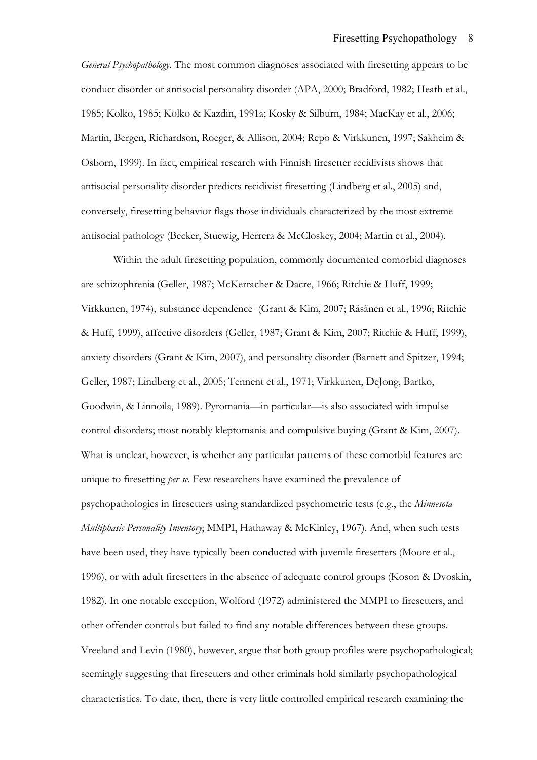*General Psychopathology*. The most common diagnoses associated with firesetting appears to be conduct disorder or antisocial personality disorder (APA, 2000; Bradford, 1982; Heath et al., 1985; Kolko, 1985; Kolko & Kazdin, 1991a; Kosky & Silburn, 1984; MacKay et al., 2006; Martin, Bergen, Richardson, Roeger, & Allison, 2004; Repo & Virkkunen, 1997; Sakheim & Osborn, 1999). In fact, empirical research with Finnish firesetter recidivists shows that antisocial personality disorder predicts recidivist firesetting (Lindberg et al., 2005) and, conversely, firesetting behavior flags those individuals characterized by the most extreme antisocial pathology (Becker, Stuewig, Herrera & McCloskey, 2004; Martin et al., 2004).

Within the adult firesetting population, commonly documented comorbid diagnoses are schizophrenia (Geller, 1987; McKerracher & Dacre, 1966; Ritchie & Huff, 1999; Virkkunen, 1974), substance dependence (Grant & Kim, 2007; Räsänen et al., 1996; Ritchie & Huff, 1999), affective disorders (Geller, 1987; Grant & Kim, 2007; Ritchie & Huff, 1999), anxiety disorders (Grant & Kim, 2007), and personality disorder (Barnett and Spitzer, 1994; Geller, 1987; Lindberg et al., 2005; Tennent et al., 1971; Virkkunen, DeJong, Bartko, Goodwin, & Linnoila, 1989). Pyromania—in particular—is also associated with impulse control disorders; most notably kleptomania and compulsive buying (Grant & Kim, 2007). What is unclear, however, is whether any particular patterns of these comorbid features are unique to firesetting *per se*. Few researchers have examined the prevalence of psychopathologies in firesetters using standardized psychometric tests (e.g., the *Minnesota Multiphasic Personality Inventory*; MMPI, Hathaway & McKinley, 1967). And, when such tests have been used, they have typically been conducted with juvenile firesetters (Moore et al., 1996), or with adult firesetters in the absence of adequate control groups (Koson & Dvoskin, 1982). In one notable exception, Wolford (1972) administered the MMPI to firesetters, and other offender controls but failed to find any notable differences between these groups. Vreeland and Levin (1980), however, argue that both group profiles were psychopathological; seemingly suggesting that firesetters and other criminals hold similarly psychopathological characteristics. To date, then, there is very little controlled empirical research examining the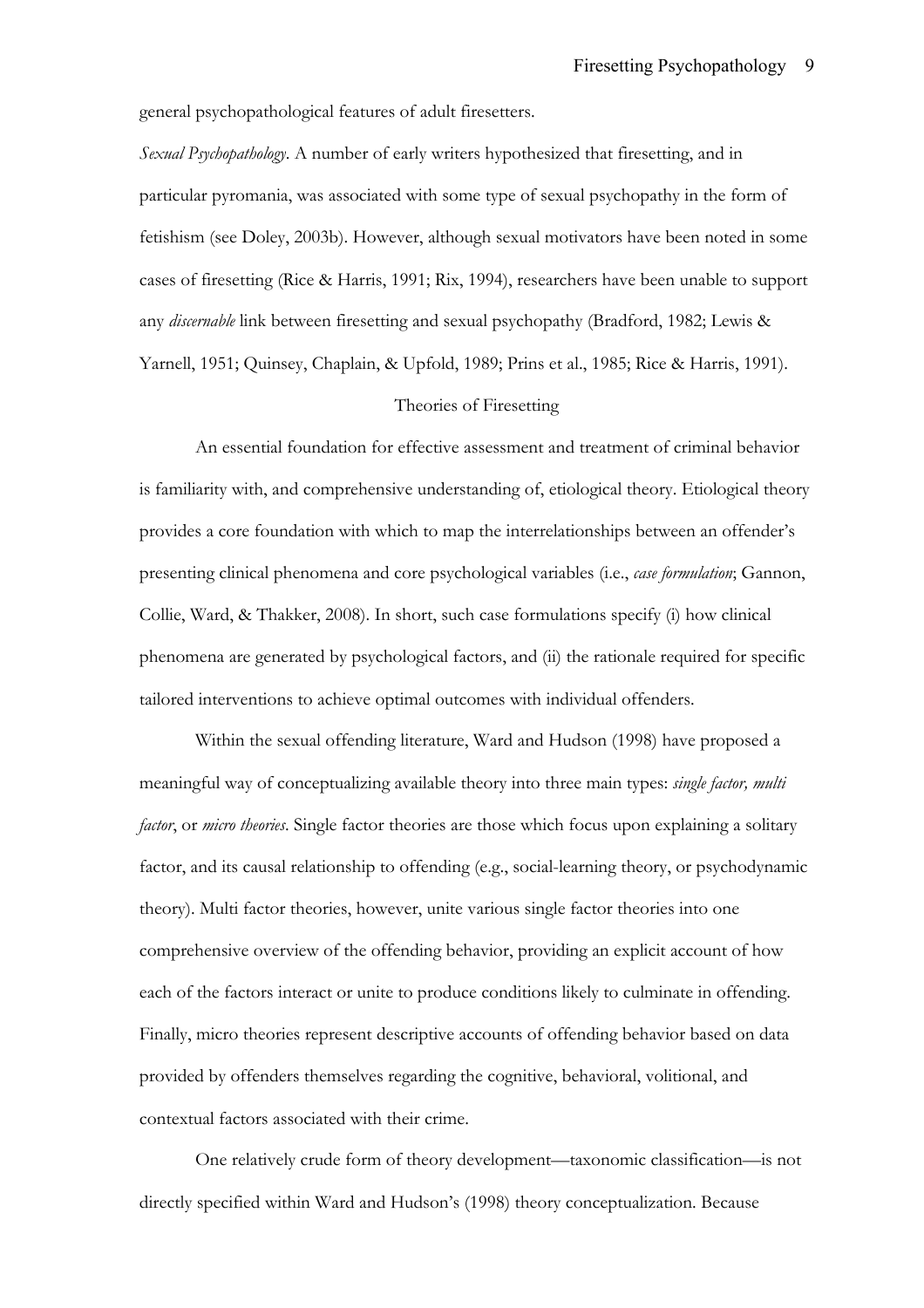general psychopathological features of adult firesetters.

*Sexual Psychopathology*. A number of early writers hypothesized that firesetting, and in particular pyromania, was associated with some type of sexual psychopathy in the form of fetishism (see Doley, 2003b). However, although sexual motivators have been noted in some cases of firesetting (Rice & Harris, 1991; Rix, 1994), researchers have been unable to support any *discernable* link between firesetting and sexual psychopathy (Bradford, 1982; Lewis & Yarnell, 1951; Quinsey, Chaplain, & Upfold, 1989; Prins et al., 1985; Rice & Harris, 1991).

## Theories of Firesetting

An essential foundation for effective assessment and treatment of criminal behavior is familiarity with, and comprehensive understanding of, etiological theory. Etiological theory provides a core foundation with which to map the interrelationships between an offender's presenting clinical phenomena and core psychological variables (i.e., *case formulation*; Gannon, Collie, Ward, & Thakker, 2008). In short, such case formulations specify (i) how clinical phenomena are generated by psychological factors, and (ii) the rationale required for specific tailored interventions to achieve optimal outcomes with individual offenders.

Within the sexual offending literature, Ward and Hudson (1998) have proposed a meaningful way of conceptualizing available theory into three main types: *single factor, multi factor*, or *micro theories*. Single factor theories are those which focus upon explaining a solitary factor, and its causal relationship to offending (e.g., social-learning theory, or psychodynamic theory). Multi factor theories, however, unite various single factor theories into one comprehensive overview of the offending behavior, providing an explicit account of how each of the factors interact or unite to produce conditions likely to culminate in offending. Finally, micro theories represent descriptive accounts of offending behavior based on data provided by offenders themselves regarding the cognitive, behavioral, volitional, and contextual factors associated with their crime.

One relatively crude form of theory development—taxonomic classification—is not directly specified within Ward and Hudson's (1998) theory conceptualization. Because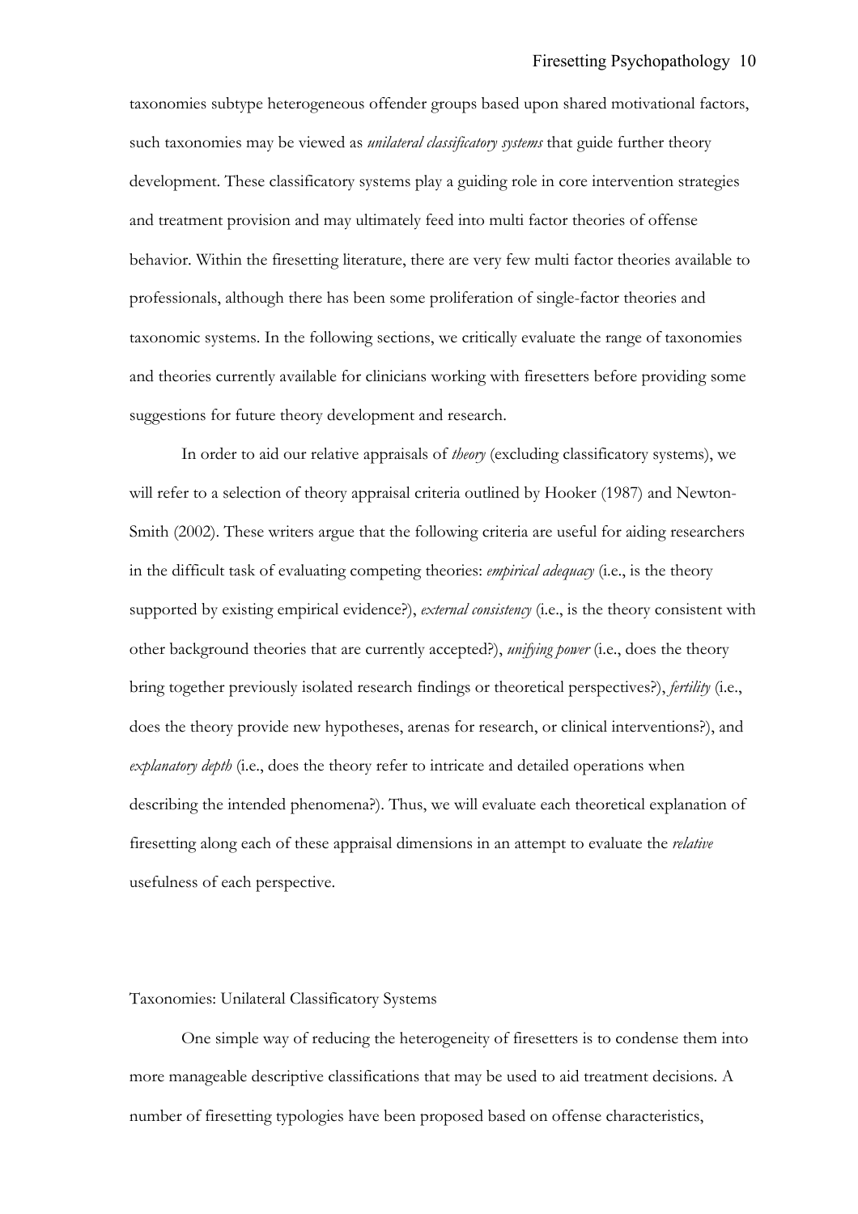taxonomies subtype heterogeneous offender groups based upon shared motivational factors, such taxonomies may be viewed as *unilateral classificatory systems* that guide further theory development. These classificatory systems play a guiding role in core intervention strategies and treatment provision and may ultimately feed into multi factor theories of offense behavior. Within the firesetting literature, there are very few multi factor theories available to professionals, although there has been some proliferation of single-factor theories and taxonomic systems. In the following sections, we critically evaluate the range of taxonomies and theories currently available for clinicians working with firesetters before providing some suggestions for future theory development and research.

In order to aid our relative appraisals of *theory* (excluding classificatory systems), we will refer to a selection of theory appraisal criteria outlined by Hooker (1987) and Newton-Smith (2002). These writers argue that the following criteria are useful for aiding researchers in the difficult task of evaluating competing theories: *empirical adequacy* (i.e., is the theory supported by existing empirical evidence?), *external consistency* (i.e., is the theory consistent with other background theories that are currently accepted?), *unifying power* (i.e., does the theory bring together previously isolated research findings or theoretical perspectives?), *fertility* (i.e., does the theory provide new hypotheses, arenas for research, or clinical interventions?), and *explanatory depth* (i.e., does the theory refer to intricate and detailed operations when describing the intended phenomena?). Thus, we will evaluate each theoretical explanation of firesetting along each of these appraisal dimensions in an attempt to evaluate the *relative* usefulness of each perspective.

## Taxonomies: Unilateral Classificatory Systems

One simple way of reducing the heterogeneity of firesetters is to condense them into more manageable descriptive classifications that may be used to aid treatment decisions. A number of firesetting typologies have been proposed based on offense characteristics,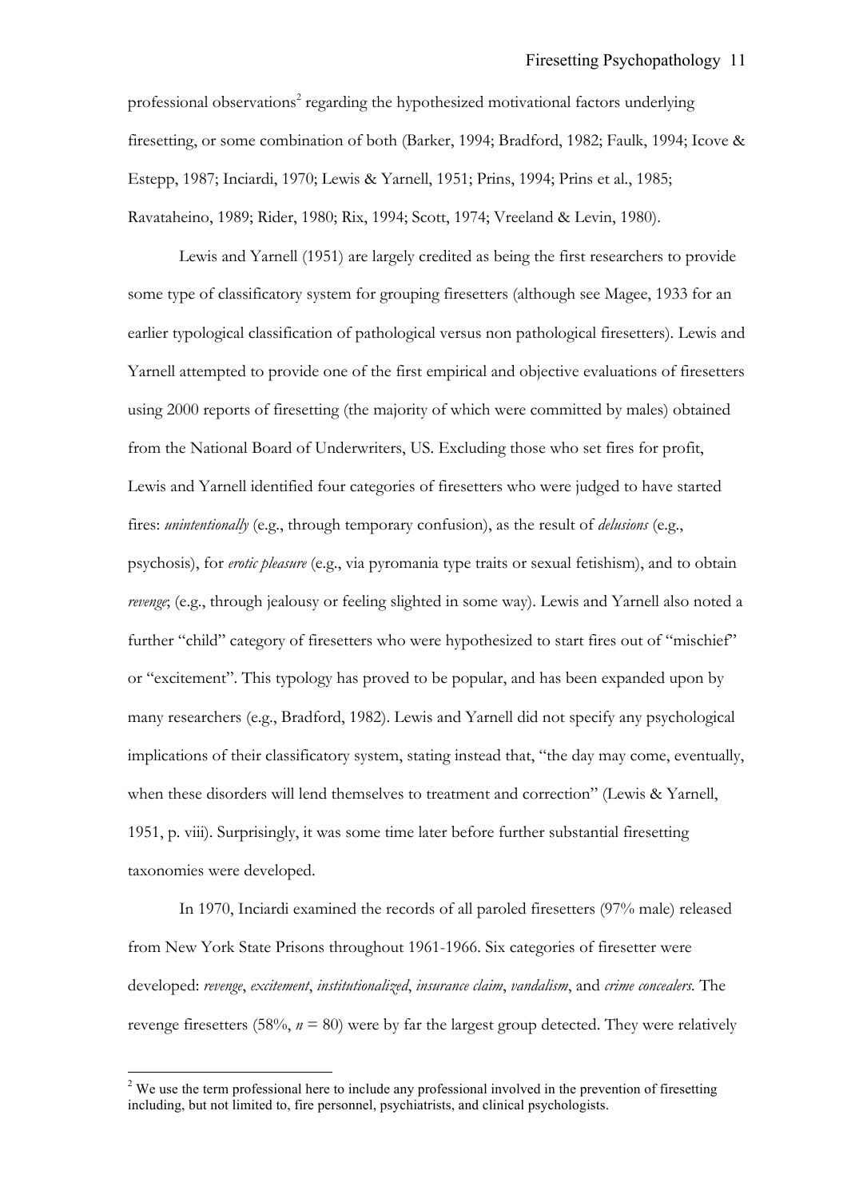professional observations[2] regarding the hypothesized motivational factors underlying firesetting, or some combination of both (Barker, 1994; Bradford, 1982; Faulk, 1994; Icove & Estepp, 1987; Inciardi, 1970; Lewis & Yarnell, 1951; Prins, 1994; Prins et al., 1985; Ravataheino, 1989; Rider, 1980; Rix, 1994; Scott, 1974; Vreeland & Levin, 1980).

Lewis and Yarnell (1951) are largely credited as being the first researchers to provide some type of classificatory system for grouping firesetters (although see Magee, 1933 for an earlier typological classification of pathological versus non pathological firesetters). Lewis and Yarnell attempted to provide one of the first empirical and objective evaluations of firesetters using 2000 reports of firesetting (the majority of which were committed by males) obtained from the National Board of Underwriters, US. Excluding those who set fires for profit, Lewis and Yarnell identified four categories of firesetters who were judged to have started fires: *unintentionally* (e.g., through temporary confusion), as the result of *delusions* (e.g., psychosis), for *erotic pleasure* (e.g., via pyromania type traits or sexual fetishism), and to obtain *revenge*; (e.g., through jealousy or feeling slighted in some way). Lewis and Yarnell also noted a further "child" category of firesetters who were hypothesized to start fires out of "mischief" or "excitement". This typology has proved to be popular, and has been expanded upon by many researchers (e.g., Bradford, 1982). Lewis and Yarnell did not specify any psychological implications of their classificatory system, stating instead that, "the day may come, eventually, when these disorders will lend themselves to treatment and correction" (Lewis & Yarnell, 1951, p. viii). Surprisingly, it was some time later before further substantial firesetting taxonomies were developed.

In 1970, Inciardi examined the records of all paroled firesetters (97% male) released from New York State Prisons throughout 1961-1966. Six categories of firesetter were developed: *revenge*, *excitement*, *institutionalized*, *insurance claim*, *vandalism*, and *crime concealers*. The revenge firesetters (58%, $n$ = 80) were by far the largest group detected. They were relatively

[2] We use the term professional here to include any professional involved in the prevention of firesetting including, but not limited to, fire personnel, psychiatrists, and clinical psychologists.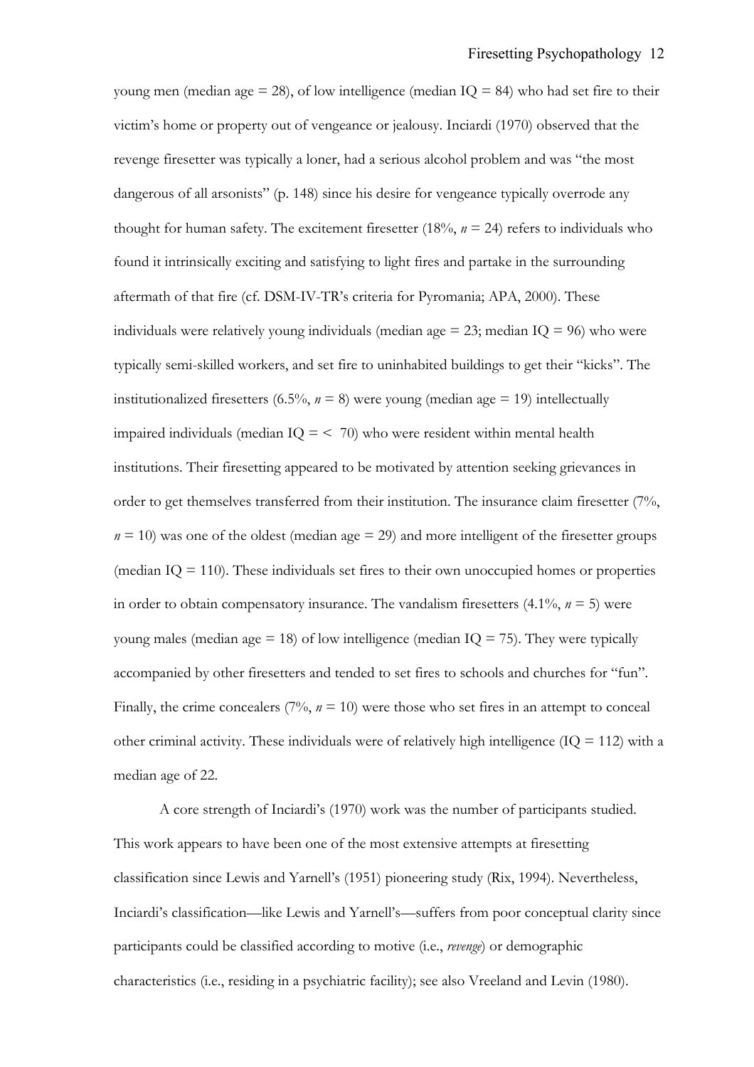young men (median age = 28), of low intelligence (median IQ = 84) who had set fire to their victim's home or property out of vengeance or jealousy. Inciardi (1970) observed that the revenge firesetter was typically a loner, had a serious alcohol problem and was "the most dangerous of all arsonists" (p. 148) since his desire for vengeance typically overrode any thought for human safety. The excitement firesetter (18%, $n = 24$) refers to individuals who found it intrinsically exciting and satisfying to light fires and partake in the surrounding aftermath of that fire (cf. DSM-IV-TR's criteria for Pyromania; APA, 2000). These individuals were relatively young individuals (median age = 23; median IQ = 96) who were typically semi-skilled workers, and set fire to uninhabited buildings to get their "kicks". The institutionalized firesetters (6.5%, $n = 8$) were young (median age = 19) intellectually impaired individuals (median IQ = < 70) who were resident within mental health institutions. Their firesetting appeared to be motivated by attention seeking grievances in order to get themselves transferred from their institution. The insurance claim firesetter (7%, $n = 10$) was one of the oldest (median age = 29) and more intelligent of the firesetter groups (median IQ = 110). These individuals set fires to their own unoccupied homes or properties in order to obtain compensatory insurance. The vandalism firesetters (4.1%, $n = 5$) were young males (median age = 18) of low intelligence (median IQ = 75). They were typically accompanied by other firesetters and tended to set fires to schools and churches for "fun". Finally, the crime concealers (7%, $n = 10$) were those who set fires in an attempt to conceal other criminal activity. These individuals were of relatively high intelligence (IQ = 112) with a median age of 22.

A core strength of Inciardi's (1970) work was the number of participants studied. This work appears to have been one of the most extensive attempts at firesetting classification since Lewis and Yarnell's (1951) pioneering study (Rix, 1994). Nevertheless, Inciardi's classification—like Lewis and Yarnell's—suffers from poor conceptual clarity since participants could be classified according to motive (i.e., *revenge*) or demographic characteristics (i.e., residing in a psychiatric facility); see also Vreeland and Levin (1980).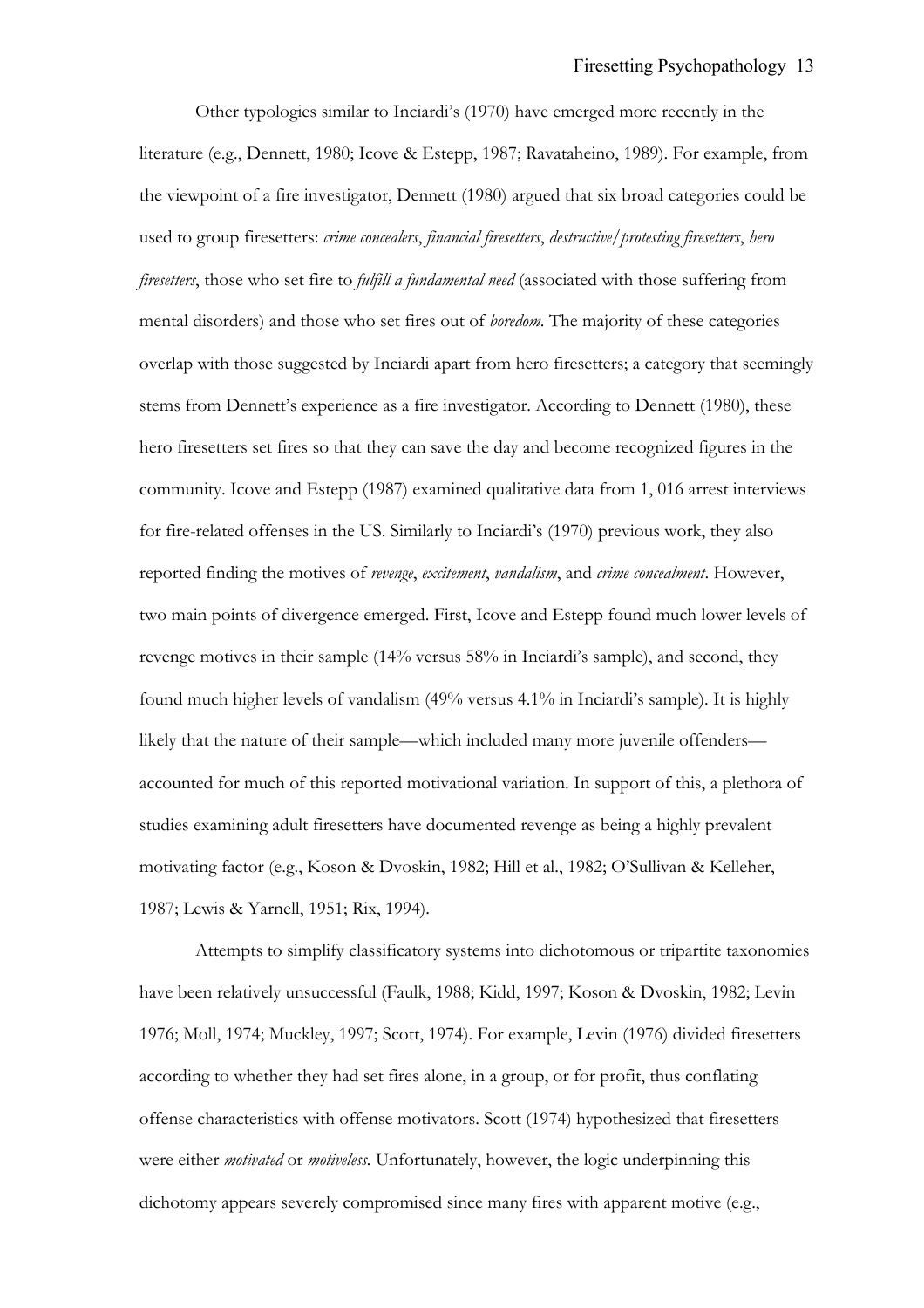Other typologies similar to Inciardi's (1970) have emerged more recently in the literature (e.g., Dennett, 1980; Icove & Estepp, 1987; Ravataheino, 1989). For example, from the viewpoint of a fire investigator, Dennett (1980) argued that six broad categories could be used to group firesetters: *crime concealers*, *financial firesetters*, *destructive/protesting firesetters*, *hero firesetters*, those who set fire to *fulfill a fundamental need* (associated with those suffering from mental disorders) and those who set fires out of *boredom*. The majority of these categories overlap with those suggested by Inciardi apart from hero firesetters; a category that seemingly stems from Dennett's experience as a fire investigator. According to Dennett (1980), these hero firesetters set fires so that they can save the day and become recognized figures in the community. Icove and Estepp (1987) examined qualitative data from 1, 016 arrest interviews for fire-related offenses in the US. Similarly to Inciardi's (1970) previous work, they also reported finding the motives of *revenge*, *excitement*, *vandalism*, and *crime concealment*. However, two main points of divergence emerged. First, Icove and Estepp found much lower levels of revenge motives in their sample (14% versus 58% in Inciardi's sample), and second, they found much higher levels of vandalism (49% versus 4.1% in Inciardi's sample). It is highly likely that the nature of their sample—which included many more juvenile offenders—accounted for much of this reported motivational variation. In support of this, a plethora of studies examining adult firesetters have documented revenge as being a highly prevalent motivating factor (e.g., Koson & Dvoskin, 1982; Hill et al., 1982; O'Sullivan & Kelleher, 1987; Lewis & Yarnell, 1951; Rix, 1994).

Attempts to simplify classificatory systems into dichotomous or tripartite taxonomies have been relatively unsuccessful (Faulk, 1988; Kidd, 1997; Koson & Dvoskin, 1982; Levin 1976; Moll, 1974; Muckley, 1997; Scott, 1974). For example, Levin (1976) divided firesetters according to whether they had set fires alone, in a group, or for profit, thus conflating offense characteristics with offense motivators. Scott (1974) hypothesized that firesetters were either *motivated* or *motiveless*. Unfortunately, however, the logic underpinning this dichotomy appears severely compromised since many fires with apparent motive (e.g.,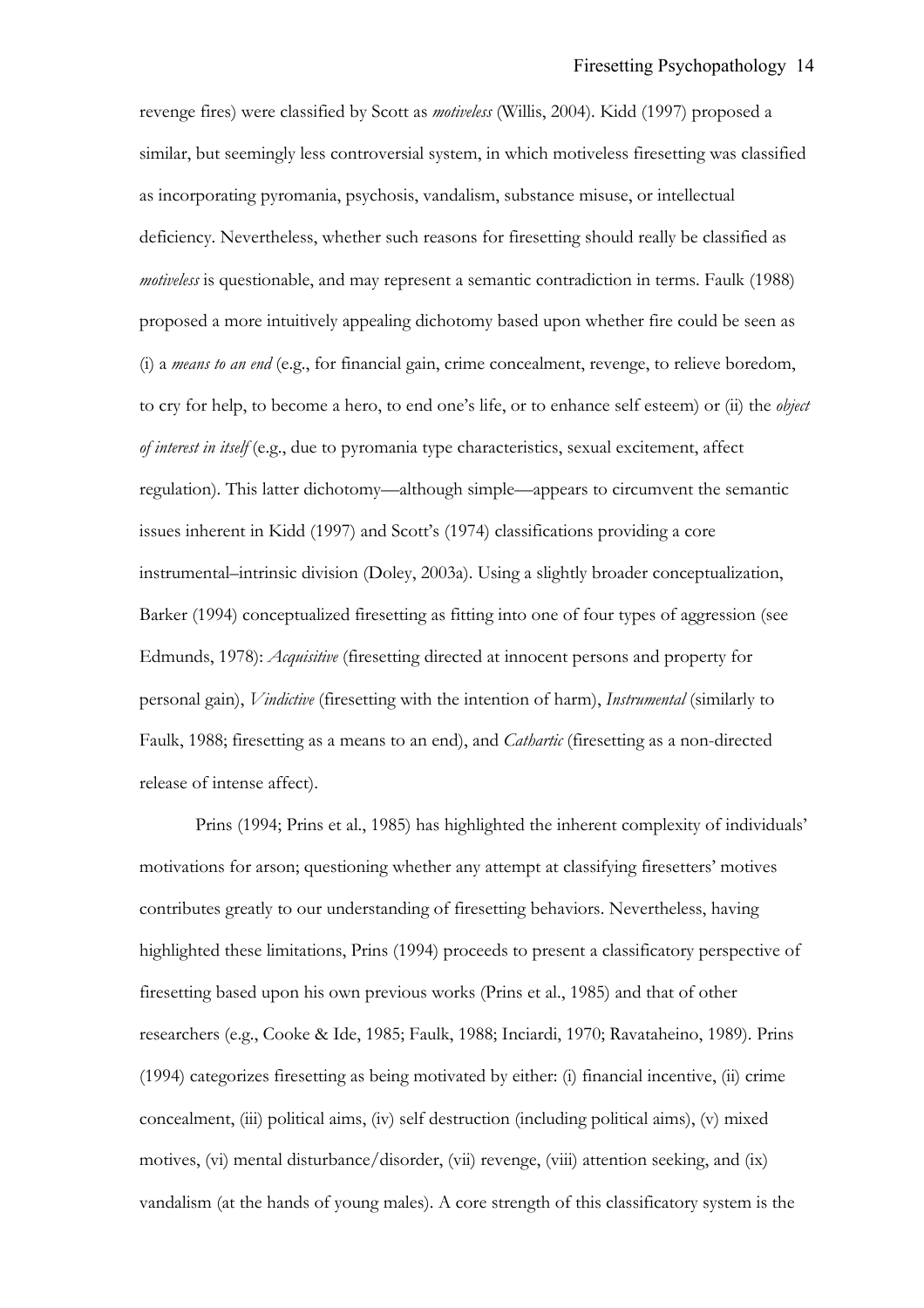revenge fires) were classified by Scott as *motiveless* (Willis, 2004). Kidd (1997) proposed a similar, but seemingly less controversial system, in which motiveless firesetting was classified as incorporating pyromania, psychosis, vandalism, substance misuse, or intellectual deficiency. Nevertheless, whether such reasons for firesetting should really be classified as *motiveless* is questionable, and may represent a semantic contradiction in terms. Faulk (1988) proposed a more intuitively appealing dichotomy based upon whether fire could be seen as (i) a *means to an end* (e.g., for financial gain, crime concealment, revenge, to relieve boredom, to cry for help, to become a hero, to end one's life, or to enhance self esteem) or (ii) the *object of interest in itself* (e.g., due to pyromania type characteristics, sexual excitement, affect regulation). This latter dichotomy—although simple—appears to circumvent the semantic issues inherent in Kidd (1997) and Scott's (1974) classifications providing a core instrumental–intrinsic division (Doley, 2003a). Using a slightly broader conceptualization, Barker (1994) conceptualized firesetting as fitting into one of four types of aggression (see Edmunds, 1978): *Acquisitive* (firesetting directed at innocent persons and property for personal gain), *Vindictive* (firesetting with the intention of harm), *Instrumental* (similarly to Faulk, 1988; firesetting as a means to an end), and *Cathartic* (firesetting as a non-directed release of intense affect).

Prins (1994; Prins et al., 1985) has highlighted the inherent complexity of individuals' motivations for arson; questioning whether any attempt at classifying firesetters' motives contributes greatly to our understanding of firesetting behaviors. Nevertheless, having highlighted these limitations, Prins (1994) proceeds to present a classificatory perspective of firesetting based upon his own previous works (Prins et al., 1985) and that of other researchers (e.g., Cooke & Ide, 1985; Faulk, 1988; Inciardi, 1970; Ravataheino, 1989). Prins (1994) categorizes firesetting as being motivated by either: (i) financial incentive, (ii) crime concealment, (iii) political aims, (iv) self destruction (including political aims), (v) mixed motives, (vi) mental disturbance/disorder, (vii) revenge, (viii) attention seeking, and (ix) vandalism (at the hands of young males). A core strength of this classificatory system is the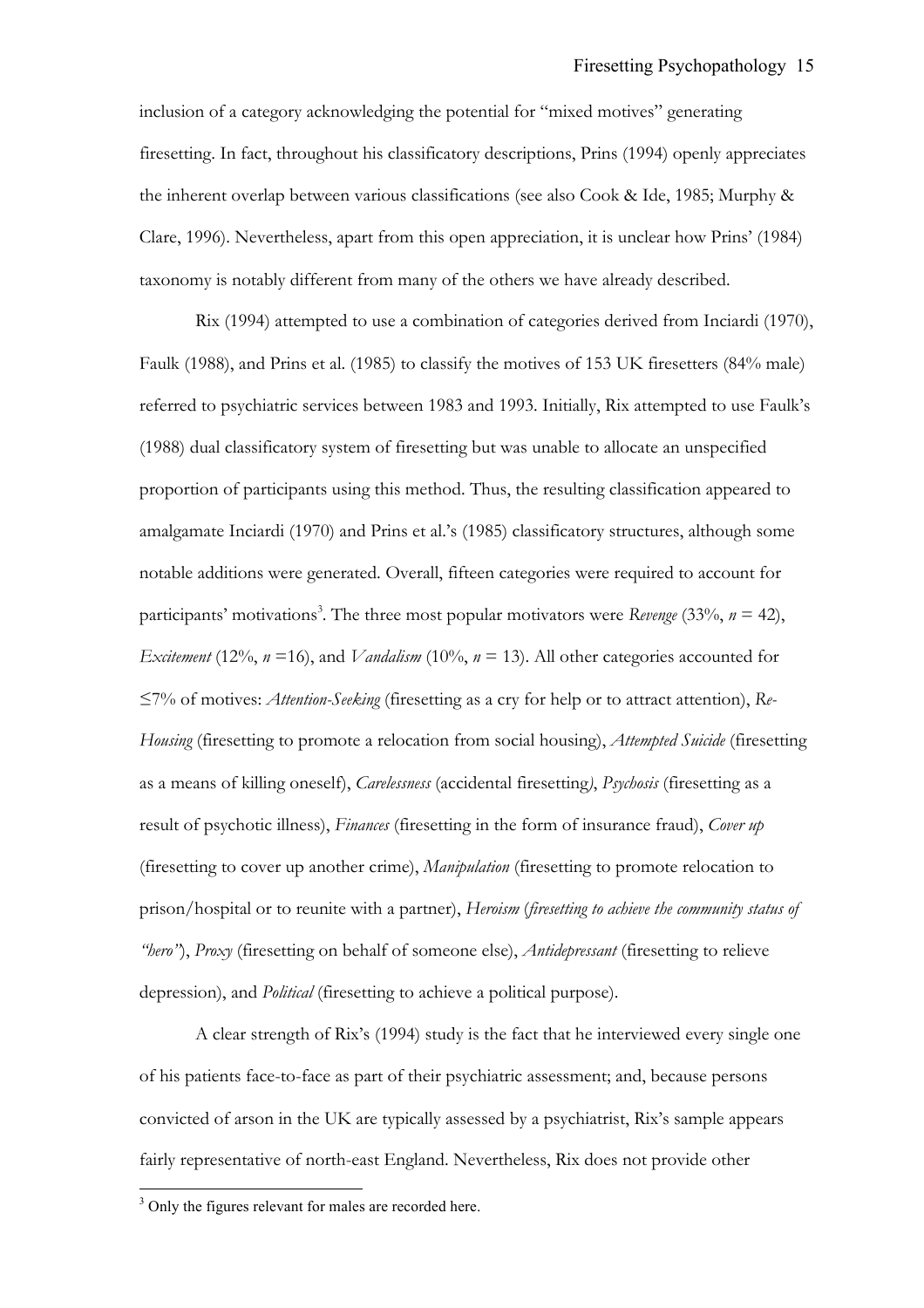inclusion of a category acknowledging the potential for "mixed motives" generating firesetting. In fact, throughout his classificatory descriptions, Prins (1994) openly appreciates the inherent overlap between various classifications (see also Cook & Ide, 1985; Murphy & Clare, 1996). Nevertheless, apart from this open appreciation, it is unclear how Prins' (1984) taxonomy is notably different from many of the others we have already described.

Rix (1994) attempted to use a combination of categories derived from Inciardi (1970), Faulk (1988), and Prins et al. (1985) to classify the motives of 153 UK firesetters (84% male) referred to psychiatric services between 1983 and 1993. Initially, Rix attempted to use Faulk's (1988) dual classificatory system of firesetting but was unable to allocate an unspecified proportion of participants using this method. Thus, the resulting classification appeared to amalgamate Inciardi (1970) and Prins et al.'s (1985) classificatory structures, although some notable additions were generated. Overall, fifteen categories were required to account for participants' motivations[3]. The three most popular motivators were *Revenge* (33%, $n$ = 42), *Excitement* (12%, $n$ =16), and *Vandalism* (10%, $n$ = 13). All other categories accounted for ≤7% of motives: *Attention-Seeking* (firesetting as a cry for help or to attract attention), *Re-Housing* (firesetting to promote a relocation from social housing), *Attempted Suicide* (firesetting as a means of killing oneself), *Carelessness* (accidental firesetting), *Psychosis* (firesetting as a result of psychotic illness), *Finances* (firesetting in the form of insurance fraud), *Cover up* (firesetting to cover up another crime), *Manipulation* (firesetting to promote relocation to prison/hospital or to reunite with a partner), *Heroism* (*firesetting to achieve the community status of "hero"*), *Proxy* (firesetting on behalf of someone else), *Antidepressant* (firesetting to relieve depression), and *Political* (firesetting to achieve a political purpose).

A clear strength of Rix's (1994) study is the fact that he interviewed every single one of his patients face-to-face as part of their psychiatric assessment; and, because persons convicted of arson in the UK are typically assessed by a psychiatrist, Rix's sample appears fairly representative of north-east England. Nevertheless, Rix does not provide other

[3] Only the figures relevant for males are recorded here.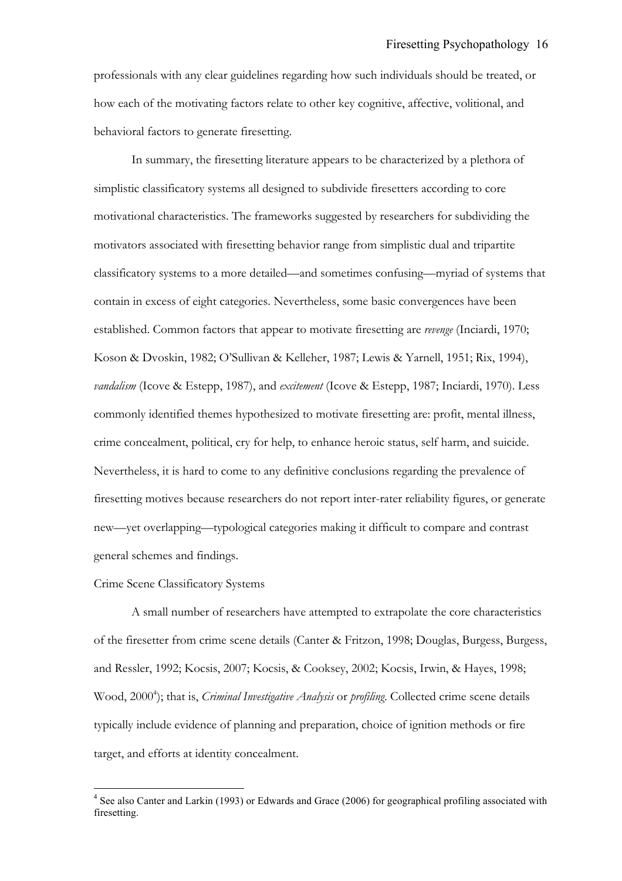professionals with any clear guidelines regarding how such individuals should be treated, or how each of the motivating factors relate to other key cognitive, affective, volitional, and behavioral factors to generate firesetting.

In summary, the firesetting literature appears to be characterized by a plethora of simplistic classificatory systems all designed to subdivide firesetters according to core motivational characteristics. The frameworks suggested by researchers for subdividing the motivators associated with firesetting behavior range from simplistic dual and tripartite classificatory systems to a more detailed—and sometimes confusing—myriad of systems that contain in excess of eight categories. Nevertheless, some basic convergences have been established. Common factors that appear to motivate firesetting are *revenge* (Inciardi, 1970; Koson & Dvoskin, 1982; O'Sullivan & Kelleher, 1987; Lewis & Yarnell, 1951; Rix, 1994), *vandalism* (Icove & Estepp, 1987), and *excitement* (Icove & Estepp, 1987; Inciardi, 1970). Less commonly identified themes hypothesized to motivate firesetting are: profit, mental illness, crime concealment, political, cry for help, to enhance heroic status, self harm, and suicide. Nevertheless, it is hard to come to any definitive conclusions regarding the prevalence of firesetting motives because researchers do not report inter-rater reliability figures, or generate new—yet overlapping—typological categories making it difficult to compare and contrast general schemes and findings.

Crime Scene Classificatory Systems

A small number of researchers have attempted to extrapolate the core characteristics of the firesetter from crime scene details (Canter & Fritzon, 1998; Douglas, Burgess, Burgess, and Ressler, 1992; Kocsis, 2007; Kocsis, & Cooksey, 2002; Kocsis, Irwin, & Hayes, 1998; Wood, 2000[4]); that is, *Criminal Investigative Analysis* or *profiling*. Collected crime scene details typically include evidence of planning and preparation, choice of ignition methods or fire target, and efforts at identity concealment.

[4] See also Canter and Larkin (1993) or Edwards and Grace (2006) for geographical profiling associated with firesetting.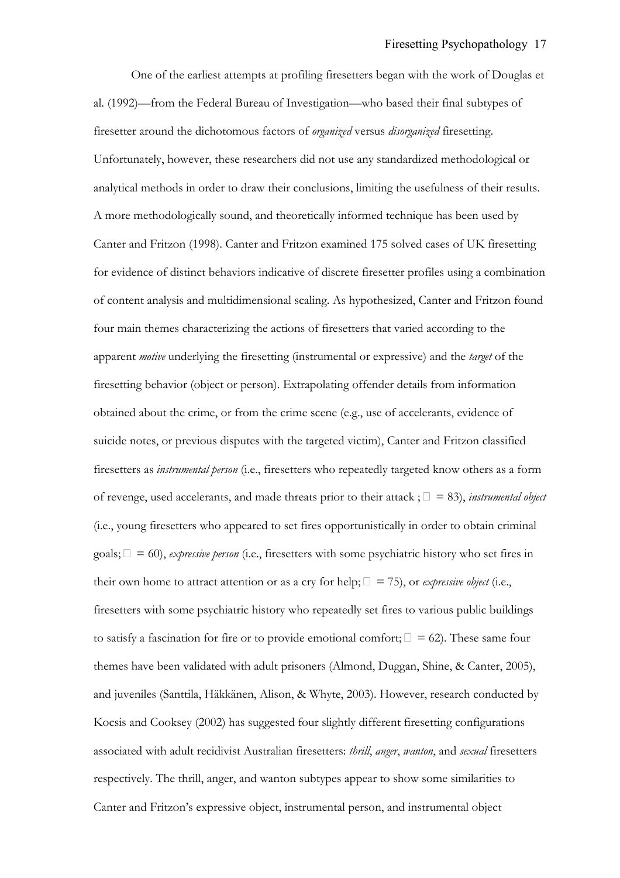One of the earliest attempts at profiling firesetters began with the work of Douglas et al. (1992)—from the Federal Bureau of Investigation—who based their final subtypes of firesetter around the dichotomous factors of *organized* versus *disorganized* firesetting. Unfortunately, however, these researchers did not use any standardized methodological or analytical methods in order to draw their conclusions, limiting the usefulness of their results. A more methodologically sound, and theoretically informed technique has been used by Canter and Fritzon (1998). Canter and Fritzon examined 175 solved cases of UK firesetting for evidence of distinct behaviors indicative of discrete firesetter profiles using a combination of content analysis and multidimensional scaling. As hypothesized, Canter and Fritzon found four main themes characterizing the actions of firesetters that varied according to the apparent *motive* underlying the firesetting (instrumental or expressive) and the *target* of the firesetting behavior (object or person). Extrapolating offender details from information obtained about the crime, or from the crime scene (e.g., use of accelerants, evidence of suicide notes, or previous disputes with the targeted victim), Canter and Fritzon classified firesetters as *instrumental person* (i.e., firesetters who repeatedly targeted know others as a form of revenge, used accelerants, and made threats prior to their attack ; □ = 83), *instrumental object* (i.e., young firesetters who appeared to set fires opportunistically in order to obtain criminal goals; □ = 60), *expressive person* (i.e., firesetters with some psychiatric history who set fires in their own home to attract attention or as a cry for help; □ = 75), or *expressive object* (i.e., firesetters with some psychiatric history who repeatedly set fires to various public buildings to satisfy a fascination for fire or to provide emotional comfort; □ = 62). These same four themes have been validated with adult prisoners (Almond, Duggan, Shine, & Canter, 2005), and juveniles (Santtila, Häkkänen, Alison, & Whyte, 2003). However, research conducted by Kocsis and Cooksey (2002) has suggested four slightly different firesetting configurations associated with adult recidivist Australian firesetters: *thrill*, *anger*, *wanton*, and *sexual* firesetters respectively. The thrill, anger, and wanton subtypes appear to show some similarities to Canter and Fritzon's expressive object, instrumental person, and instrumental object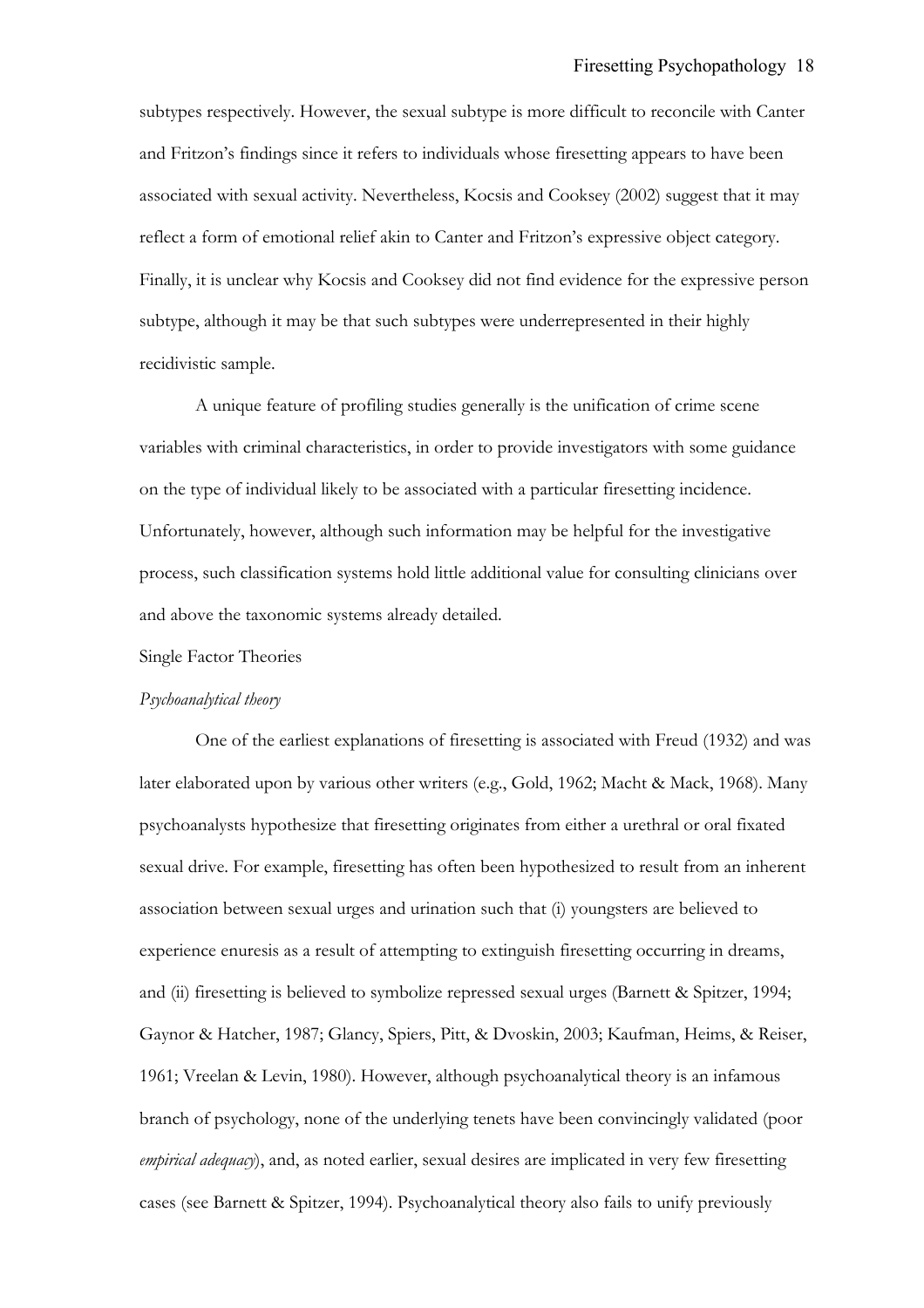subtypes respectively. However, the sexual subtype is more difficult to reconcile with Canter and Fritzon's findings since it refers to individuals whose firesetting appears to have been associated with sexual activity. Nevertheless, Kocsis and Cooksey (2002) suggest that it may reflect a form of emotional relief akin to Canter and Fritzon's expressive object category. Finally, it is unclear why Kocsis and Cooksey did not find evidence for the expressive person subtype, although it may be that such subtypes were underrepresented in their highly recidivistic sample.

A unique feature of profiling studies generally is the unification of crime scene variables with criminal characteristics, in order to provide investigators with some guidance on the type of individual likely to be associated with a particular firesetting incidence. Unfortunately, however, although such information may be helpful for the investigative process, such classification systems hold little additional value for consulting clinicians over and above the taxonomic systems already detailed.

## Single Factor Theories

### *Psychoanalytical theory*

One of the earliest explanations of firesetting is associated with Freud (1932) and was later elaborated upon by various other writers (e.g., Gold, 1962; Macht & Mack, 1968). Many psychoanalysts hypothesize that firesetting originates from either a urethral or oral fixated sexual drive. For example, firesetting has often been hypothesized to result from an inherent association between sexual urges and urination such that (i) youngsters are believed to experience enuresis as a result of attempting to extinguish firesetting occurring in dreams, and (ii) firesetting is believed to symbolize repressed sexual urges (Barnett & Spitzer, 1994; Gaynor & Hatcher, 1987; Glancy, Spiers, Pitt, & Dvoskin, 2003; Kaufman, Heims, & Reiser, 1961; Vreelan & Levin, 1980). However, although psychoanalytical theory is an infamous branch of psychology, none of the underlying tenets have been convincingly validated (poor *empirical adequacy*), and, as noted earlier, sexual desires are implicated in very few firesetting cases (see Barnett & Spitzer, 1994). Psychoanalytical theory also fails to unify previously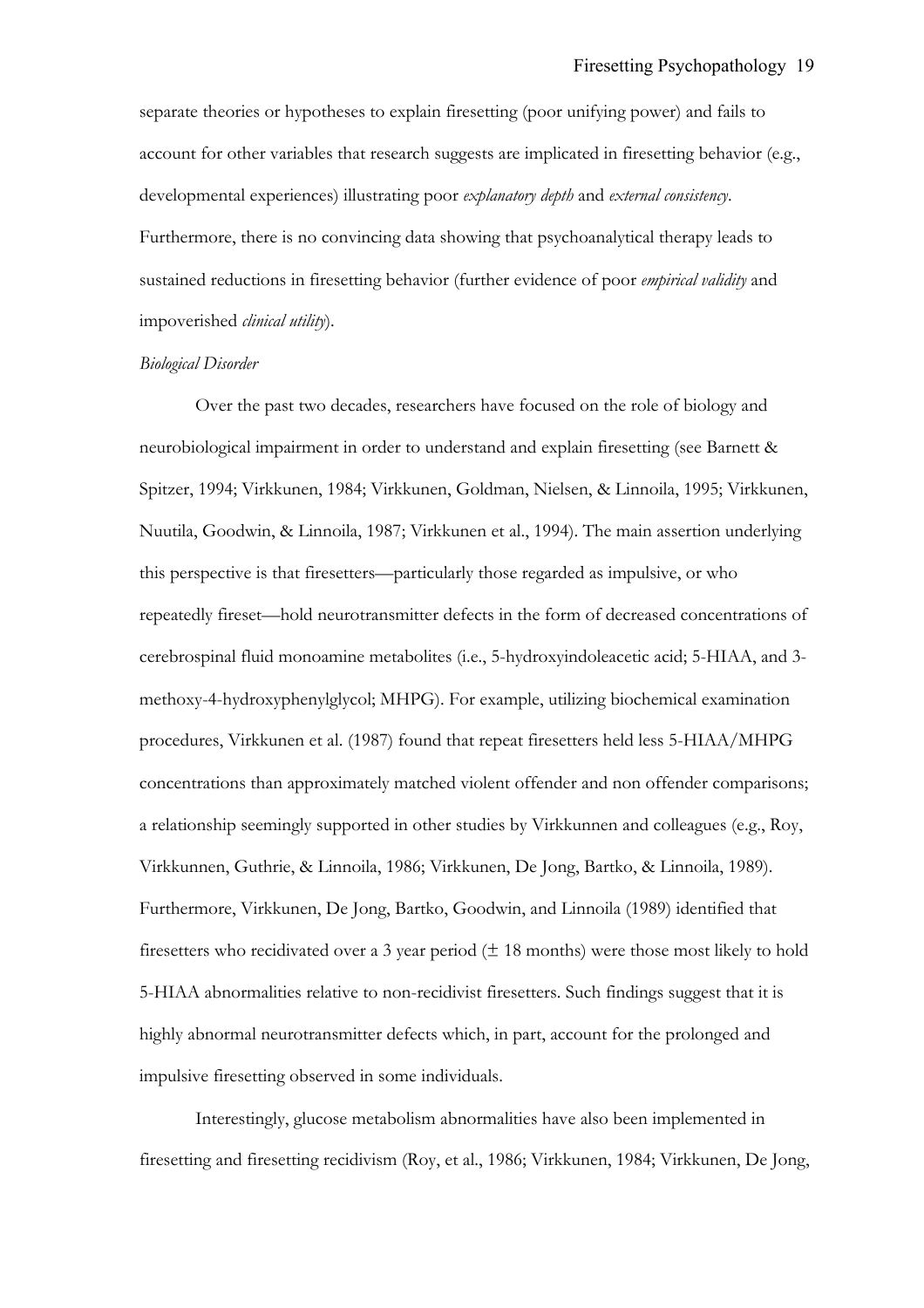separate theories or hypotheses to explain firesetting (poor unifying power) and fails to account for other variables that research suggests are implicated in firesetting behavior (e.g., developmental experiences) illustrating poor *explanatory depth* and *external consistency*. Furthermore, there is no convincing data showing that psychoanalytical therapy leads to sustained reductions in firesetting behavior (further evidence of poor *empirical validity* and impoverished *clinical utility*).

*Biological Disorder*

Over the past two decades, researchers have focused on the role of biology and neurobiological impairment in order to understand and explain firesetting (see Barnett & Spitzer, 1994; Virkkunen, 1984; Virkkunen, Goldman, Nielsen, & Linnoila, 1995; Virkkunen, Nuutila, Goodwin, & Linnoila, 1987; Virkkunen et al., 1994). The main assertion underlying this perspective is that firesetters—particularly those regarded as impulsive, or who repeatedly fireset—hold neurotransmitter defects in the form of decreased concentrations of cerebrospinal fluid monoamine metabolites (i.e., 5-hydroxyindoleacetic acid; 5-HIAA, and 3-methoxy-4-hydroxyphenylglycol; MHPG). For example, utilizing biochemical examination procedures, Virkkunen et al. (1987) found that repeat firesetters held less 5-HIAA/MHPG concentrations than approximately matched violent offender and non offender comparisons; a relationship seemingly supported in other studies by Virkkunnen and colleagues (e.g., Roy, Virkkunnen, Guthrie, & Linnoila, 1986; Virkkunen, De Jong, Bartko, & Linnoila, 1989). Furthermore, Virkkunen, De Jong, Bartko, Goodwin, and Linnoila (1989) identified that firesetters who recidivated over a 3 year period (± 18 months) were those most likely to hold 5-HIAA abnormalities relative to non-recidivist firesetters. Such findings suggest that it is highly abnormal neurotransmitter defects which, in part, account for the prolonged and impulsive firesetting observed in some individuals.

Interestingly, glucose metabolism abnormalities have also been implemented in firesetting and firesetting recidivism (Roy, et al., 1986; Virkkunen, 1984; Virkkunen, De Jong,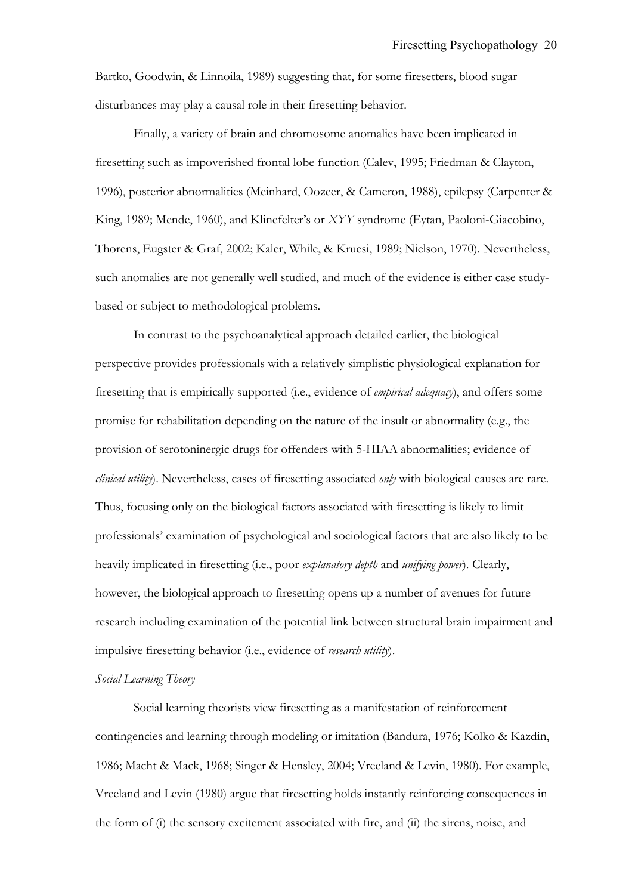Bartko, Goodwin, & Linnoila, 1989) suggesting that, for some firesetters, blood sugar disturbances may play a causal role in their firesetting behavior.

Finally, a variety of brain and chromosome anomalies have been implicated in firesetting such as impoverished frontal lobe function (Calev, 1995; Friedman & Clayton, 1996), posterior abnormalities (Meinhard, Oozeer, & Cameron, 1988), epilepsy (Carpenter & King, 1989; Mende, 1960), and Klinefelter's or *XYY* syndrome (Eytan, Paoloni-Giacobino, Thorens, Eugster & Graf, 2002; Kaler, While, & Kruesi, 1989; Nielson, 1970). Nevertheless, such anomalies are not generally well studied, and much of the evidence is either case study-based or subject to methodological problems.

In contrast to the psychoanalytical approach detailed earlier, the biological perspective provides professionals with a relatively simplistic physiological explanation for firesetting that is empirically supported (i.e., evidence of *empirical adequacy*), and offers some promise for rehabilitation depending on the nature of the insult or abnormality (e.g., the provision of serotoninergic drugs for offenders with 5-HIAA abnormalities; evidence of *clinical utility*). Nevertheless, cases of firesetting associated *only* with biological causes are rare. Thus, focusing only on the biological factors associated with firesetting is likely to limit professionals' examination of psychological and sociological factors that are also likely to be heavily implicated in firesetting (i.e., poor *explanatory depth* and *unifying power*). Clearly, however, the biological approach to firesetting opens up a number of avenues for future research including examination of the potential link between structural brain impairment and impulsive firesetting behavior (i.e., evidence of *research utility*).

*Social Learning Theory*

Social learning theorists view firesetting as a manifestation of reinforcement contingencies and learning through modeling or imitation (Bandura, 1976; Kolko & Kazdin, 1986; Macht & Mack, 1968; Singer & Hensley, 2004; Vreeland & Levin, 1980). For example, Vreeland and Levin (1980) argue that firesetting holds instantly reinforcing consequences in the form of (i) the sensory excitement associated with fire, and (ii) the sirens, noise, and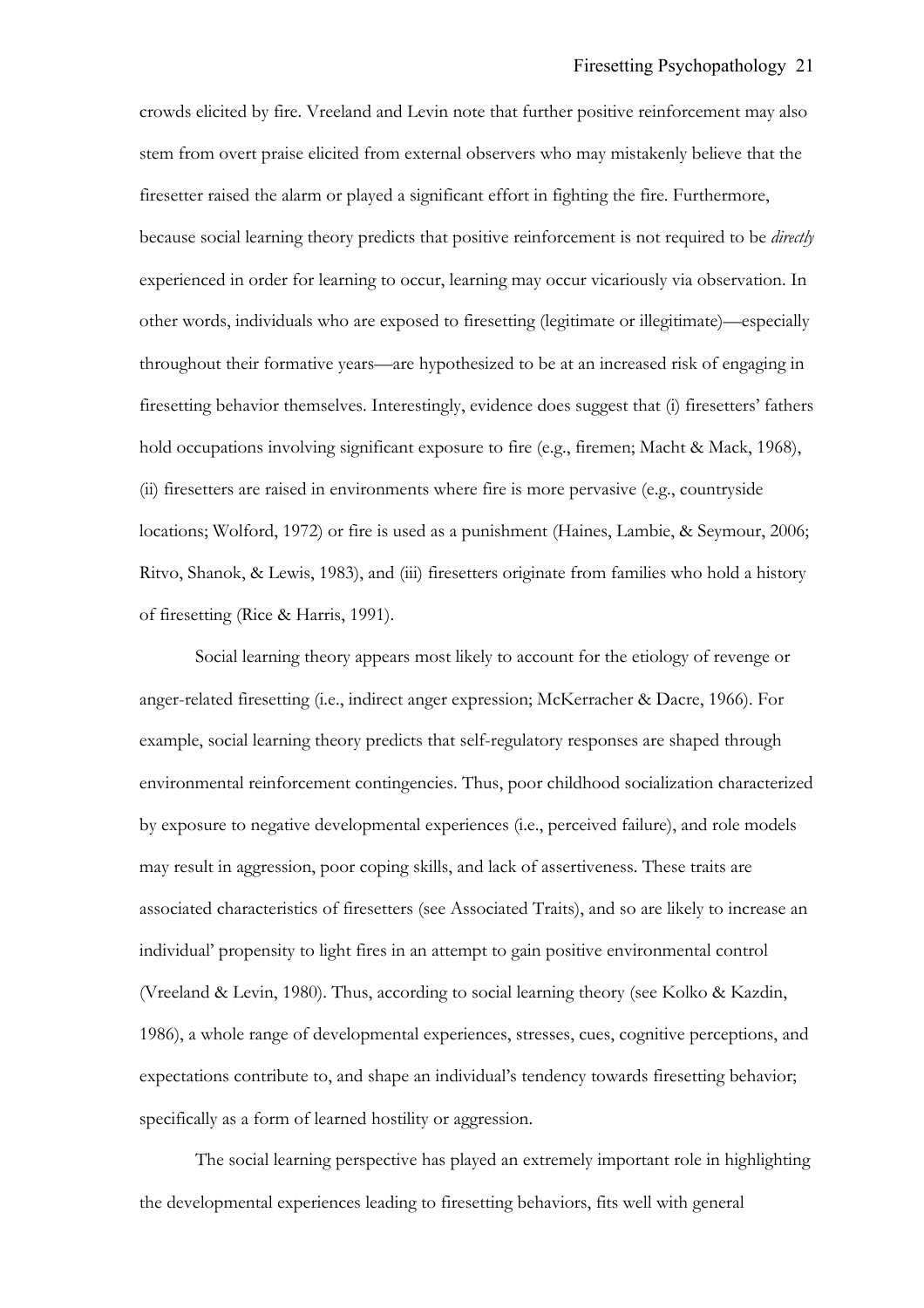crowds elicited by fire. Vreeland and Levin note that further positive reinforcement may also stem from overt praise elicited from external observers who may mistakenly believe that the firesetter raised the alarm or played a significant effort in fighting the fire. Furthermore, because social learning theory predicts that positive reinforcement is not required to be *directly* experienced in order for learning to occur, learning may occur vicariously via observation. In other words, individuals who are exposed to firesetting (legitimate or illegitimate)—especially throughout their formative years—are hypothesized to be at an increased risk of engaging in firesetting behavior themselves. Interestingly, evidence does suggest that (i) firesetters' fathers hold occupations involving significant exposure to fire (e.g., firemen; Macht & Mack, 1968), (ii) firesetters are raised in environments where fire is more pervasive (e.g., countryside locations; Wolford, 1972) or fire is used as a punishment (Haines, Lambie, & Seymour, 2006; Ritvo, Shanok, & Lewis, 1983), and (iii) firesetters originate from families who hold a history of firesetting (Rice & Harris, 1991).

Social learning theory appears most likely to account for the etiology of revenge or anger-related firesetting (i.e., indirect anger expression; McKerracher & Dacre, 1966). For example, social learning theory predicts that self-regulatory responses are shaped through environmental reinforcement contingencies. Thus, poor childhood socialization characterized by exposure to negative developmental experiences (i.e., perceived failure), and role models may result in aggression, poor coping skills, and lack of assertiveness. These traits are associated characteristics of firesetters (see Associated Traits), and so are likely to increase an individual' propensity to light fires in an attempt to gain positive environmental control (Vreeland & Levin, 1980). Thus, according to social learning theory (see Kolko & Kazdin, 1986), a whole range of developmental experiences, stresses, cues, cognitive perceptions, and expectations contribute to, and shape an individual's tendency towards firesetting behavior; specifically as a form of learned hostility or aggression.

The social learning perspective has played an extremely important role in highlighting the developmental experiences leading to firesetting behaviors, fits well with general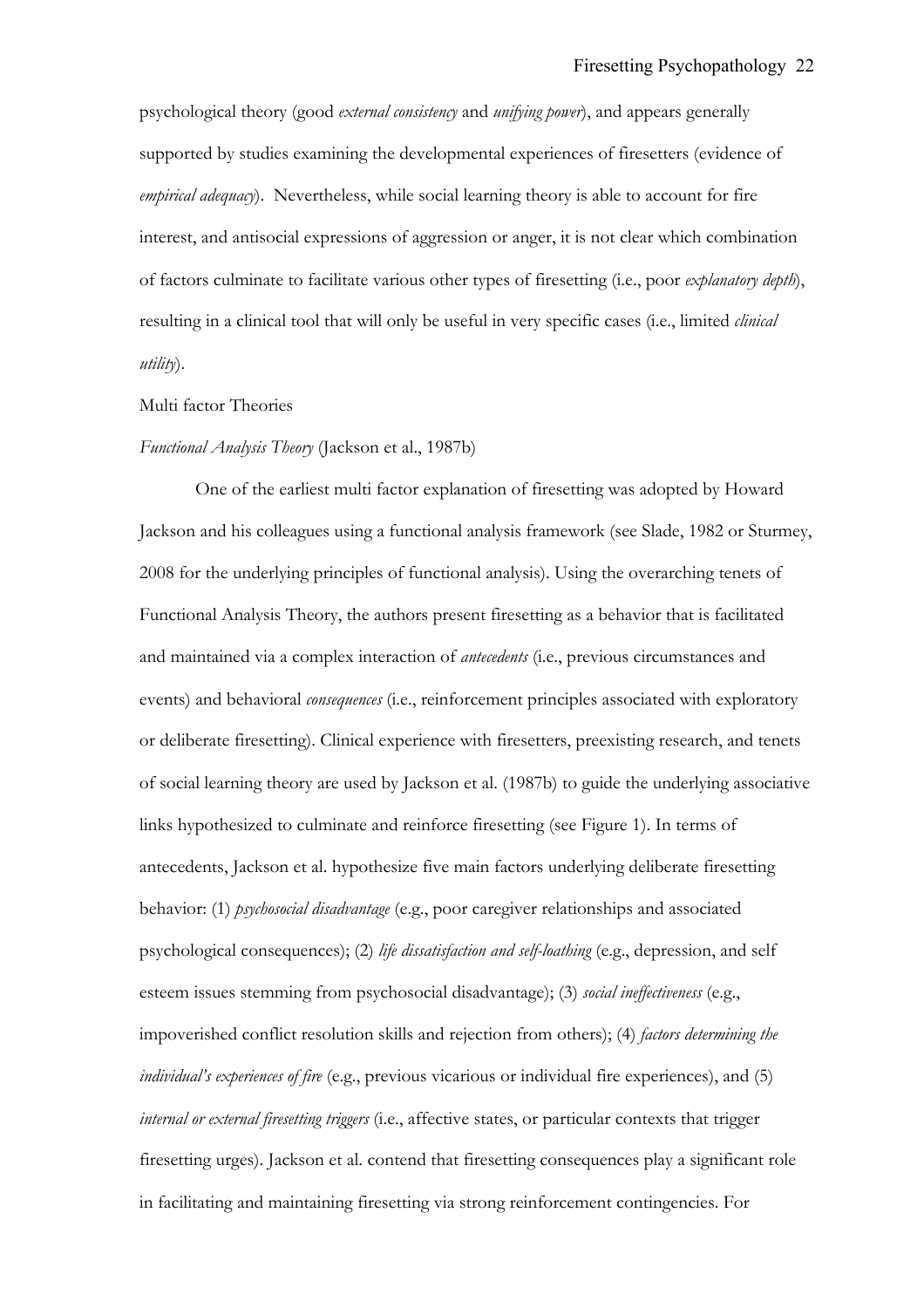psychological theory (good *external consistency* and *unifying power*), and appears generally supported by studies examining the developmental experiences of firesetters (evidence of *empirical adequacy*). Nevertheless, while social learning theory is able to account for fire interest, and antisocial expressions of aggression or anger, it is not clear which combination of factors culminate to facilitate various other types of firesetting (i.e., poor *explanatory depth*), resulting in a clinical tool that will only be useful in very specific cases (i.e., limited *clinical utility*).

Multi factor Theories

*Functional Analysis Theory* (Jackson et al., 1987b)

One of the earliest multi factor explanation of firesetting was adopted by Howard Jackson and his colleagues using a functional analysis framework (see Slade, 1982 or Sturmey, 2008 for the underlying principles of functional analysis). Using the overarching tenets of Functional Analysis Theory, the authors present firesetting as a behavior that is facilitated and maintained via a complex interaction of *antecedents* (i.e., previous circumstances and events) and behavioral *consequences* (i.e., reinforcement principles associated with exploratory or deliberate firesetting). Clinical experience with firesetters, preexisting research, and tenets of social learning theory are used by Jackson et al. (1987b) to guide the underlying associative links hypothesized to culminate and reinforce firesetting (see Figure 1). In terms of antecedents, Jackson et al. hypothesize five main factors underlying deliberate firesetting behavior: (1) *psychosocial disadvantage* (e.g., poor caregiver relationships and associated psychological consequences); (2) *life dissatisfaction and self-loathing* (e.g., depression, and self esteem issues stemming from psychosocial disadvantage); (3) *social ineffectiveness* (e.g., impoverished conflict resolution skills and rejection from others); (4) *factors determining the individual's experiences of fire* (e.g., previous vicarious or individual fire experiences), and (5) *internal or external firesetting triggers* (i.e., affective states, or particular contexts that trigger firesetting urges). Jackson et al. contend that firesetting consequences play a significant role in facilitating and maintaining firesetting via strong reinforcement contingencies. For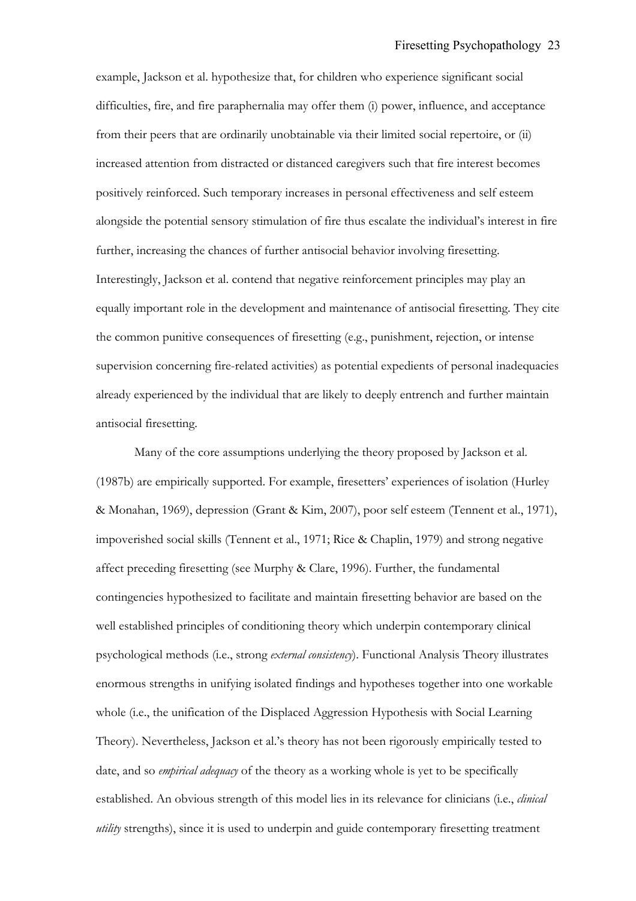example, Jackson et al. hypothesize that, for children who experience significant social difficulties, fire, and fire paraphernalia may offer them (i) power, influence, and acceptance from their peers that are ordinarily unobtainable via their limited social repertoire, or (ii) increased attention from distracted or distanced caregivers such that fire interest becomes positively reinforced. Such temporary increases in personal effectiveness and self esteem alongside the potential sensory stimulation of fire thus escalate the individual's interest in fire further, increasing the chances of further antisocial behavior involving firesetting. Interestingly, Jackson et al. contend that negative reinforcement principles may play an equally important role in the development and maintenance of antisocial firesetting. They cite the common punitive consequences of firesetting (e.g., punishment, rejection, or intense supervision concerning fire-related activities) as potential expedients of personal inadequacies already experienced by the individual that are likely to deeply entrench and further maintain antisocial firesetting.

Many of the core assumptions underlying the theory proposed by Jackson et al. (1987b) are empirically supported. For example, firesetters' experiences of isolation (Hurley & Monahan, 1969), depression (Grant & Kim, 2007), poor self esteem (Tennent et al., 1971), impoverished social skills (Tennent et al., 1971; Rice & Chaplin, 1979) and strong negative affect preceding firesetting (see Murphy & Clare, 1996). Further, the fundamental contingencies hypothesized to facilitate and maintain firesetting behavior are based on the well established principles of conditioning theory which underpin contemporary clinical psychological methods (i.e., strong *external consistency*). Functional Analysis Theory illustrates enormous strengths in unifying isolated findings and hypotheses together into one workable whole (i.e., the unification of the Displaced Aggression Hypothesis with Social Learning Theory). Nevertheless, Jackson et al.'s theory has not been rigorously empirically tested to date, and so *empirical adequacy* of the theory as a working whole is yet to be specifically established. An obvious strength of this model lies in its relevance for clinicians (i.e., *clinical utility* strengths), since it is used to underpin and guide contemporary firesetting treatment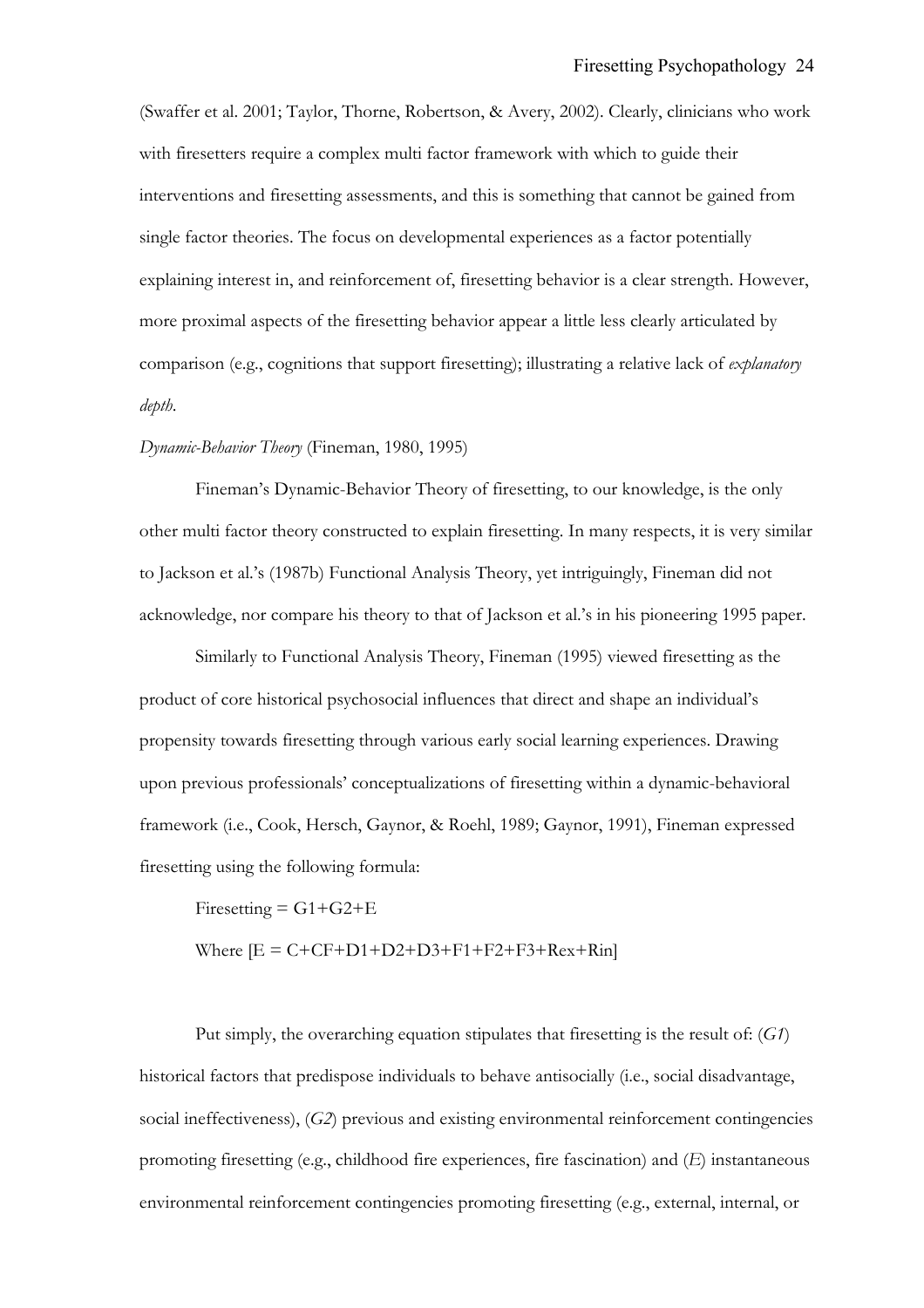(Swaffer et al. 2001; Taylor, Thorne, Robertson, & Avery, 2002). Clearly, clinicians who work with firesetters require a complex multi factor framework with which to guide their interventions and firesetting assessments, and this is something that cannot be gained from single factor theories. The focus on developmental experiences as a factor potentially explaining interest in, and reinforcement of, firesetting behavior is a clear strength. However, more proximal aspects of the firesetting behavior appear a little less clearly articulated by comparison (e.g., cognitions that support firesetting); illustrating a relative lack of *explanatory depth*.

*Dynamic-Behavior Theory* (Fineman, 1980, 1995)

Fineman's Dynamic-Behavior Theory of firesetting, to our knowledge, is the only other multi factor theory constructed to explain firesetting. In many respects, it is very similar to Jackson et al.'s (1987b) Functional Analysis Theory, yet intriguingly, Fineman did not acknowledge, nor compare his theory to that of Jackson et al.'s in his pioneering 1995 paper.

Similarly to Functional Analysis Theory, Fineman (1995) viewed firesetting as the product of core historical psychosocial influences that direct and shape an individual's propensity towards firesetting through various early social learning experiences. Drawing upon previous professionals' conceptualizations of firesetting within a dynamic-behavioral framework (i.e., Cook, Hersch, Gaynor, & Roehl, 1989; Gaynor, 1991), Fineman expressed firesetting using the following formula:

$$\text{Firesetting} = G1+G2+E$$

$$\text{Where } [E = C+CF+D1+D2+D3+F1+F2+F3+Rex+Rin]$$

Put simply, the overarching equation stipulates that firesetting is the result of: (*G1*) historical factors that predispose individuals to behave antisocially (i.e., social disadvantage, social ineffectiveness), (*G2*) previous and existing environmental reinforcement contingencies promoting firesetting (e.g., childhood fire experiences, fire fascination) and (*E*) instantaneous environmental reinforcement contingencies promoting firesetting (e.g., external, internal, or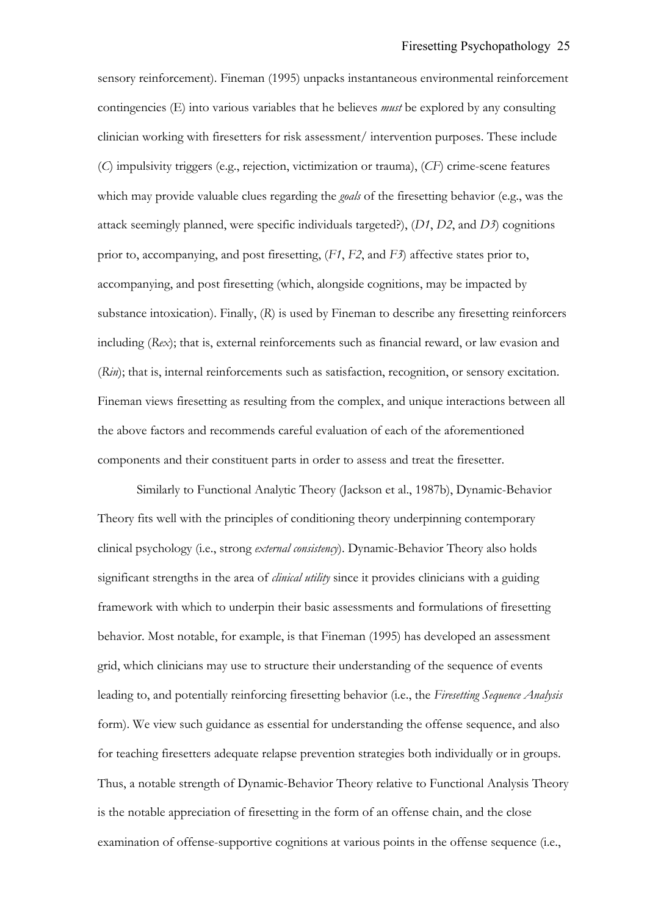sensory reinforcement). Fineman (1995) unpacks instantaneous environmental reinforcement contingencies (E) into various variables that he believes *must* be explored by any consulting clinician working with firesetters for risk assessment/ intervention purposes. These include (*C*) impulsivity triggers (e.g., rejection, victimization or trauma), (*CF*) crime-scene features which may provide valuable clues regarding the *goals* of the firesetting behavior (e.g., was the attack seemingly planned, were specific individuals targeted?), (*D1*, *D2*, and *D3*) cognitions prior to, accompanying, and post firesetting, (*F1*, *F2*, and *F3*) affective states prior to, accompanying, and post firesetting (which, alongside cognitions, may be impacted by substance intoxication). Finally, (*R*) is used by Fineman to describe any firesetting reinforcers including (*Rex*); that is, external reinforcements such as financial reward, or law evasion and (*Rin*); that is, internal reinforcements such as satisfaction, recognition, or sensory excitation. Fineman views firesetting as resulting from the complex, and unique interactions between all the above factors and recommends careful evaluation of each of the aforementioned components and their constituent parts in order to assess and treat the firesetter.

Similarly to Functional Analytic Theory (Jackson et al., 1987b), Dynamic-Behavior Theory fits well with the principles of conditioning theory underpinning contemporary clinical psychology (i.e., strong *external consistency*). Dynamic-Behavior Theory also holds significant strengths in the area of *clinical utility* since it provides clinicians with a guiding framework with which to underpin their basic assessments and formulations of firesetting behavior. Most notable, for example, is that Fineman (1995) has developed an assessment grid, which clinicians may use to structure their understanding of the sequence of events leading to, and potentially reinforcing firesetting behavior (i.e., the *Firesetting Sequence Analysis* form). We view such guidance as essential for understanding the offense sequence, and also for teaching firesetters adequate relapse prevention strategies both individually or in groups. Thus, a notable strength of Dynamic-Behavior Theory relative to Functional Analysis Theory is the notable appreciation of firesetting in the form of an offense chain, and the close examination of offense-supportive cognitions at various points in the offense sequence (i.e.,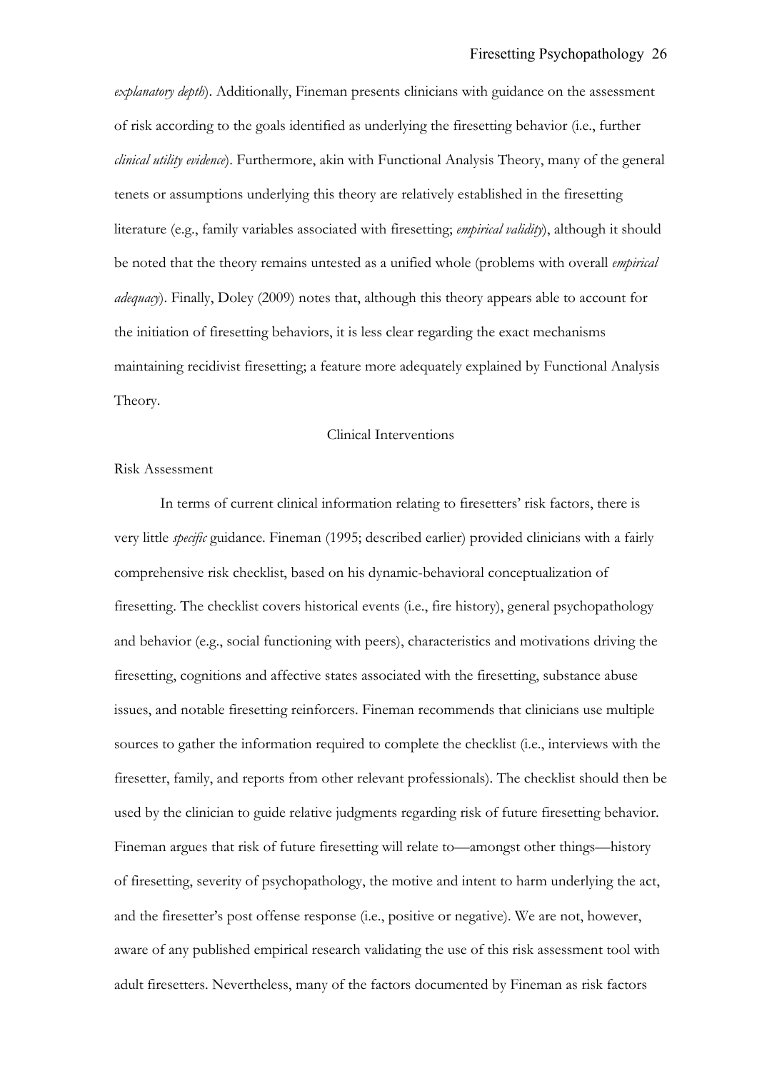*explanatory depth*). Additionally, Fineman presents clinicians with guidance on the assessment of risk according to the goals identified as underlying the firesetting behavior (i.e., further *clinical utility evidence*). Furthermore, akin with Functional Analysis Theory, many of the general tenets or assumptions underlying this theory are relatively established in the firesetting literature (e.g., family variables associated with firesetting; *empirical validity*), although it should be noted that the theory remains untested as a unified whole (problems with overall *empirical adequacy*). Finally, Doley (2009) notes that, although this theory appears able to account for the initiation of firesetting behaviors, it is less clear regarding the exact mechanisms maintaining recidivist firesetting; a feature more adequately explained by Functional Analysis Theory.

## Clinical Interventions

### Risk Assessment

In terms of current clinical information relating to firesetters' risk factors, there is very little *specific* guidance. Fineman (1995; described earlier) provided clinicians with a fairly comprehensive risk checklist, based on his dynamic-behavioral conceptualization of firesetting. The checklist covers historical events (i.e., fire history), general psychopathology and behavior (e.g., social functioning with peers), characteristics and motivations driving the firesetting, cognitions and affective states associated with the firesetting, substance abuse issues, and notable firesetting reinforcers. Fineman recommends that clinicians use multiple sources to gather the information required to complete the checklist (i.e., interviews with the firesetter, family, and reports from other relevant professionals). The checklist should then be used by the clinician to guide relative judgments regarding risk of future firesetting behavior. Fineman argues that risk of future firesetting will relate to—amongst other things—history of firesetting, severity of psychopathology, the motive and intent to harm underlying the act, and the firesetter's post offense response (i.e., positive or negative). We are not, however, aware of any published empirical research validating the use of this risk assessment tool with adult firesetters. Nevertheless, many of the factors documented by Fineman as risk factors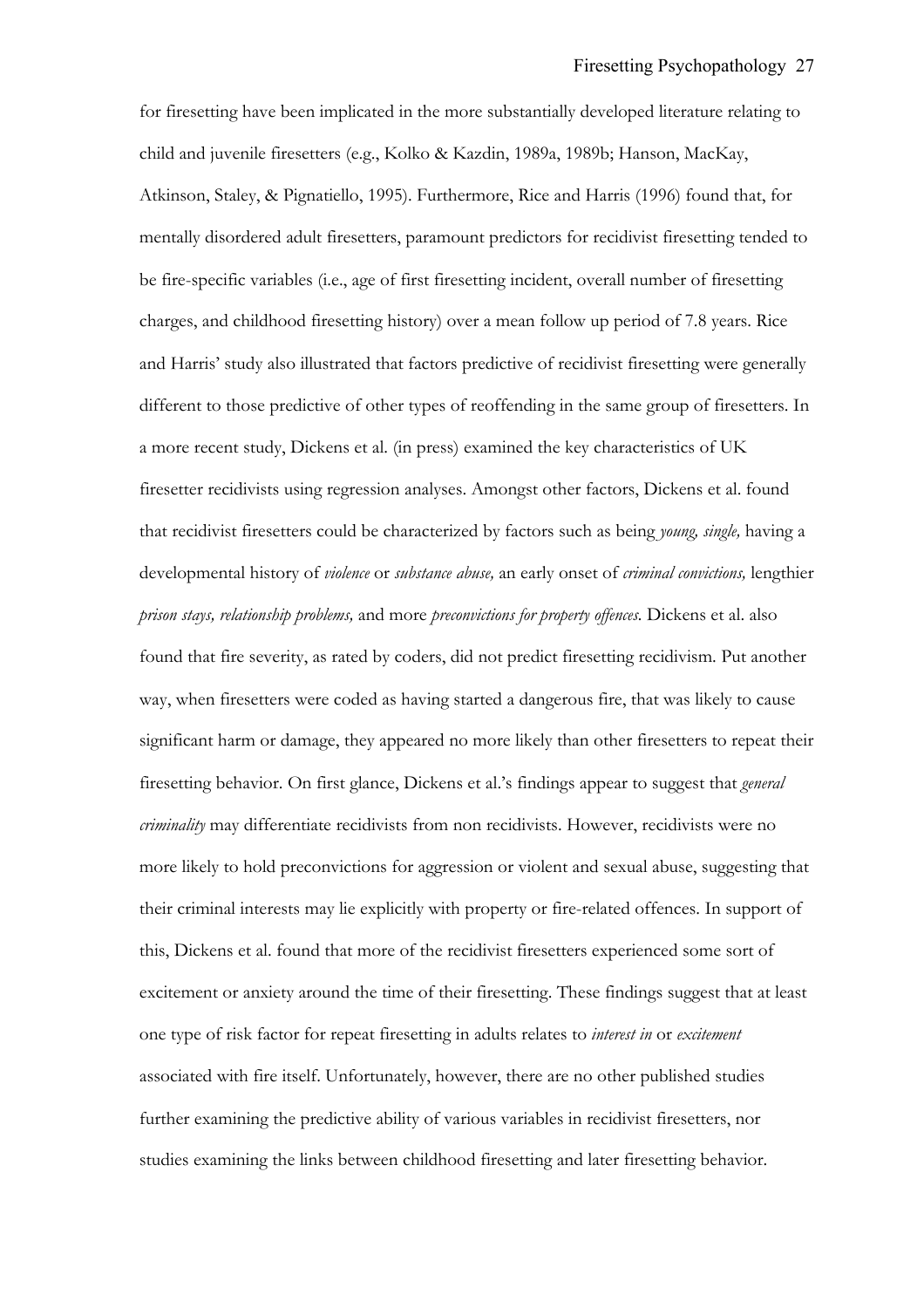for firesetting have been implicated in the more substantially developed literature relating to child and juvenile firesetters (e.g., Kolko & Kazdin, 1989a, 1989b; Hanson, MacKay, Atkinson, Staley, & Pignatiello, 1995). Furthermore, Rice and Harris (1996) found that, for mentally disordered adult firesetters, paramount predictors for recidivist firesetting tended to be fire-specific variables (i.e., age of first firesetting incident, overall number of firesetting charges, and childhood firesetting history) over a mean follow up period of 7.8 years. Rice and Harris' study also illustrated that factors predictive of recidivist firesetting were generally different to those predictive of other types of reoffending in the same group of firesetters. In a more recent study, Dickens et al. (in press) examined the key characteristics of UK firesetter recidivists using regression analyses. Amongst other factors, Dickens et al. found that recidivist firesetters could be characterized by factors such as being *young, single,* having a developmental history of *violence* or *substance abuse,* an early onset of *criminal convictions,* lengthier *prison stays, relationship problems,* and more *preconvictions for property offences*. Dickens et al. also found that fire severity, as rated by coders, did not predict firesetting recidivism. Put another way, when firesetters were coded as having started a dangerous fire, that was likely to cause significant harm or damage, they appeared no more likely than other firesetters to repeat their firesetting behavior. On first glance, Dickens et al.'s findings appear to suggest that *general criminality* may differentiate recidivists from non recidivists. However, recidivists were no more likely to hold preconvictions for aggression or violent and sexual abuse, suggesting that their criminal interests may lie explicitly with property or fire-related offences. In support of this, Dickens et al. found that more of the recidivist firesetters experienced some sort of excitement or anxiety around the time of their firesetting. These findings suggest that at least one type of risk factor for repeat firesetting in adults relates to *interest in* or *excitement* associated with fire itself. Unfortunately, however, there are no other published studies further examining the predictive ability of various variables in recidivist firesetters, nor studies examining the links between childhood firesetting and later firesetting behavior.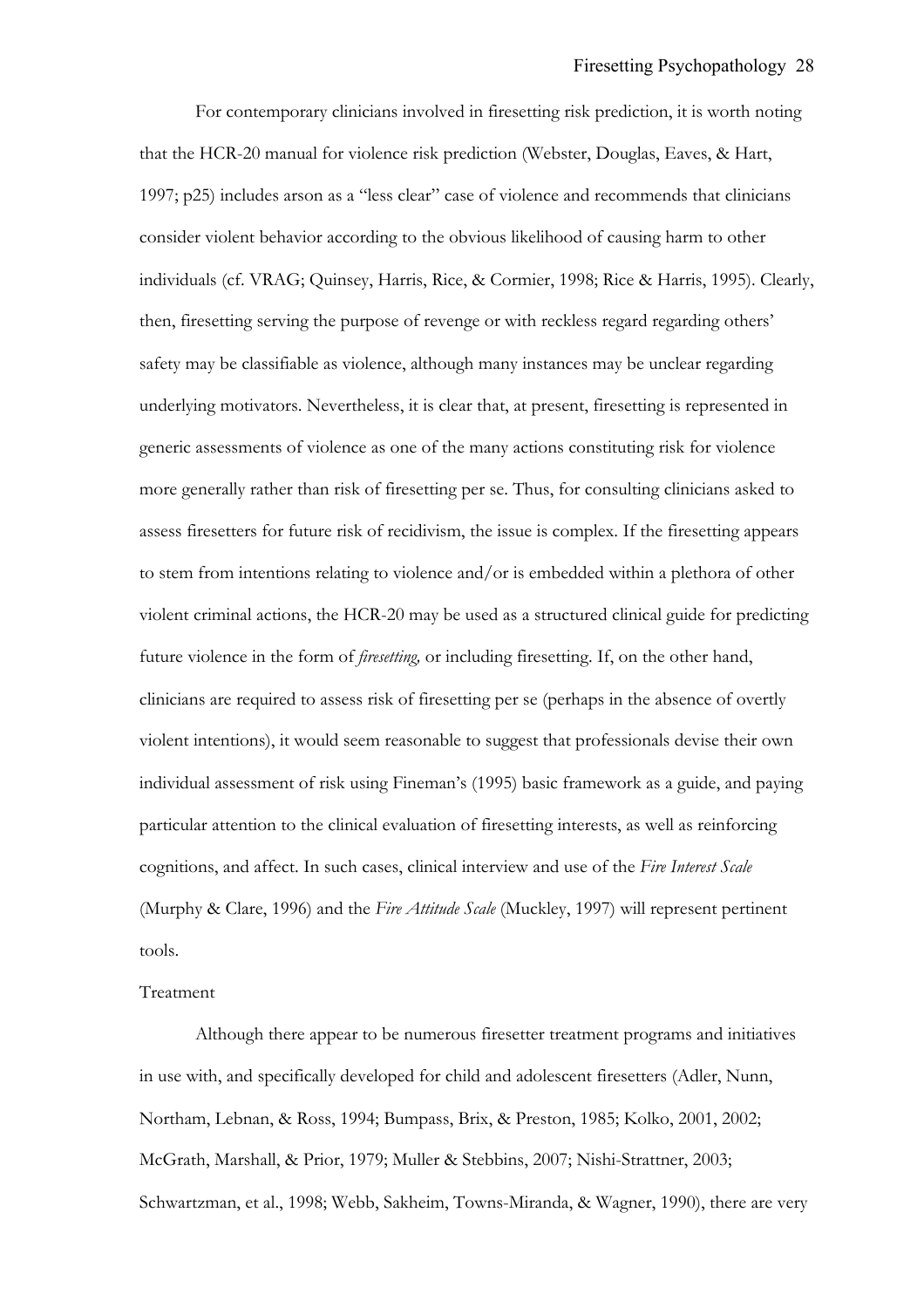For contemporary clinicians involved in firesetting risk prediction, it is worth noting that the HCR-20 manual for violence risk prediction (Webster, Douglas, Eaves, & Hart, 1997; p25) includes arson as a "less clear" case of violence and recommends that clinicians consider violent behavior according to the obvious likelihood of causing harm to other individuals (cf. VRAG; Quinsey, Harris, Rice, & Cormier, 1998; Rice & Harris, 1995). Clearly, then, firesetting serving the purpose of revenge or with reckless regard regarding others' safety may be classifiable as violence, although many instances may be unclear regarding underlying motivators. Nevertheless, it is clear that, at present, firesetting is represented in generic assessments of violence as one of the many actions constituting risk for violence more generally rather than risk of firesetting per se. Thus, for consulting clinicians asked to assess firesetters for future risk of recidivism, the issue is complex. If the firesetting appears to stem from intentions relating to violence and/or is embedded within a plethora of other violent criminal actions, the HCR-20 may be used as a structured clinical guide for predicting future violence in the form of *firesetting,* or including firesetting. If, on the other hand, clinicians are required to assess risk of firesetting per se (perhaps in the absence of overtly violent intentions), it would seem reasonable to suggest that professionals devise their own individual assessment of risk using Fineman's (1995) basic framework as a guide, and paying particular attention to the clinical evaluation of firesetting interests, as well as reinforcing cognitions, and affect. In such cases, clinical interview and use of the *Fire Interest Scale* (Murphy & Clare, 1996) and the *Fire Attitude Scale* (Muckley, 1997) will represent pertinent tools.

Treatment

Although there appear to be numerous firesetter treatment programs and initiatives in use with, and specifically developed for child and adolescent firesetters (Adler, Nunn, Northam, Lebnan, & Ross, 1994; Bumpass, Brix, & Preston, 1985; Kolko, 2001, 2002; McGrath, Marshall, & Prior, 1979; Muller & Stebbins, 2007; Nishi-Strattner, 2003; Schwartzman, et al., 1998; Webb, Sakheim, Towns-Miranda, & Wagner, 1990), there are very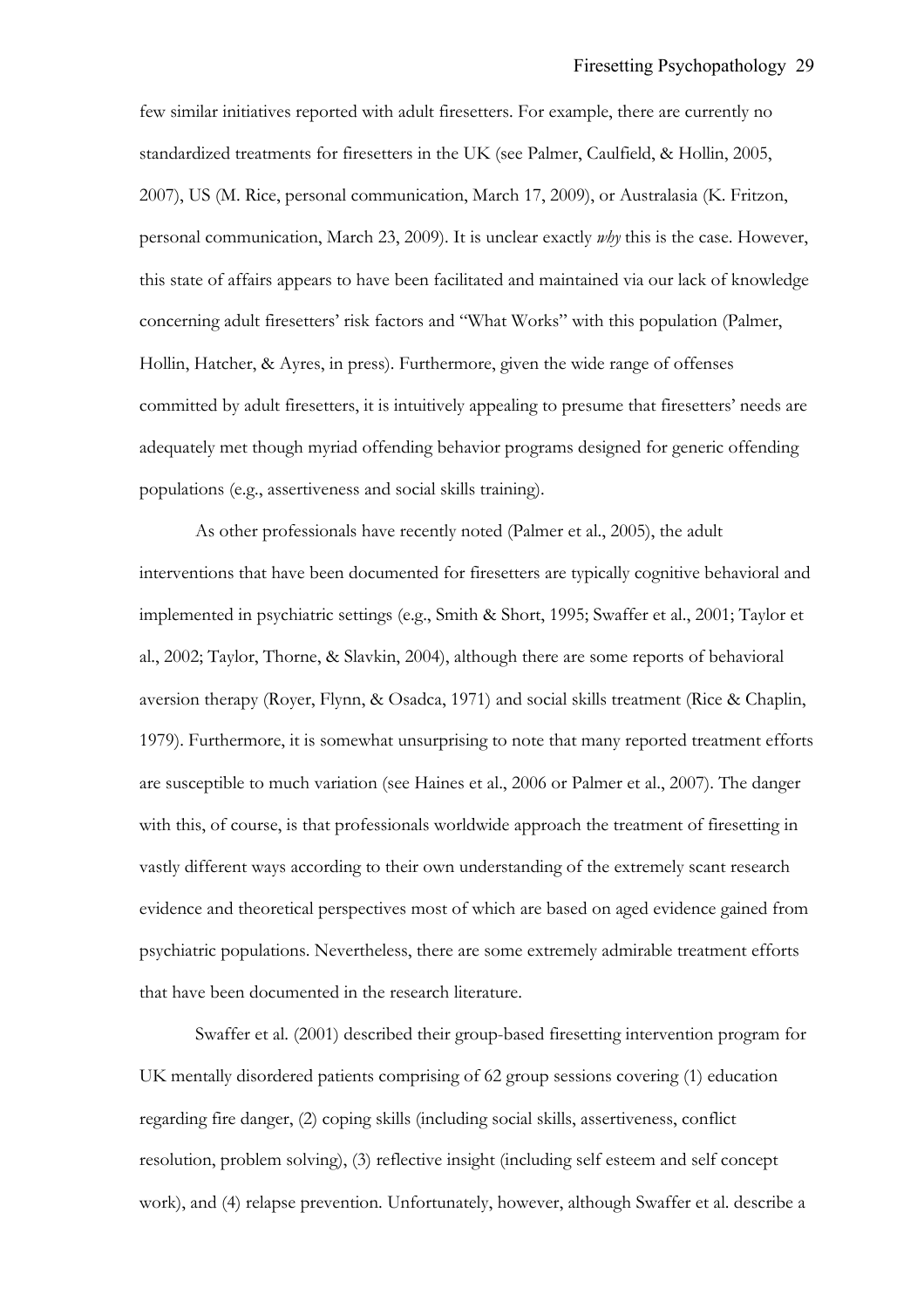few similar initiatives reported with adult firesetters. For example, there are currently no standardized treatments for firesetters in the UK (see Palmer, Caulfield, & Hollin, 2005, 2007), US (M. Rice, personal communication, March 17, 2009), or Australasia (K. Fritzon, personal communication, March 23, 2009). It is unclear exactly *why* this is the case. However, this state of affairs appears to have been facilitated and maintained via our lack of knowledge concerning adult firesetters' risk factors and "What Works" with this population (Palmer, Hollin, Hatcher, & Ayres, in press). Furthermore, given the wide range of offenses committed by adult firesetters, it is intuitively appealing to presume that firesetters' needs are adequately met though myriad offending behavior programs designed for generic offending populations (e.g., assertiveness and social skills training).

As other professionals have recently noted (Palmer et al., 2005), the adult interventions that have been documented for firesetters are typically cognitive behavioral and implemented in psychiatric settings (e.g., Smith & Short, 1995; Swaffer et al., 2001; Taylor et al., 2002; Taylor, Thorne, & Slavkin, 2004), although there are some reports of behavioral aversion therapy (Royer, Flynn, & Osadca, 1971) and social skills treatment (Rice & Chaplin, 1979). Furthermore, it is somewhat unsurprising to note that many reported treatment efforts are susceptible to much variation (see Haines et al., 2006 or Palmer et al., 2007). The danger with this, of course, is that professionals worldwide approach the treatment of firesetting in vastly different ways according to their own understanding of the extremely scant research evidence and theoretical perspectives most of which are based on aged evidence gained from psychiatric populations. Nevertheless, there are some extremely admirable treatment efforts that have been documented in the research literature.

Swaffer et al. (2001) described their group-based firesetting intervention program for UK mentally disordered patients comprising of 62 group sessions covering (1) education regarding fire danger, (2) coping skills (including social skills, assertiveness, conflict resolution, problem solving), (3) reflective insight (including self esteem and self concept work), and (4) relapse prevention. Unfortunately, however, although Swaffer et al. describe a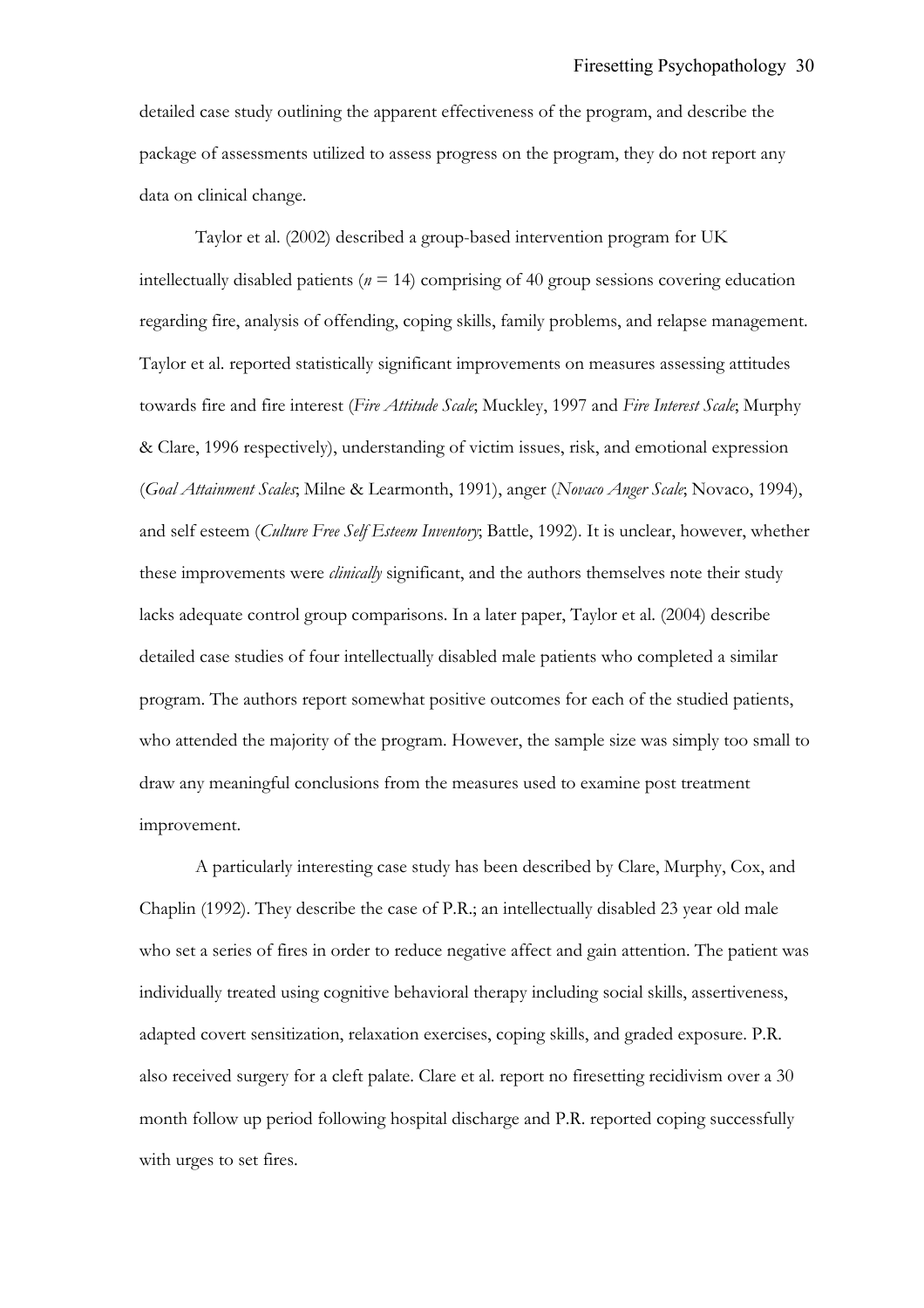detailed case study outlining the apparent effectiveness of the program, and describe the package of assessments utilized to assess progress on the program, they do not report any data on clinical change.

Taylor et al. (2002) described a group-based intervention program for UK intellectually disabled patients ($n$ = 14) comprising of 40 group sessions covering education regarding fire, analysis of offending, coping skills, family problems, and relapse management. Taylor et al. reported statistically significant improvements on measures assessing attitudes towards fire and fire interest (*Fire Attitude Scale*; Muckley, 1997 and *Fire Interest Scale*; Murphy & Clare, 1996 respectively), understanding of victim issues, risk, and emotional expression (*Goal Attainment Scales*; Milne & Learmonth, 1991), anger (*Novaco Anger Scale*; Novaco, 1994), and self esteem (*Culture Free Self Esteem Inventory*; Battle, 1992). It is unclear, however, whether these improvements were *clinically* significant, and the authors themselves note their study lacks adequate control group comparisons. In a later paper, Taylor et al. (2004) describe detailed case studies of four intellectually disabled male patients who completed a similar program. The authors report somewhat positive outcomes for each of the studied patients, who attended the majority of the program. However, the sample size was simply too small to draw any meaningful conclusions from the measures used to examine post treatment improvement.

A particularly interesting case study has been described by Clare, Murphy, Cox, and Chaplin (1992). They describe the case of P.R.; an intellectually disabled 23 year old male who set a series of fires in order to reduce negative affect and gain attention. The patient was individually treated using cognitive behavioral therapy including social skills, assertiveness, adapted covert sensitization, relaxation exercises, coping skills, and graded exposure. P.R. also received surgery for a cleft palate. Clare et al. report no firesetting recidivism over a 30 month follow up period following hospital discharge and P.R. reported coping successfully with urges to set fires.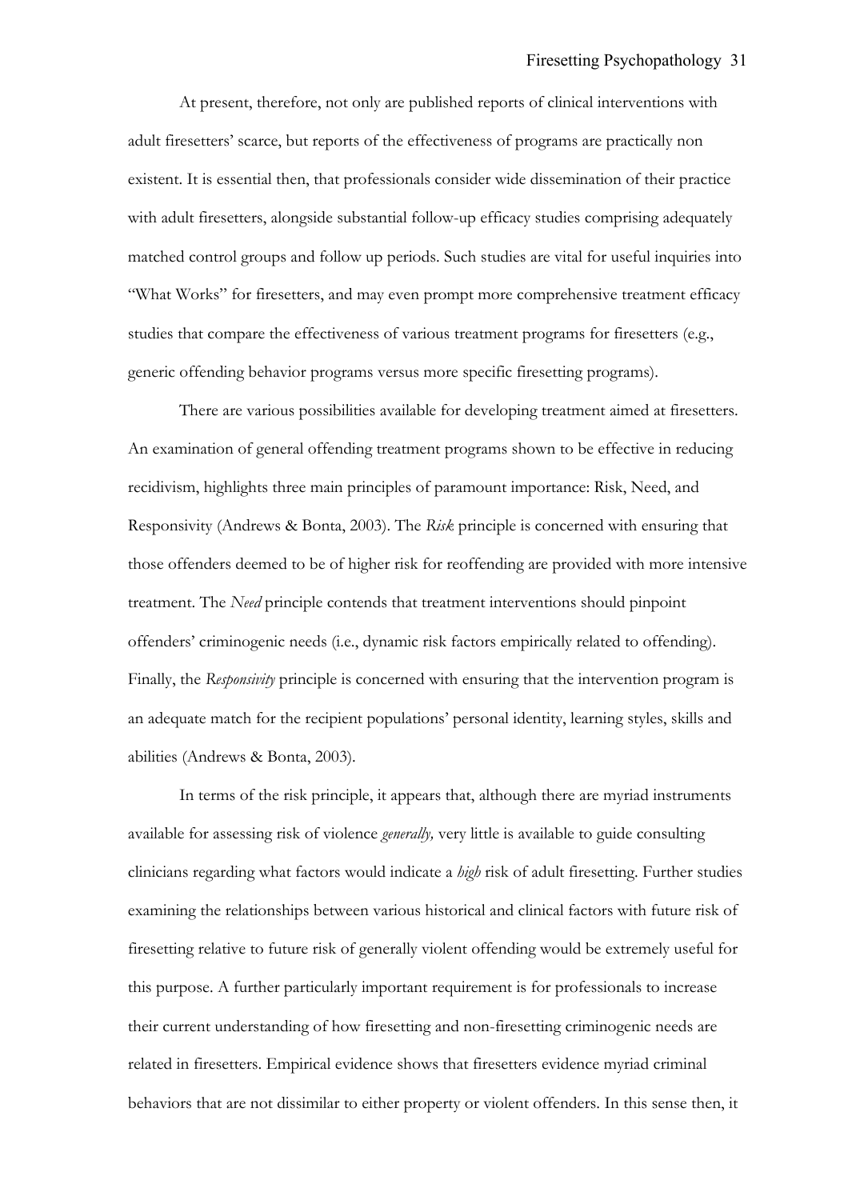At present, therefore, not only are published reports of clinical interventions with adult firesetters' scarce, but reports of the effectiveness of programs are practically non existent. It is essential then, that professionals consider wide dissemination of their practice with adult firesetters, alongside substantial follow-up efficacy studies comprising adequately matched control groups and follow up periods. Such studies are vital for useful inquiries into "What Works" for firesetters, and may even prompt more comprehensive treatment efficacy studies that compare the effectiveness of various treatment programs for firesetters (e.g., generic offending behavior programs versus more specific firesetting programs).

There are various possibilities available for developing treatment aimed at firesetters. An examination of general offending treatment programs shown to be effective in reducing recidivism, highlights three main principles of paramount importance: Risk, Need, and Responsivity (Andrews & Bonta, 2003). The *Risk* principle is concerned with ensuring that those offenders deemed to be of higher risk for reoffending are provided with more intensive treatment. The *Need* principle contends that treatment interventions should pinpoint offenders' criminogenic needs (i.e., dynamic risk factors empirically related to offending). Finally, the *Responsivity* principle is concerned with ensuring that the intervention program is an adequate match for the recipient populations' personal identity, learning styles, skills and abilities (Andrews & Bonta, 2003).

In terms of the risk principle, it appears that, although there are myriad instruments available for assessing risk of violence *generally,* very little is available to guide consulting clinicians regarding what factors would indicate a *high* risk of adult firesetting. Further studies examining the relationships between various historical and clinical factors with future risk of firesetting relative to future risk of generally violent offending would be extremely useful for this purpose. A further particularly important requirement is for professionals to increase their current understanding of how firesetting and non-firesetting criminogenic needs are related in firesetters. Empirical evidence shows that firesetters evidence myriad criminal behaviors that are not dissimilar to either property or violent offenders. In this sense then, it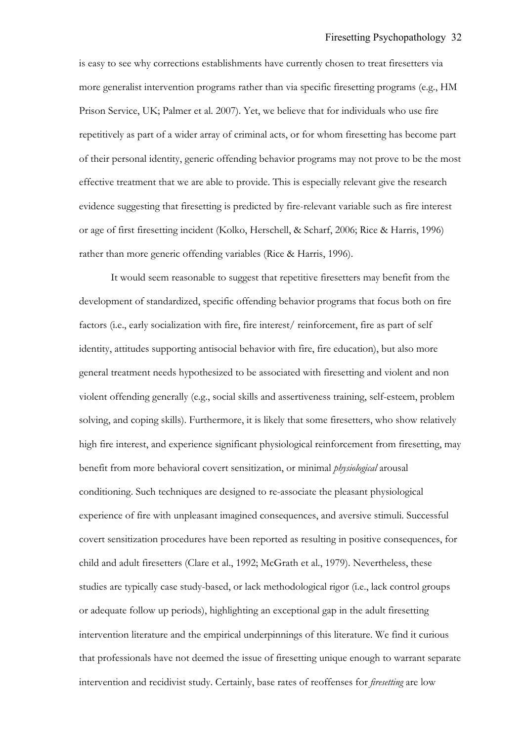is easy to see why corrections establishments have currently chosen to treat firesetters via more generalist intervention programs rather than via specific firesetting programs (e.g., HM Prison Service, UK; Palmer et al. 2007). Yet, we believe that for individuals who use fire repetitively as part of a wider array of criminal acts, or for whom firesetting has become part of their personal identity, generic offending behavior programs may not prove to be the most effective treatment that we are able to provide. This is especially relevant give the research evidence suggesting that firesetting is predicted by fire-relevant variable such as fire interest or age of first firesetting incident (Kolko, Herschell, & Scharf, 2006; Rice & Harris, 1996) rather than more generic offending variables (Rice & Harris, 1996).

It would seem reasonable to suggest that repetitive firesetters may benefit from the development of standardized, specific offending behavior programs that focus both on fire factors (i.e., early socialization with fire, fire interest/ reinforcement, fire as part of self identity, attitudes supporting antisocial behavior with fire, fire education), but also more general treatment needs hypothesized to be associated with firesetting and violent and non violent offending generally (e.g., social skills and assertiveness training, self-esteem, problem solving, and coping skills). Furthermore, it is likely that some firesetters, who show relatively high fire interest, and experience significant physiological reinforcement from firesetting, may benefit from more behavioral covert sensitization, or minimal *physiological* arousal conditioning. Such techniques are designed to re-associate the pleasant physiological experience of fire with unpleasant imagined consequences, and aversive stimuli. Successful covert sensitization procedures have been reported as resulting in positive consequences, for child and adult firesetters (Clare et al., 1992; McGrath et al., 1979). Nevertheless, these studies are typically case study-based, or lack methodological rigor (i.e., lack control groups or adequate follow up periods), highlighting an exceptional gap in the adult firesetting intervention literature and the empirical underpinnings of this literature. We find it curious that professionals have not deemed the issue of firesetting unique enough to warrant separate intervention and recidivist study. Certainly, base rates of reoffenses for *firesetting* are low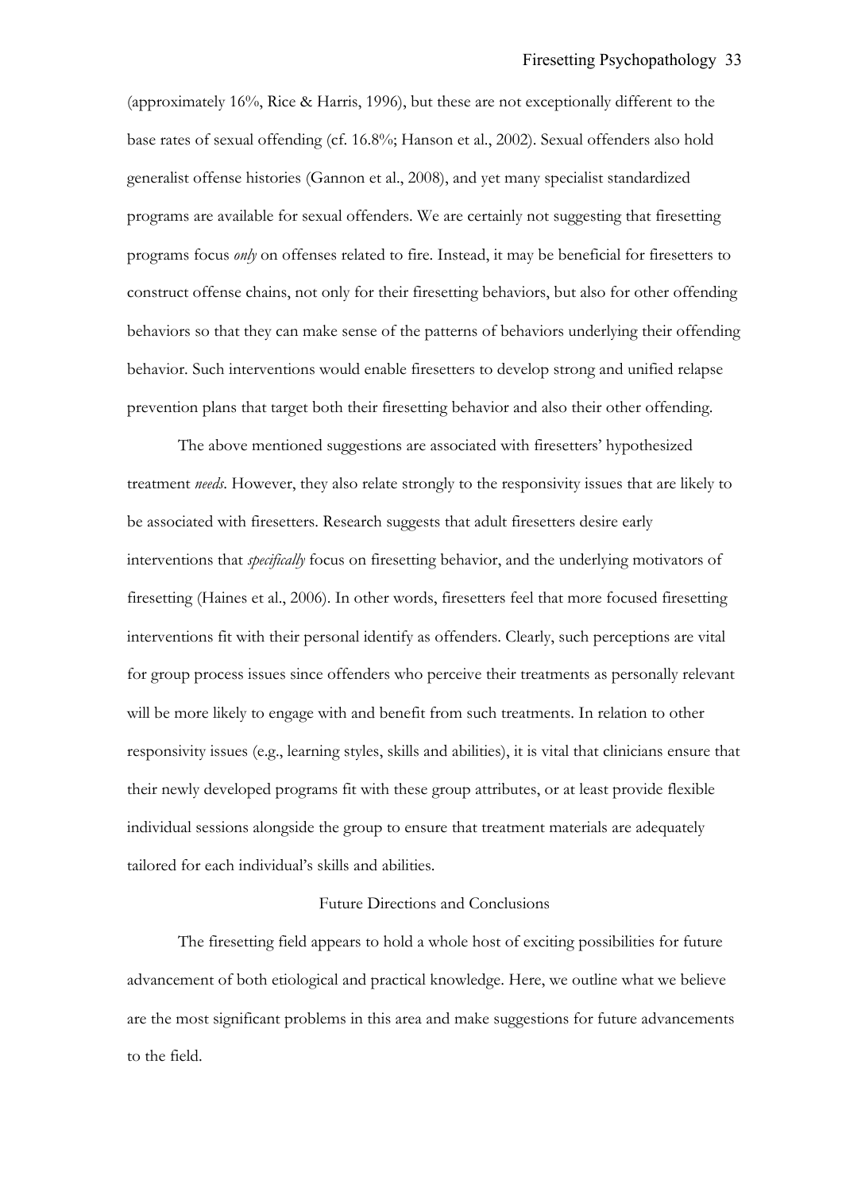(approximately 16%, Rice & Harris, 1996), but these are not exceptionally different to the base rates of sexual offending (cf. 16.8%; Hanson et al., 2002). Sexual offenders also hold generalist offense histories (Gannon et al., 2008), and yet many specialist standardized programs are available for sexual offenders. We are certainly not suggesting that firesetting programs focus *only* on offenses related to fire. Instead, it may be beneficial for firesetters to construct offense chains, not only for their firesetting behaviors, but also for other offending behaviors so that they can make sense of the patterns of behaviors underlying their offending behavior. Such interventions would enable firesetters to develop strong and unified relapse prevention plans that target both their firesetting behavior and also their other offending.

The above mentioned suggestions are associated with firesetters' hypothesized treatment *needs*. However, they also relate strongly to the responsivity issues that are likely to be associated with firesetters. Research suggests that adult firesetters desire early interventions that *specifically* focus on firesetting behavior, and the underlying motivators of firesetting (Haines et al., 2006). In other words, firesetters feel that more focused firesetting interventions fit with their personal identify as offenders. Clearly, such perceptions are vital for group process issues since offenders who perceive their treatments as personally relevant will be more likely to engage with and benefit from such treatments. In relation to other responsivity issues (e.g., learning styles, skills and abilities), it is vital that clinicians ensure that their newly developed programs fit with these group attributes, or at least provide flexible individual sessions alongside the group to ensure that treatment materials are adequately tailored for each individual's skills and abilities.

## Future Directions and Conclusions

The firesetting field appears to hold a whole host of exciting possibilities for future advancement of both etiological and practical knowledge. Here, we outline what we believe are the most significant problems in this area and make suggestions for future advancements to the field.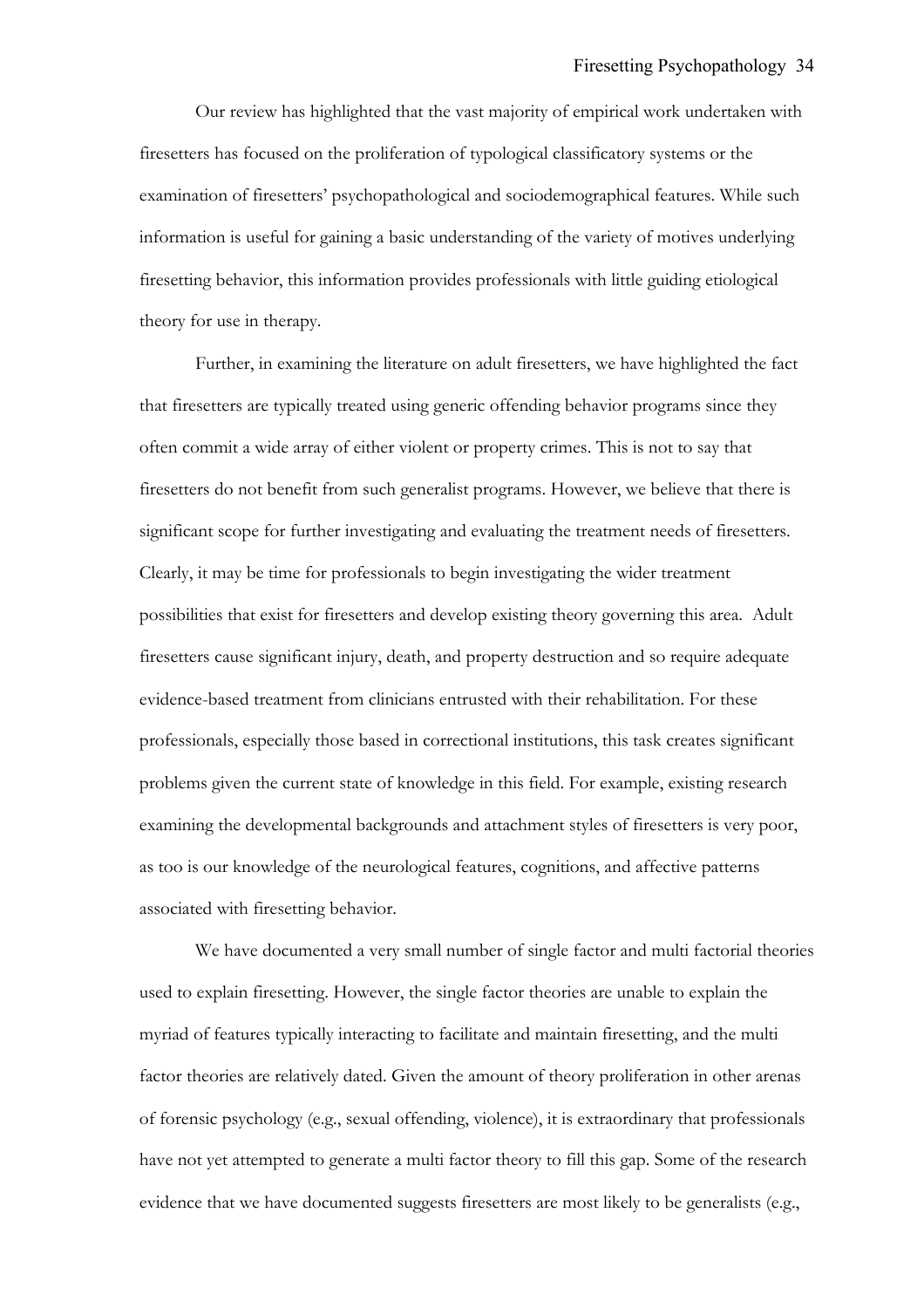Our review has highlighted that the vast majority of empirical work undertaken with firesetters has focused on the proliferation of typological classificatory systems or the examination of firesetters' psychopathological and sociodemographical features. While such information is useful for gaining a basic understanding of the variety of motives underlying firesetting behavior, this information provides professionals with little guiding etiological theory for use in therapy.

Further, in examining the literature on adult firesetters, we have highlighted the fact that firesetters are typically treated using generic offending behavior programs since they often commit a wide array of either violent or property crimes. This is not to say that firesetters do not benefit from such generalist programs. However, we believe that there is significant scope for further investigating and evaluating the treatment needs of firesetters. Clearly, it may be time for professionals to begin investigating the wider treatment possibilities that exist for firesetters and develop existing theory governing this area. Adult firesetters cause significant injury, death, and property destruction and so require adequate evidence-based treatment from clinicians entrusted with their rehabilitation. For these professionals, especially those based in correctional institutions, this task creates significant problems given the current state of knowledge in this field. For example, existing research examining the developmental backgrounds and attachment styles of firesetters is very poor, as too is our knowledge of the neurological features, cognitions, and affective patterns associated with firesetting behavior.

We have documented a very small number of single factor and multi factorial theories used to explain firesetting. However, the single factor theories are unable to explain the myriad of features typically interacting to facilitate and maintain firesetting, and the multi factor theories are relatively dated. Given the amount of theory proliferation in other arenas of forensic psychology (e.g., sexual offending, violence), it is extraordinary that professionals have not yet attempted to generate a multi factor theory to fill this gap. Some of the research evidence that we have documented suggests firesetters are most likely to be generalists (e.g.,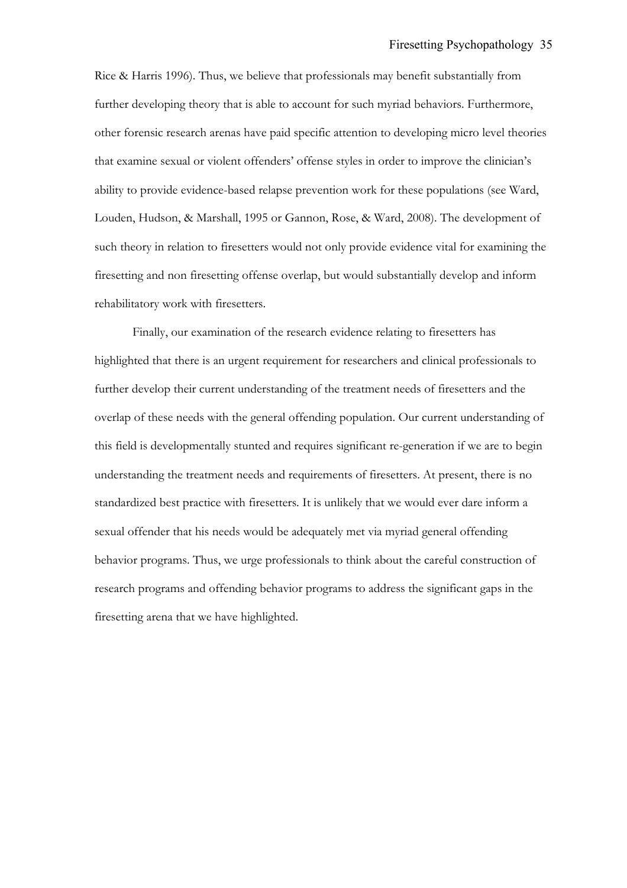Rice & Harris 1996). Thus, we believe that professionals may benefit substantially from further developing theory that is able to account for such myriad behaviors. Furthermore, other forensic research arenas have paid specific attention to developing micro level theories that examine sexual or violent offenders' offense styles in order to improve the clinician's ability to provide evidence-based relapse prevention work for these populations (see Ward, Louden, Hudson, & Marshall, 1995 or Gannon, Rose, & Ward, 2008). The development of such theory in relation to firesetters would not only provide evidence vital for examining the firesetting and non firesetting offense overlap, but would substantially develop and inform rehabilitatory work with firesetters.

Finally, our examination of the research evidence relating to firesetters has highlighted that there is an urgent requirement for researchers and clinical professionals to further develop their current understanding of the treatment needs of firesetters and the overlap of these needs with the general offending population. Our current understanding of this field is developmentally stunted and requires significant re-generation if we are to begin understanding the treatment needs and requirements of firesetters. At present, there is no standardized best practice with firesetters. It is unlikely that we would ever dare inform a sexual offender that his needs would be adequately met via myriad general offending behavior programs. Thus, we urge professionals to think about the careful construction of research programs and offending behavior programs to address the significant gaps in the firesetting arena that we have highlighted.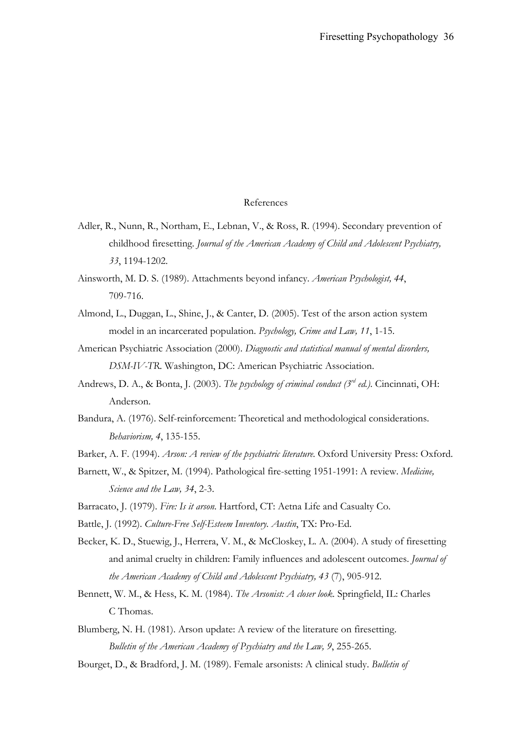# References

Adler, R., Nunn, R., Northam, E., Lebnan, V., & Ross, R. (1994). Secondary prevention of childhood firesetting. *Journal of the American Academy of Child and Adolescent Psychiatry, 33*, 1194-1202.

Ainsworth, M. D. S. (1989). Attachments beyond infancy. *American Psychologist, 44*, 709-716.

Almond, L., Duggan, L., Shine, J., & Canter, D. (2005). Test of the arson action system model in an incarcerated population. *Psychology, Crime and Law, 11*, 1-15.

American Psychiatric Association (2000). *Diagnostic and statistical manual of mental disorders, DSM-IV-TR*. Washington, DC: American Psychiatric Association.

Andrews, D. A., & Bonta, J. (2003). *The psychology of criminal conduct (3rd ed.)*. Cincinnati, OH: Anderson.

Bandura, A. (1976). Self-reinforcement: Theoretical and methodological considerations. *Behaviorism, 4*, 135-155.

Barker, A. F. (1994). *Arson: A review of the psychiatric literature*. Oxford University Press: Oxford.

Barnett, W., & Spitzer, M. (1994). Pathological fire-setting 1951-1991: A review. *Medicine, Science and the Law, 34*, 2-3.

Barracato, J. (1979). *Fire: Is it arson*. Hartford, CT: Aetna Life and Casualty Co.

Battle, J. (1992). *Culture-Free Self-Esteem Inventory. Austin*, TX: Pro-Ed.

Becker, K. D., Stuewig, J., Herrera, V. M., & McCloskey, L. A. (2004). A study of firesetting and animal cruelty in children: Family influences and adolescent outcomes. *Journal of the American Academy of Child and Adolescent Psychiatry, 43* (7), 905-912.

Bennett, W. M., & Hess, K. M. (1984). *The Arsonist: A closer look*. Springfield, IL: Charles C Thomas.

Blumberg, N. H. (1981). Arson update: A review of the literature on firesetting. *Bulletin of the American Academy of Psychiatry and the Law, 9*, 255-265.

Bourget, D., & Bradford, J. M. (1989). Female arsonists: A clinical study. *Bulletin of*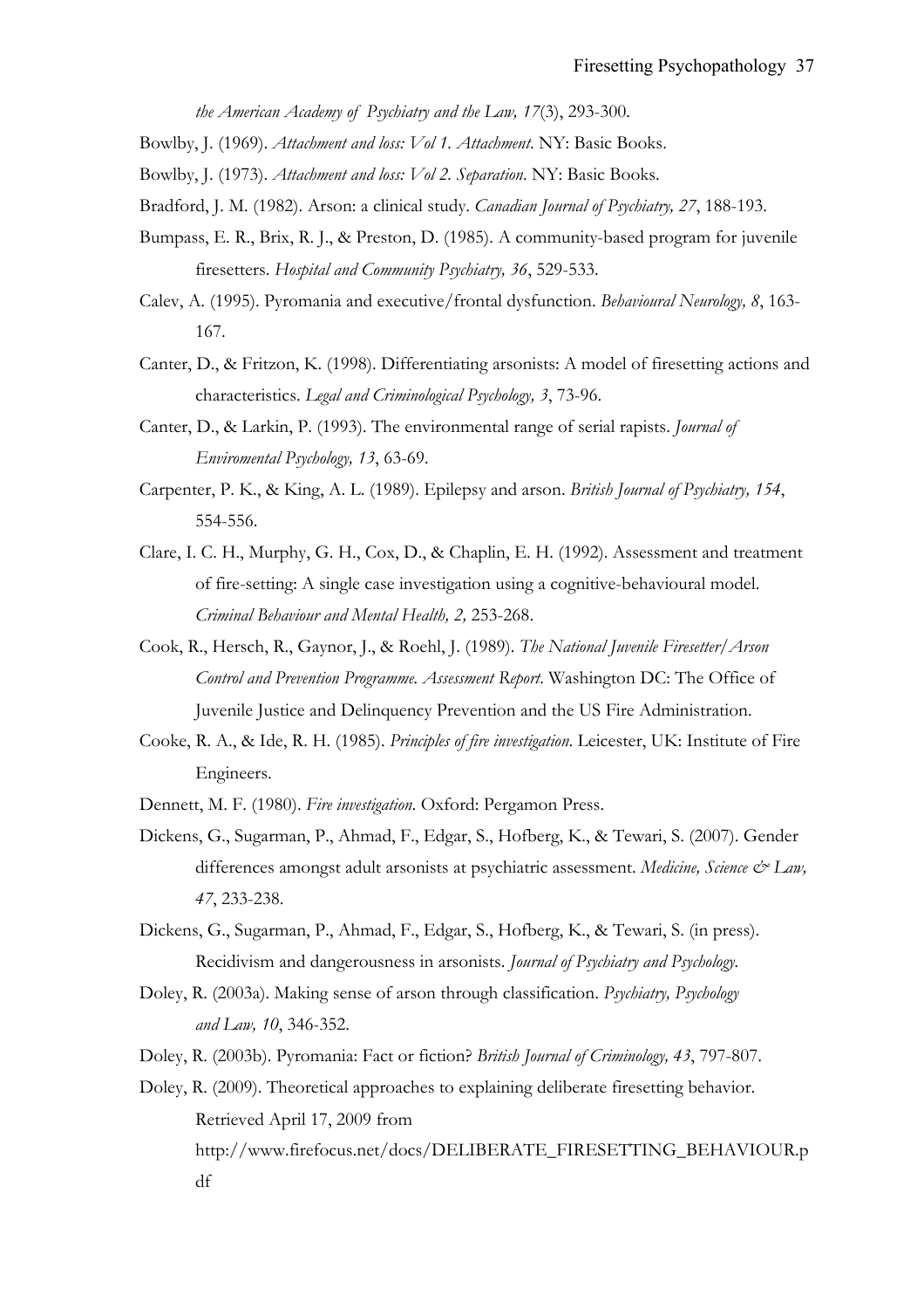*the American Academy of Psychiatry and the Law, 17*(3), 293-300.

Bowlby, J. (1969). *Attachment and loss: Vol 1. Attachment*. NY: Basic Books.

Bowlby, J. (1973). *Attachment and loss: Vol 2. Separation*. NY: Basic Books.

Bradford, J. M. (1982). Arson: a clinical study. *Canadian Journal of Psychiatry, 27*, 188-193.

Bumpass, E. R., Brix, R. J., & Preston, D. (1985). A community-based program for juvenile firesetters. *Hospital and Community Psychiatry, 36*, 529-533.

Calev, A. (1995). Pyromania and executive/frontal dysfunction. *Behavioural Neurology, 8*, 163-167.

Canter, D., & Fritzon, K. (1998). Differentiating arsonists: A model of firesetting actions and characteristics. *Legal and Criminological Psychology, 3*, 73-96.

Canter, D., & Larkin, P. (1993). The environmental range of serial rapists. *Journal of Enviromental Psychology, 13*, 63-69.

Carpenter, P. K., & King, A. L. (1989). Epilepsy and arson. *British Journal of Psychiatry, 154*, 554-556.

Clare, I. C. H., Murphy, G. H., Cox, D., & Chaplin, E. H. (1992). Assessment and treatment of fire-setting: A single case investigation using a cognitive-behavioural model. *Criminal Behaviour and Mental Health, 2,* 253-268.

Cook, R., Hersch, R., Gaynor, J., & Roehl, J. (1989). *The National Juvenile Firesetter/Arson Control and Prevention Programme. Assessment Report*. Washington DC: The Office of Juvenile Justice and Delinquency Prevention and the US Fire Administration.

Cooke, R. A., & Ide, R. H. (1985). *Principles of fire investigation*. Leicester, UK: Institute of Fire Engineers.

Dennett, M. F. (1980). *Fire investigation*. Oxford: Pergamon Press.

Dickens, G., Sugarman, P., Ahmad, F., Edgar, S., Hofberg, K., & Tewari, S. (2007). Gender differences amongst adult arsonists at psychiatric assessment. *Medicine, Science & Law, 47*, 233-238.

Dickens, G., Sugarman, P., Ahmad, F., Edgar, S., Hofberg, K., & Tewari, S. (in press). Recidivism and dangerousness in arsonists. *Journal of Psychiatry and Psychology*.

Doley, R. (2003a). Making sense of arson through classification. *Psychiatry, Psychology and Law, 10*, 346-352.

Doley, R. (2003b). Pyromania: Fact or fiction? *British Journal of Criminology, 43*, 797-807.

Doley, R. (2009). Theoretical approaches to explaining deliberate firesetting behavior. Retrieved April 17, 2009 from http://www.firefocus.net/docs/DELIBERATE_FIRESETTING_BEHAVIOUR.pdf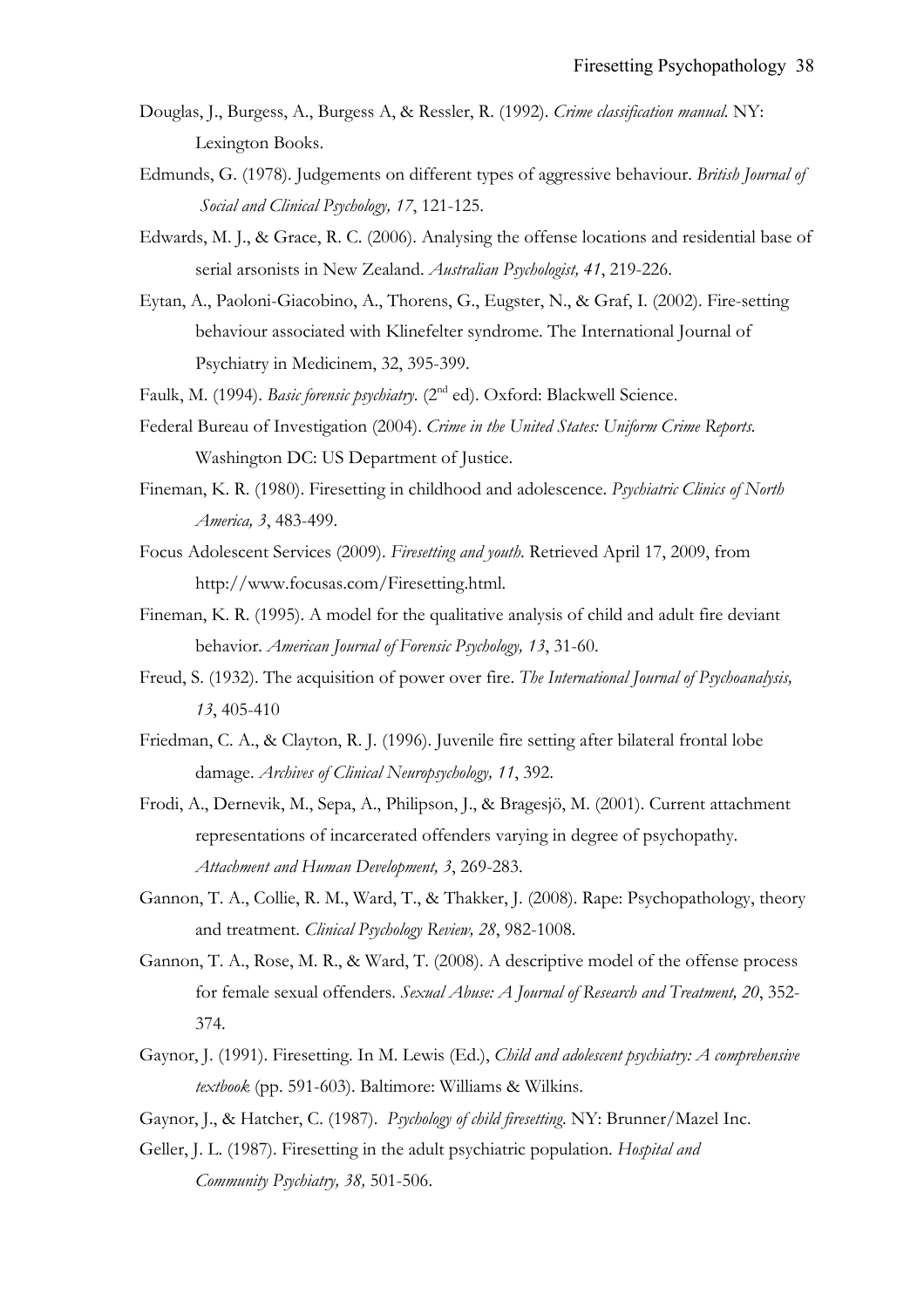Douglas, J., Burgess, A., Burgess A, & Ressler, R. (1992). *Crime classification manual.* NY: Lexington Books.

Edmunds, G. (1978). Judgements on different types of aggressive behaviour. *British Journal of Social and Clinical Psychology, 17*, 121-125.

Edwards, M. J., & Grace, R. C. (2006). Analysing the offense locations and residential base of serial arsonists in New Zealand. *Australian Psychologist, 41*, 219-226.

Eytan, A., Paoloni-Giacobino, A., Thorens, G., Eugster, N., & Graf, I. (2002). Fire-setting behaviour associated with Klinefelter syndrome. The International Journal of Psychiatry in Medicinem, 32, 395-399.

Faulk, M. (1994). *Basic forensic psychiatry.* (2nd ed). Oxford: Blackwell Science.

Federal Bureau of Investigation (2004). *Crime in the United States: Uniform Crime Reports.* Washington DC: US Department of Justice.

Fineman, K. R. (1980). Firesetting in childhood and adolescence. *Psychiatric Clinics of North America, 3*, 483-499.

Focus Adolescent Services (2009). *Firesetting and youth.* Retrieved April 17, 2009, from http://www.focusas.com/Firesetting.html.

Fineman, K. R. (1995). A model for the qualitative analysis of child and adult fire deviant behavior. *American Journal of Forensic Psychology, 13*, 31-60.

Freud, S. (1932). The acquisition of power over fire. *The International Journal of Psychoanalysis, 13*, 405-410

Friedman, C. A., & Clayton, R. J. (1996). Juvenile fire setting after bilateral frontal lobe damage. *Archives of Clinical Neuropsychology, 11*, 392.

Frodi, A., Dernevik, M., Sepa, A., Philipson, J., & Bragesjö, M. (2001). Current attachment representations of incarcerated offenders varying in degree of psychopathy. *Attachment and Human Development, 3*, 269-283.

Gannon, T. A., Collie, R. M., Ward, T., & Thakker, J. (2008). Rape: Psychopathology, theory and treatment. *Clinical Psychology Review, 28*, 982-1008.

Gannon, T. A., Rose, M. R., & Ward, T. (2008). A descriptive model of the offense process for female sexual offenders. *Sexual Abuse: A Journal of Research and Treatment, 20*, 352-374.

Gaynor, J. (1991). Firesetting. In M. Lewis (Ed.), *Child and adolescent psychiatry: A comprehensive textbook* (pp. 591-603). Baltimore: Williams & Wilkins.

Gaynor, J., & Hatcher, C. (1987). *Psychology of child firesetting.* NY: Brunner/Mazel Inc.

Geller, J. L. (1987). Firesetting in the adult psychiatric population. *Hospital and Community Psychiatry, 38,* 501-506.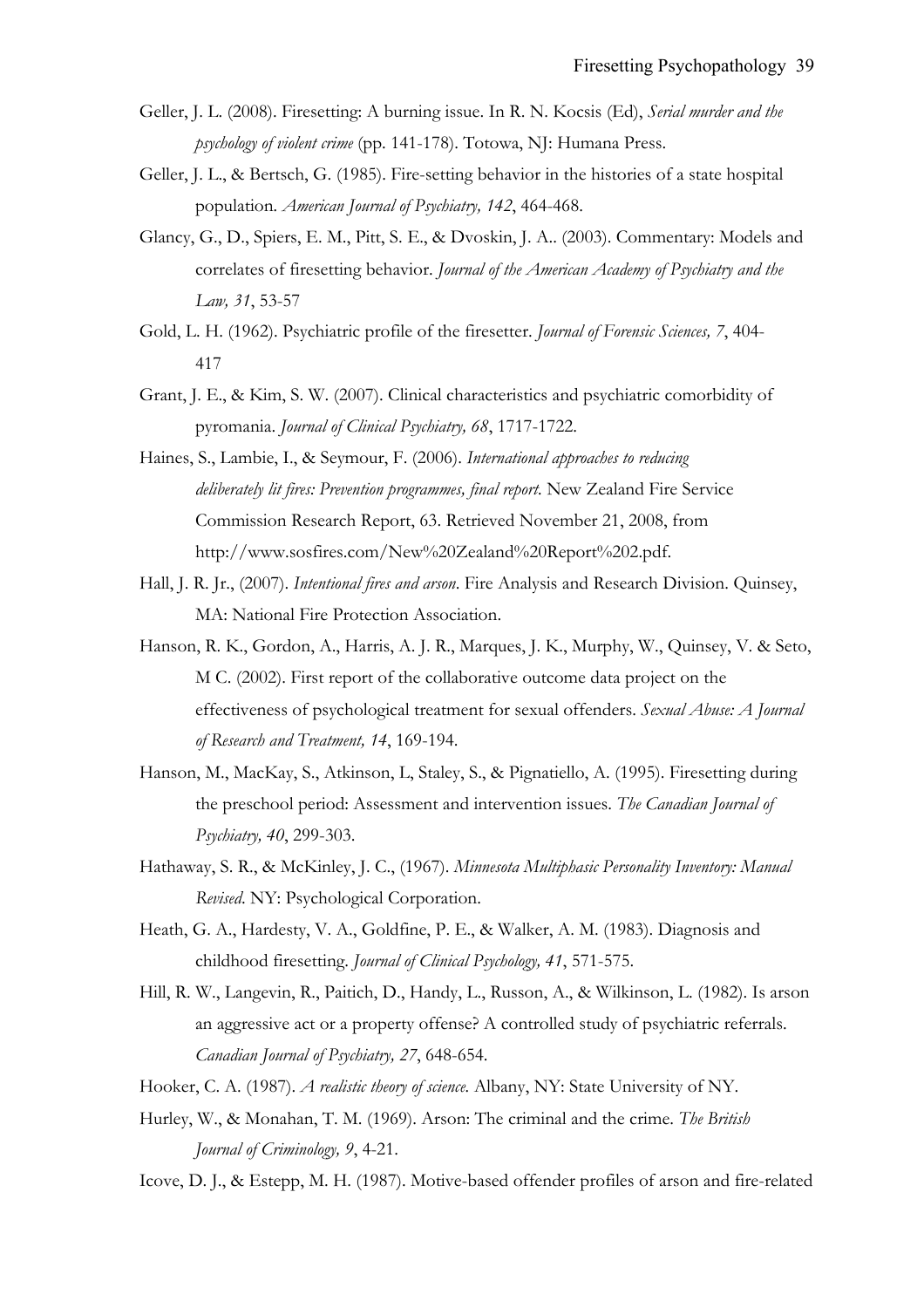Geller, J. L. (2008). Firesetting: A burning issue. In R. N. Kocsis (Ed), *Serial murder and the psychology of violent crime* (pp. 141-178). Totowa, NJ: Humana Press.

Geller, J. L., & Bertsch, G. (1985). Fire-setting behavior in the histories of a state hospital population. *American Journal of Psychiatry, 142*, 464-468.

Glancy, G., D., Spiers, E. M., Pitt, S. E., & Dvoskin, J. A.. (2003). Commentary: Models and correlates of firesetting behavior. *Journal of the American Academy of Psychiatry and the Law, 31*, 53-57

Gold, L. H. (1962). Psychiatric profile of the firesetter. *Journal of Forensic Sciences, 7*, 404-417

Grant, J. E., & Kim, S. W. (2007). Clinical characteristics and psychiatric comorbidity of pyromania. *Journal of Clinical Psychiatry, 68*, 1717-1722.

Haines, S., Lambie, I., & Seymour, F. (2006). *International approaches to reducing deliberately lit fires: Prevention programmes, final report.* New Zealand Fire Service Commission Research Report, 63. Retrieved November 21, 2008, from http://www.sosfires.com/New%20Zealand%20Report%202.pdf.

Hall, J. R. Jr., (2007). *Intentional fires and arson*. Fire Analysis and Research Division. Quinsey, MA: National Fire Protection Association.

Hanson, R. K., Gordon, A., Harris, A. J. R., Marques, J. K., Murphy, W., Quinsey, V. & Seto, M C. (2002). First report of the collaborative outcome data project on the effectiveness of psychological treatment for sexual offenders. *Sexual Abuse: A Journal of Research and Treatment, 14*, 169-194.

Hanson, M., MacKay, S., Atkinson, L, Staley, S., & Pignatiello, A. (1995). Firesetting during the preschool period: Assessment and intervention issues. *The Canadian Journal of Psychiatry, 40*, 299-303.

Hathaway, S. R., & McKinley, J. C., (1967). *Minnesota Multiphasic Personality Inventory: Manual Revised*. NY: Psychological Corporation.

Heath, G. A., Hardesty, V. A., Goldfine, P. E., & Walker, A. M. (1983). Diagnosis and childhood firesetting. *Journal of Clinical Psychology, 41*, 571-575.

Hill, R. W., Langevin, R., Paitich, D., Handy, L., Russon, A., & Wilkinson, L. (1982). Is arson an aggressive act or a property offense? A controlled study of psychiatric referrals. *Canadian Journal of Psychiatry, 27*, 648-654.

Hooker, C. A. (1987). *A realistic theory of science.* Albany, NY: State University of NY.

Hurley, W., & Monahan, T. M. (1969). Arson: The criminal and the crime. *The British Journal of Criminology, 9*, 4-21.

Icove, D. J., & Estepp, M. H. (1987). Motive-based offender profiles of arson and fire-related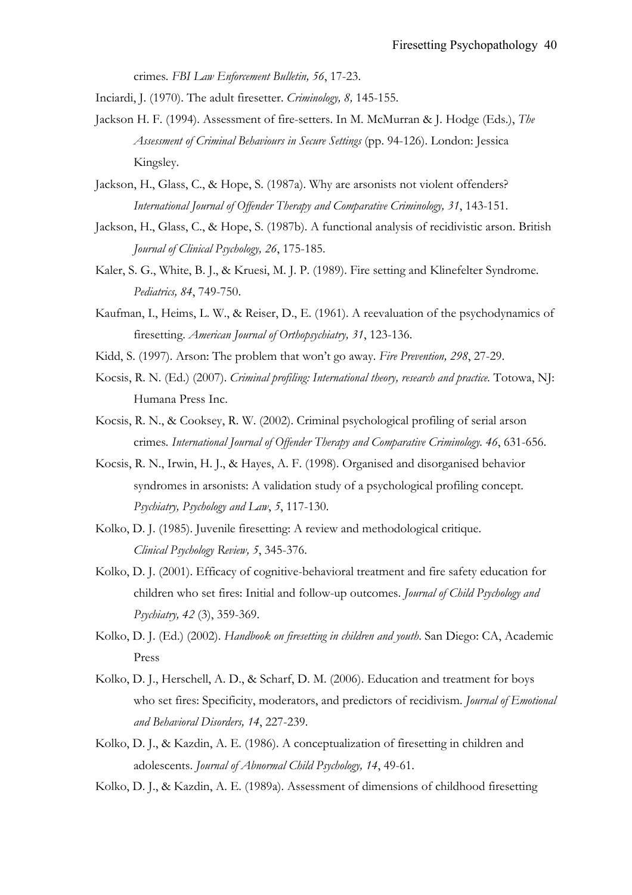crimes. *FBI Law Enforcement Bulletin, 56*, 17-23.

Inciardi, J. (1970). The adult firesetter. *Criminology, 8,* 145-155.

Jackson H. F. (1994). Assessment of fire-setters. In M. McMurran & J. Hodge (Eds.), *The Assessment of Criminal Behaviours in Secure Settings* (pp. 94-126). London: Jessica Kingsley.

Jackson, H., Glass, C., & Hope, S. (1987a). Why are arsonists not violent offenders? *International Journal of Offender Therapy and Comparative Criminology, 31*, 143-151.

Jackson, H., Glass, C., & Hope, S. (1987b). A functional analysis of recidivistic arson. British *Journal of Clinical Psychology, 26*, 175-185.

Kaler, S. G., White, B. J., & Kruesi, M. J. P. (1989). Fire setting and Klinefelter Syndrome. *Pediatrics, 84*, 749-750.

Kaufman, I., Heims, L. W., & Reiser, D., E. (1961). A reevaluation of the psychodynamics of firesetting. *American Journal of Orthopsychiatry, 31*, 123-136.

Kidd, S. (1997). Arson: The problem that won't go away. *Fire Prevention, 298*, 27-29.

Kocsis, R. N. (Ed.) (2007). *Criminal profiling: International theory, research and practice.* Totowa, NJ: Humana Press Inc.

Kocsis, R. N., & Cooksey, R. W. (2002). Criminal psychological profiling of serial arson crimes. *International Journal of Offender Therapy and Comparative Criminology. 46*, 631-656.

Kocsis, R. N., Irwin, H. J., & Hayes, A. F. (1998). Organised and disorganised behavior syndromes in arsonists: A validation study of a psychological profiling concept. *Psychiatry, Psychology and Law*, *5*, 117-130.

Kolko, D. J. (1985). Juvenile firesetting: A review and methodological critique. *Clinical Psychology Review, 5*, 345-376.

Kolko, D. J. (2001). Efficacy of cognitive-behavioral treatment and fire safety education for children who set fires: Initial and follow-up outcomes. *Journal of Child Psychology and Psychiatry, 42* (3), 359-369.

Kolko, D. J. (Ed.) (2002). *Handbook on firesetting in children and youth*. San Diego: CA, Academic Press

Kolko, D. J., Herschell, A. D., & Scharf, D. M. (2006). Education and treatment for boys who set fires: Specificity, moderators, and predictors of recidivism. *Journal of Emotional and Behavioral Disorders, 14*, 227-239.

Kolko, D. J., & Kazdin, A. E. (1986). A conceptualization of firesetting in children and adolescents. *Journal of Abnormal Child Psychology, 14*, 49-61.

Kolko, D. J., & Kazdin, A. E. (1989a). Assessment of dimensions of childhood firesetting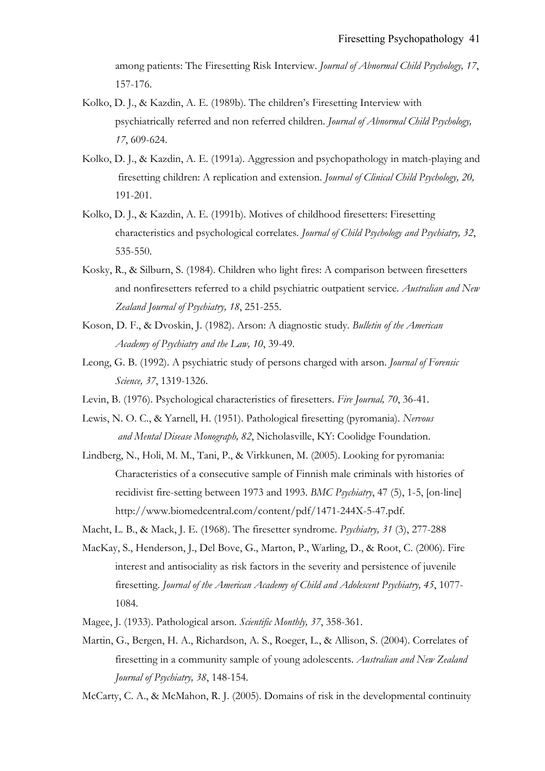among patients: The Firesetting Risk Interview. *Journal of Abnormal Child Psychology, 17*, 157-176.

Kolko, D. J., & Kazdin, A. E. (1989b). The children's Firesetting Interview with psychiatrically referred and non referred children. *Journal of Abnormal Child Psychology, 17*, 609-624.

Kolko, D. J., & Kazdin, A. E. (1991a). Aggression and psychopathology in match-playing and firesetting children: A replication and extension. *Journal of Clinical Child Psychology, 20,* 191-201.

Kolko, D. J., & Kazdin, A. E. (1991b). Motives of childhood firesetters: Firesetting characteristics and psychological correlates. *Journal of Child Psychology and Psychiatry, 32*, 535-550.

Kosky, R., & Silburn, S. (1984). Children who light fires: A comparison between firesetters and nonfiresetters referred to a child psychiatric outpatient service. *Australian and New Zealand Journal of Psychiatry, 18*, 251-255.

Koson, D. F., & Dvoskin, J. (1982). Arson: A diagnostic study. *Bulletin of the American Academy of Psychiatry and the Law, 10*, 39-49.

Leong, G. B. (1992). A psychiatric study of persons charged with arson. *Journal of Forensic Science, 37*, 1319-1326.

Levin, B. (1976). Psychological characteristics of firesetters. *Fire Journal, 70*, 36-41.

Lewis, N. O. C., & Yarnell, H. (1951). Pathological firesetting (pyromania). *Nervous and Mental Disease Monograph, 82*, Nicholasville, KY: Coolidge Foundation.

Lindberg, N., Holi, M. M., Tani, P., & Virkkunen, M. (2005). Looking for pyromania: Characteristics of a consecutive sample of Finnish male criminals with histories of recidivist fire-setting between 1973 and 1993. *BMC Psychiatry*, 47 (5), 1-5, [on-line] http://www.biomedcentral.com/content/pdf/1471-244X-5-47.pdf.

Macht, L. B., & Mack, J. E. (1968). The firesetter syndrome. *Psychiatry, 31* (3), 277-288

MacKay, S., Henderson, J., Del Bove, G., Marton, P., Warling, D., & Root, C. (2006). Fire interest and antisociality as risk factors in the severity and persistence of juvenile firesetting. *Journal of the American Academy of Child and Adolescent Psychiatry, 45*, 1077-1084.

Magee, J. (1933). Pathological arson. *Scientific Monthly, 37*, 358-361.

Martin, G., Bergen, H. A., Richardson, A. S., Roeger, L., & Allison, S. (2004). Correlates of firesetting in a community sample of young adolescents. *Australian and New Zealand Journal of Psychiatry, 38*, 148-154.

McCarty, C. A., & McMahon, R. J. (2005). Domains of risk in the developmental continuity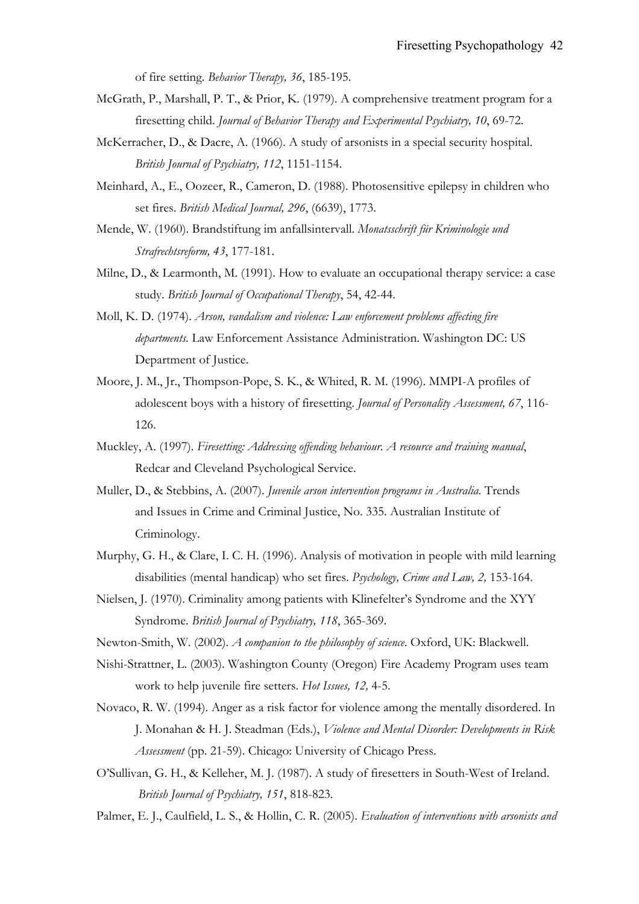of fire setting. *Behavior Therapy, 36*, 185-195.

McGrath, P., Marshall, P. T., & Prior, K. (1979). A comprehensive treatment program for a firesetting child. *Journal of Behavior Therapy and Experimental Psychiatry, 10*, 69-72.

McKerracher, D., & Dacre, A. (1966). A study of arsonists in a special security hospital. *British Journal of Psychiatry, 112*, 1151-1154.

Meinhard, A., E., Oozeer, R., Cameron, D. (1988). Photosensitive epilepsy in children who set fires. *British Medical Journal, 296*, (6639), 1773.

Mende, W. (1960). Brandstiftung im anfallsintervall. *Monatsschrift für Kriminologie und Strafrechtsreform, 43*, 177-181.

Milne, D., & Learmonth, M. (1991). How to evaluate an occupational therapy service: a case study. *British Journal of Occupational Therapy*, 54, 42-44.

Moll, K. D. (1974). *Arson, vandalism and violence: Law enforcement problems affecting fire departments.* Law Enforcement Assistance Administration. Washington DC: US Department of Justice.

Moore, J. M., Jr., Thompson-Pope, S. K., & Whited, R. M. (1996). MMPI-A profiles of adolescent boys with a history of firesetting. *Journal of Personality Assessment, 67*, 116-126.

Muckley, A. (1997). *Firesetting: Addressing offending behaviour. A resource and training manual*, Redcar and Cleveland Psychological Service.

Muller, D., & Stebbins, A. (2007). *Juvenile arson intervention programs in Australia.* Trends and Issues in Crime and Criminal Justice, No. 335. Australian Institute of Criminology.

Murphy, G. H., & Clare, I. C. H. (1996). Analysis of motivation in people with mild learning disabilities (mental handicap) who set fires. *Psychology, Crime and Law, 2,* 153-164.

Nielsen, J. (1970). Criminality among patients with Klinefelter's Syndrome and the XYY Syndrome. *British Journal of Psychiatry, 118*, 365-369.

Newton-Smith, W. (2002). *A companion to the philosophy of science.* Oxford, UK: Blackwell.

Nishi-Strattner, L. (2003). Washington County (Oregon) Fire Academy Program uses team work to help juvenile fire setters. *Hot Issues, 12,* 4-5.

Novaco, R. W. (1994). Anger as a risk factor for violence among the mentally disordered. In J. Monahan & H. J. Steadman (Eds.), *Violence and Mental Disorder: Developments in Risk Assessment* (pp. 21-59). Chicago: University of Chicago Press.

O'Sullivan, G. H., & Kelleher, M. J. (1987). A study of firesetters in South-West of Ireland. *British Journal of Psychiatry, 151*, 818-823.

Palmer, E. J., Caulfield, L. S., & Hollin, C. R. (2005). *Evaluation of interventions with arsonists and*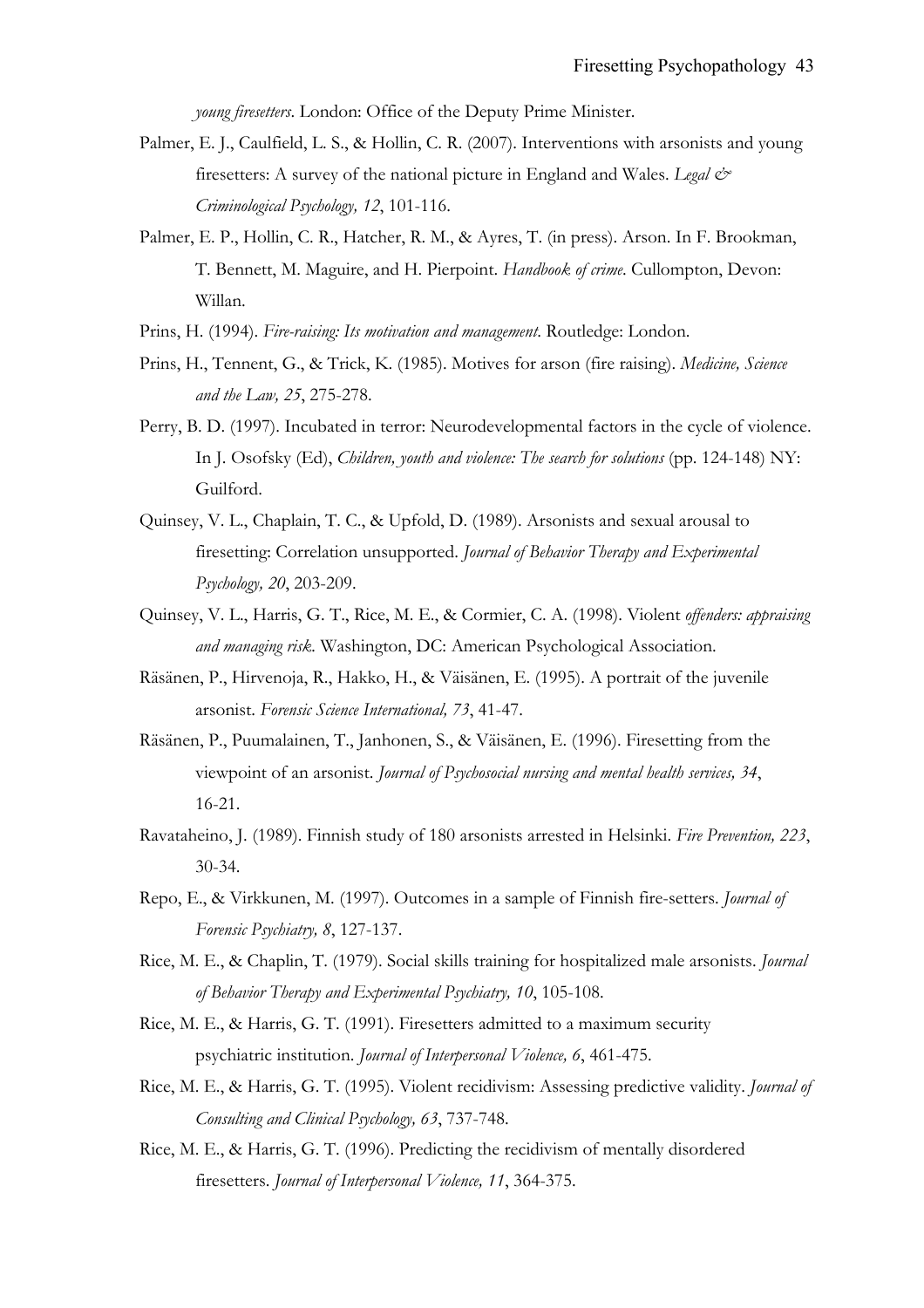*young firesetters*. London: Office of the Deputy Prime Minister.

Palmer, E. J., Caulfield, L. S., & Hollin, C. R. (2007). Interventions with arsonists and young firesetters: A survey of the national picture in England and Wales. *Legal & Criminological Psychology, 12*, 101-116.

Palmer, E. P., Hollin, C. R., Hatcher, R. M., & Ayres, T. (in press). Arson. In F. Brookman, T. Bennett, M. Maguire, and H. Pierpoint. *Handbook of crime*. Cullompton, Devon: Willan.

Prins, H. (1994). *Fire-raising: Its motivation and management*. Routledge: London.

Prins, H., Tennent, G., & Trick, K. (1985). Motives for arson (fire raising). *Medicine, Science and the Law, 25*, 275-278.

Perry, B. D. (1997). Incubated in terror: Neurodevelopmental factors in the cycle of violence. In J. Osofsky (Ed), *Children, youth and violence: The search for solutions* (pp. 124-148) NY: Guilford.

Quinsey, V. L., Chaplain, T. C., & Upfold, D. (1989). Arsonists and sexual arousal to firesetting: Correlation unsupported. *Journal of Behavior Therapy and Experimental Psychology, 20*, 203-209.

Quinsey, V. L., Harris, G. T., Rice, M. E., & Cormier, C. A. (1998). Violent *offenders: appraising and managing risk*. Washington, DC: American Psychological Association.

Räsänen, P., Hirvenoja, R., Hakko, H., & Väisänen, E. (1995). A portrait of the juvenile arsonist. *Forensic Science International, 73*, 41-47.

Räsänen, P., Puumalainen, T., Janhonen, S., & Väisänen, E. (1996). Firesetting from the viewpoint of an arsonist. *Journal of Psychosocial nursing and mental health services, 34*, 16-21.

Ravataheino, J. (1989). Finnish study of 180 arsonists arrested in Helsinki. *Fire Prevention, 223*, 30-34.

Repo, E., & Virkkunen, M. (1997). Outcomes in a sample of Finnish fire-setters. *Journal of Forensic Psychiatry, 8*, 127-137.

Rice, M. E., & Chaplin, T. (1979). Social skills training for hospitalized male arsonists. *Journal of Behavior Therapy and Experimental Psychiatry, 10*, 105-108.

Rice, M. E., & Harris, G. T. (1991). Firesetters admitted to a maximum security psychiatric institution. *Journal of Interpersonal Violence, 6*, 461-475.

Rice, M. E., & Harris, G. T. (1995). Violent recidivism: Assessing predictive validity. *Journal of Consulting and Clinical Psychology, 63*, 737-748.

Rice, M. E., & Harris, G. T. (1996). Predicting the recidivism of mentally disordered firesetters. *Journal of Interpersonal Violence, 11*, 364-375.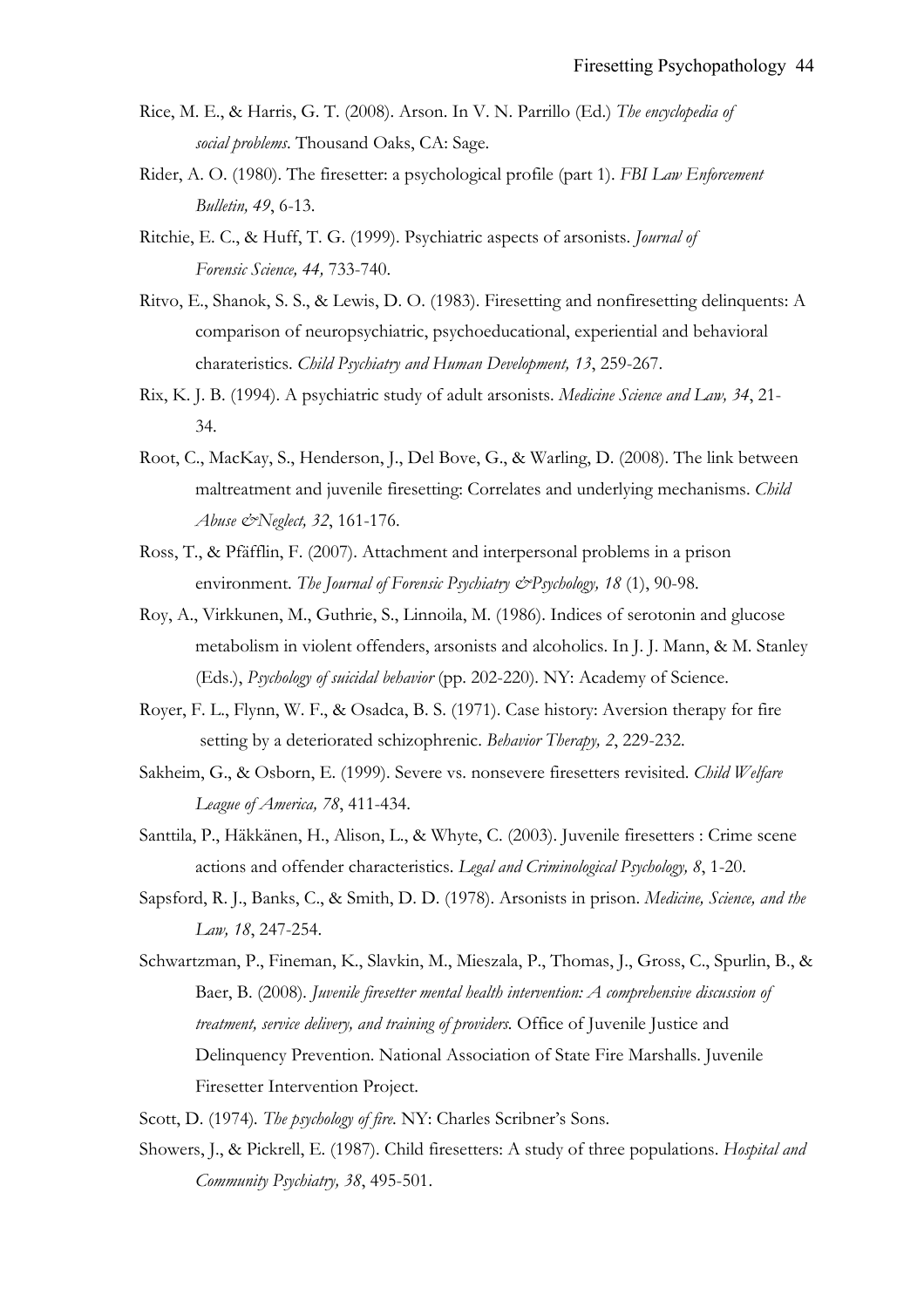Rice, M. E., & Harris, G. T. (2008). Arson. In V. N. Parrillo (Ed.) *The encyclopedia of social problems*. Thousand Oaks, CA: Sage.

Rider, A. O. (1980). The firesetter: a psychological profile (part 1). *FBI Law Enforcement Bulletin, 49*, 6-13.

Ritchie, E. C., & Huff, T. G. (1999). Psychiatric aspects of arsonists. *Journal of Forensic Science, 44,* 733-740.

Ritvo, E., Shanok, S. S., & Lewis, D. O. (1983). Firesetting and nonfiresetting delinquents: A comparison of neuropsychiatric, psychoeducational, experiential and behavioral charateristics. *Child Psychiatry and Human Development, 13*, 259-267.

Rix, K. J. B. (1994). A psychiatric study of adult arsonists. *Medicine Science and Law, 34*, 21-34.

Root, C., MacKay, S., Henderson, J., Del Bove, G., & Warling, D. (2008). The link between maltreatment and juvenile firesetting: Correlates and underlying mechanisms. *Child Abuse &Neglect, 32*, 161-176.

Ross, T., & Pfäfflin, F. (2007). Attachment and interpersonal problems in a prison environment. *The Journal of Forensic Psychiatry &Psychology, 18* (1), 90-98.

Roy, A., Virkkunen, M., Guthrie, S., Linnoila, M. (1986). Indices of serotonin and glucose metabolism in violent offenders, arsonists and alcoholics. In J. J. Mann, & M. Stanley (Eds.), *Psychology of suicidal behavior* (pp. 202-220). NY: Academy of Science.

Royer, F. L., Flynn, W. F., & Osadca, B. S. (1971). Case history: Aversion therapy for fire setting by a deteriorated schizophrenic. *Behavior Therapy, 2*, 229-232.

Sakheim, G., & Osborn, E. (1999). Severe vs. nonsevere firesetters revisited. *Child Welfare League of America, 78*, 411-434.

Santtila, P., Häkkänen, H., Alison, L., & Whyte, C. (2003). Juvenile firesetters : Crime scene actions and offender characteristics. *Legal and Criminological Psychology, 8*, 1-20.

Sapsford, R. J., Banks, C., & Smith, D. D. (1978). Arsonists in prison. *Medicine, Science, and the Law, 18*, 247-254.

Schwartzman, P., Fineman, K., Slavkin, M., Mieszala, P., Thomas, J., Gross, C., Spurlin, B., & Baer, B. (2008). *Juvenile firesetter mental health intervention: A comprehensive discussion of treatment, service delivery, and training of providers.* Office of Juvenile Justice and Delinquency Prevention. National Association of State Fire Marshalls. Juvenile Firesetter Intervention Project.

Scott, D. (1974). *The psychology of fire.* NY: Charles Scribner's Sons.

Showers, J., & Pickrell, E. (1987). Child firesetters: A study of three populations. *Hospital and Community Psychiatry, 38*, 495-501.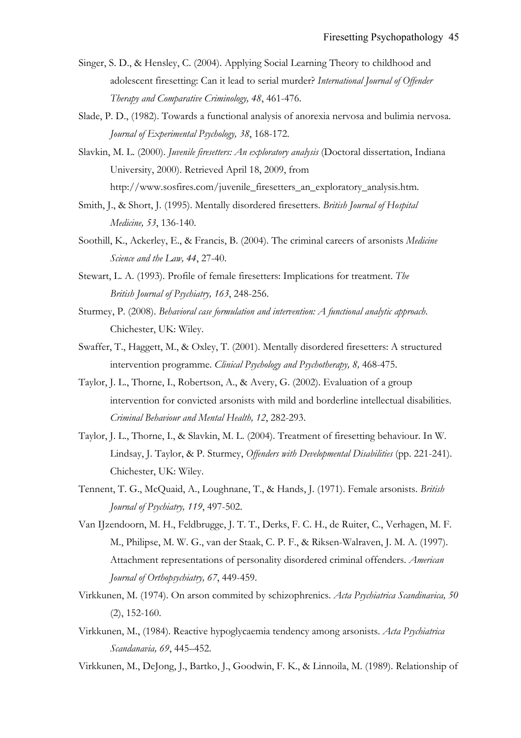Singer, S. D., & Hensley, C. (2004). Applying Social Learning Theory to childhood and adolescent firesetting: Can it lead to serial murder? *International Journal of Offender Therapy and Comparative Criminology, 48*, 461-476.

Slade, P. D., (1982). Towards a functional analysis of anorexia nervosa and bulimia nervosa. *Journal of Experimental Psychology, 38*, 168-172.

Slavkin, M. L. (2000). *Juvenile firesetters: An exploratory analysis* (Doctoral dissertation, Indiana University, 2000). Retrieved April 18, 2009, from http://www.sosfires.com/juvenile_firesetters_an_exploratory_analysis.htm.

Smith, J., & Short, J. (1995). Mentally disordered firesetters. *British Journal of Hospital Medicine, 53*, 136-140.

Soothill, K., Ackerley, E., & Francis, B. (2004). The criminal careers of arsonists *Medicine Science and the Law, 44*, 27-40.

Stewart, L. A. (1993). Profile of female firesetters: Implications for treatment. *The British Journal of Psychiatry, 163*, 248-256.

Sturmey, P. (2008). *Behavioral case formulation and intervention: A functional analytic approach*. Chichester, UK: Wiley.

Swaffer, T., Haggett, M., & Oxley, T. (2001). Mentally disordered firesetters: A structured intervention programme. *Clinical Psychology and Psychotherapy, 8,* 468-475.

Taylor, J. L., Thorne, I., Robertson, A., & Avery, G. (2002). Evaluation of a group intervention for convicted arsonists with mild and borderline intellectual disabilities. *Criminal Behaviour and Mental Health, 12*, 282-293.

Taylor, J. L., Thorne, I., & Slavkin, M. L. (2004). Treatment of firesetting behaviour. In W. Lindsay, J. Taylor, & P. Sturmey, *Offenders with Developmental Disabilities* (pp. 221-241). Chichester, UK: Wiley.

Tennent, T. G., McQuaid, A., Loughnane, T., & Hands, J. (1971). Female arsonists. *British Journal of Psychiatry, 119*, 497-502.

Van IJzendoorn, M. H., Feldbrugge, J. T. T., Derks, F. C. H., de Ruiter, C., Verhagen, M. F. M., Philipse, M. W. G., van der Staak, C. P. F., & Riksen-Walraven, J. M. A. (1997). Attachment representations of personality disordered criminal offenders. *American Journal of Orthopsychiatry, 67*, 449-459.

Virkkunen, M. (1974). On arson commited by schizophrenics. *Acta Psychiatrica Scandinavica, 50* (2), 152-160.

Virkkunen, M., (1984). Reactive hypoglycaemia tendency among arsonists. *Acta Psychiatrica Scandanavia, 69*, 445–452.

Virkkunen, M., DeJong, J., Bartko, J., Goodwin, F. K., & Linnoila, M. (1989). Relationship of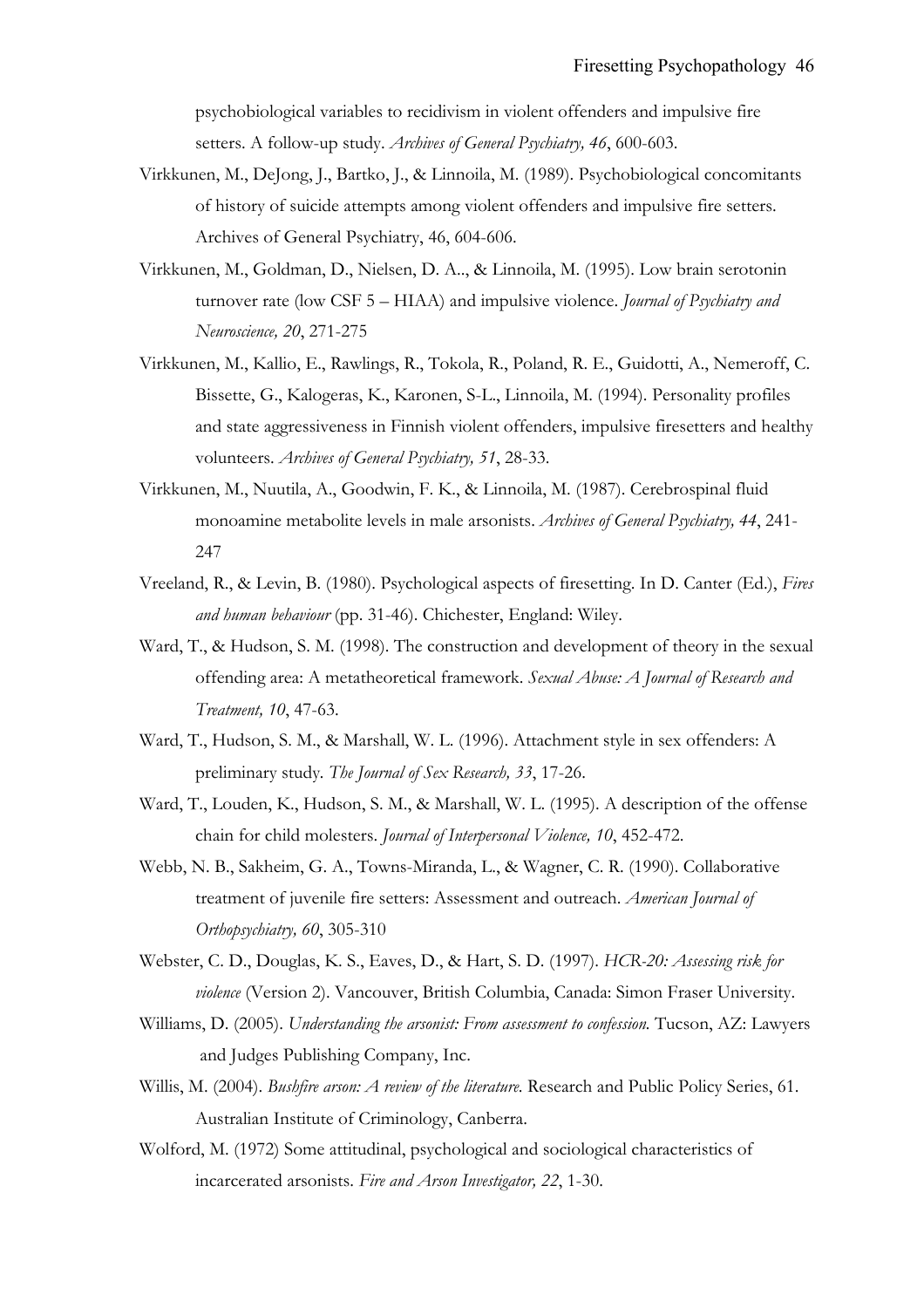psychobiological variables to recidivism in violent offenders and impulsive fire setters. A follow-up study. *Archives of General Psychiatry, 46*, 600-603.

Virkkunen, M., DeJong, J., Bartko, J., & Linnoila, M. (1989). Psychobiological concomitants of history of suicide attempts among violent offenders and impulsive fire setters. Archives of General Psychiatry, 46, 604-606.

Virkkunen, M., Goldman, D., Nielsen, D. A.., & Linnoila, M. (1995). Low brain serotonin turnover rate (low CSF 5 – HIAA) and impulsive violence. *Journal of Psychiatry and Neuroscience, 20*, 271-275

Virkkunen, M., Kallio, E., Rawlings, R., Tokola, R., Poland, R. E., Guidotti, A., Nemeroff, C. Bissette, G., Kalogeras, K., Karonen, S-L., Linnoila, M. (1994). Personality profiles and state aggressiveness in Finnish violent offenders, impulsive firesetters and healthy volunteers. *Archives of General Psychiatry, 51*, 28-33.

Virkkunen, M., Nuutila, A., Goodwin, F. K., & Linnoila, M. (1987). Cerebrospinal fluid monoamine metabolite levels in male arsonists. *Archives of General Psychiatry, 44*, 241-247

Vreeland, R., & Levin, B. (1980). Psychological aspects of firesetting. In D. Canter (Ed.), *Fires and human behaviour* (pp. 31-46). Chichester, England: Wiley.

Ward, T., & Hudson, S. M. (1998). The construction and development of theory in the sexual offending area: A metatheoretical framework. *Sexual Abuse: A Journal of Research and Treatment, 10*, 47-63.

Ward, T., Hudson, S. M., & Marshall, W. L. (1996). Attachment style in sex offenders: A preliminary study. *The Journal of Sex Research, 33*, 17-26.

Ward, T., Louden, K., Hudson, S. M., & Marshall, W. L. (1995). A description of the offense chain for child molesters. *Journal of Interpersonal Violence, 10*, 452-472.

Webb, N. B., Sakheim, G. A., Towns-Miranda, L., & Wagner, C. R. (1990). Collaborative treatment of juvenile fire setters: Assessment and outreach. *American Journal of Orthopsychiatry, 60*, 305-310

Webster, C. D., Douglas, K. S., Eaves, D., & Hart, S. D. (1997). *HCR-20: Assessing risk for violence* (Version 2). Vancouver, British Columbia, Canada: Simon Fraser University.

Williams, D. (2005). *Understanding the arsonist: From assessment to confession.* Tucson, AZ: Lawyers and Judges Publishing Company, Inc.

Willis, M. (2004). *Bushfire arson: A review of the literature.* Research and Public Policy Series, 61. Australian Institute of Criminology, Canberra.

Wolford, M. (1972) Some attitudinal, psychological and sociological characteristics of incarcerated arsonists. *Fire and Arson Investigator, 22*, 1-30.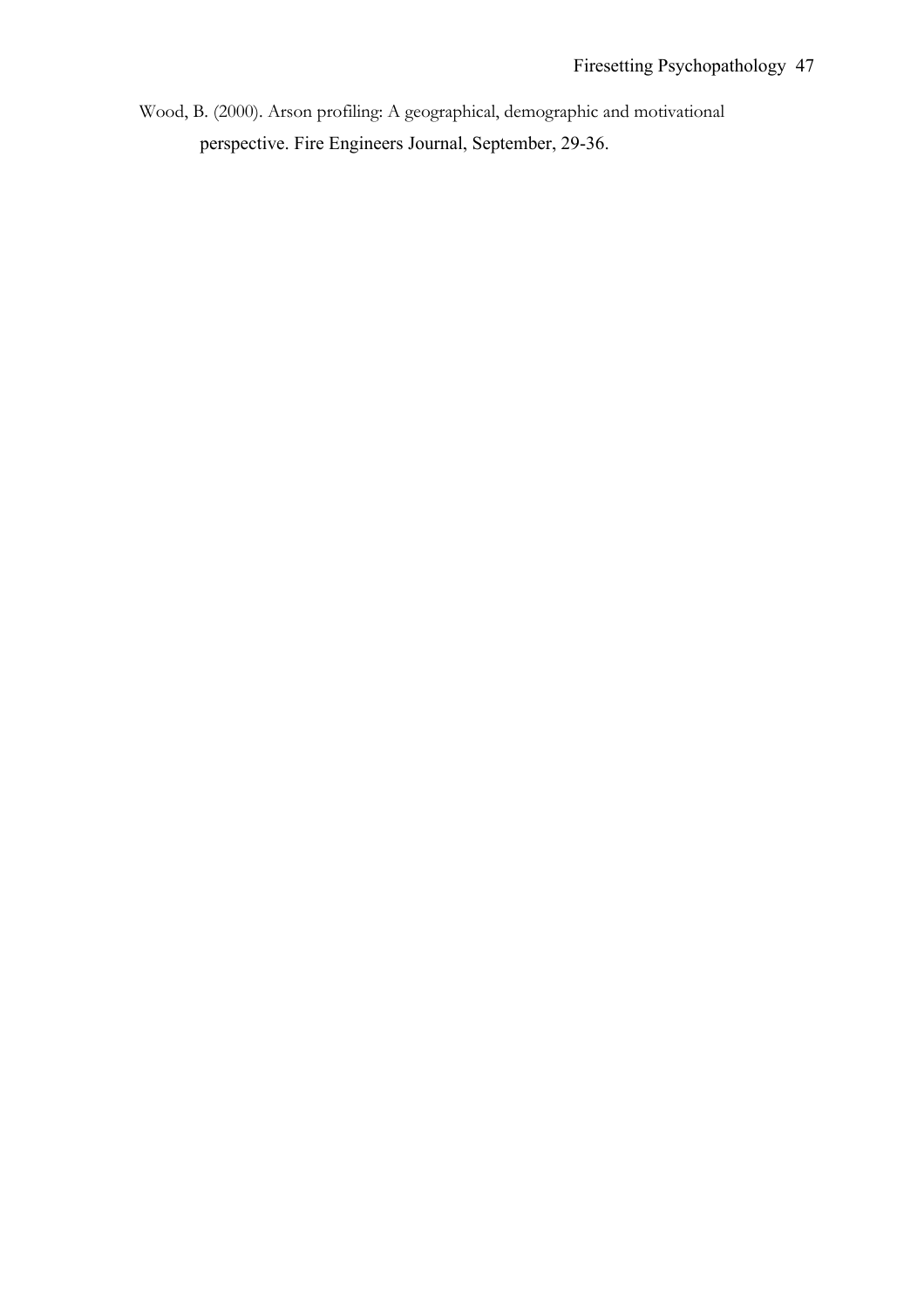Wood, B. (2000). Arson profiling: A geographical, demographic and motivational perspective. Fire Engineers Journal, September, 29-36.